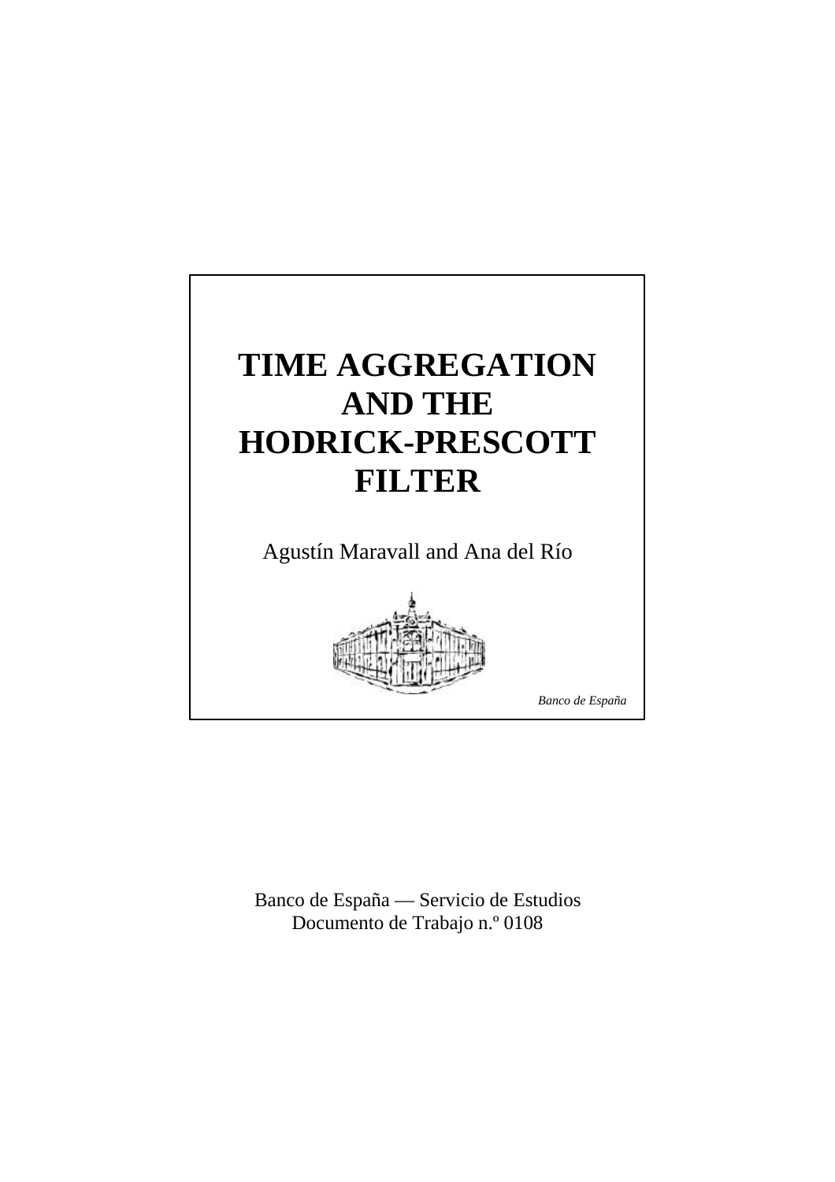# TIME AGGREGATION AND THE HODRICK-PRESCOTT FILTER

Agustín Maravall and Ana del Río

*Banco de España*

Banco de España — Servicio de Estudios
Documento de Trabajo n.º 0108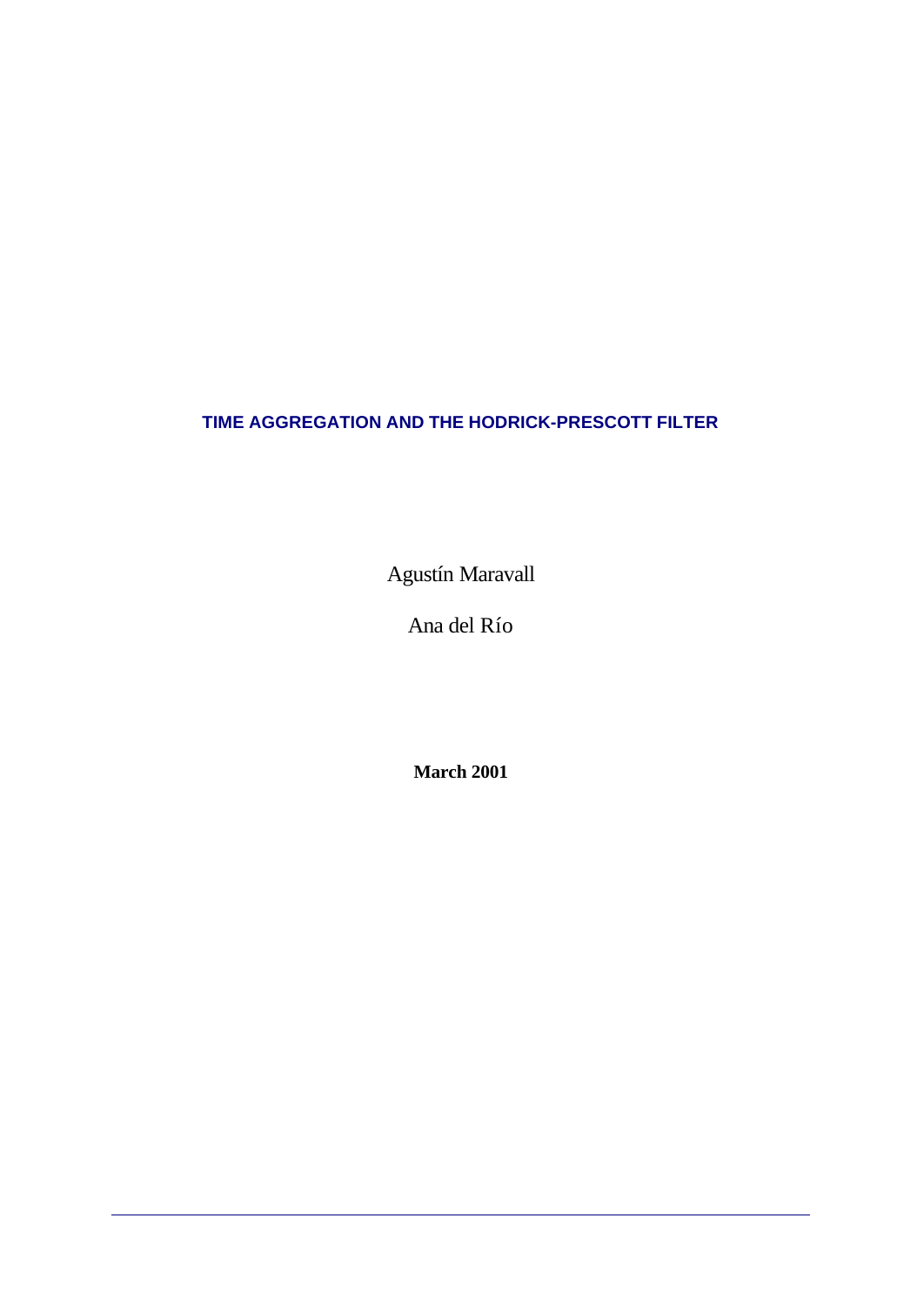# TIME AGGREGATION AND THE HODRICK-PRESCOTT FILTER

Agustín Maravall

Ana del Río

**March 2001**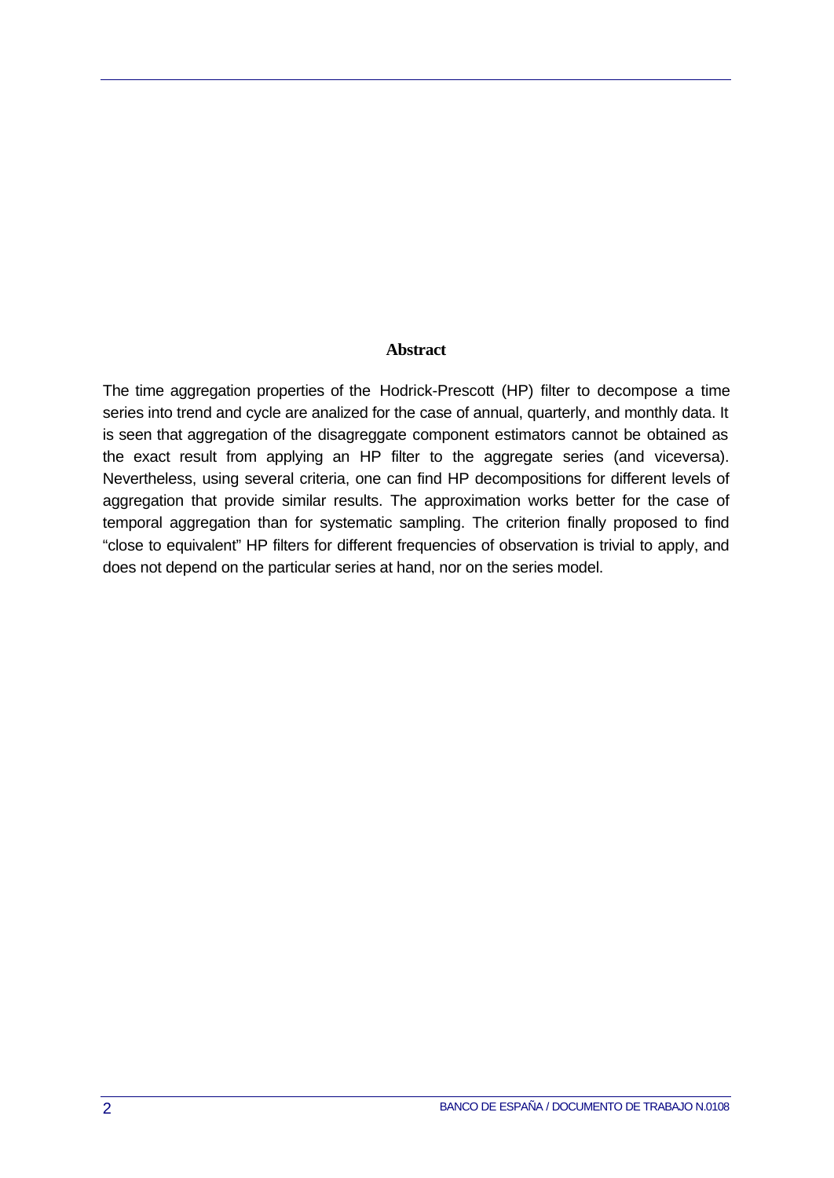## Abstract

The time aggregation properties of the Hodrick-Prescott (HP) filter to decompose a time series into trend and cycle are analized for the case of annual, quarterly, and monthly data. It is seen that aggregation of the disagreggate component estimators cannot be obtained as the exact result from applying an HP filter to the aggregate series (and viceversa). Nevertheless, using several criteria, one can find HP decompositions for different levels of aggregation that provide similar results. The approximation works better for the case of temporal aggregation than for systematic sampling. The criterion finally proposed to find "close to equivalent" HP filters for different frequencies of observation is trivial to apply, and does not depend on the particular series at hand, nor on the series model.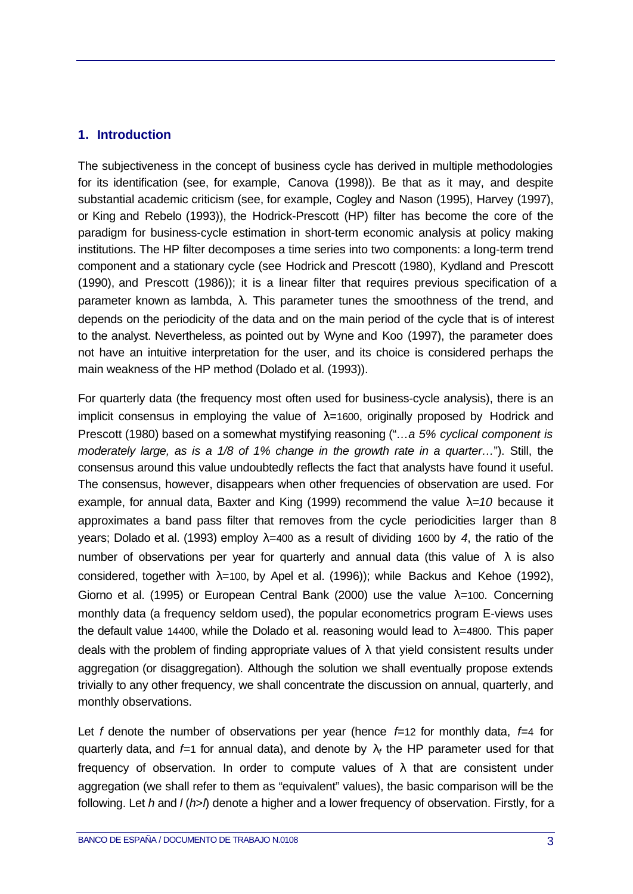## 1. Introduction

The subjectiveness in the concept of business cycle has derived in multiple methodologies for its identification (see, for example, Canova (1998)). Be that as it may, and despite substantial academic criticism (see, for example, Cogley and Nason (1995), Harvey (1997), or King and Rebelo (1993)), the Hodrick-Prescott (HP) filter has become the core of the paradigm for business-cycle estimation in short-term economic analysis at policy making institutions. The HP filter decomposes a time series into two components: a long-term trend component and a stationary cycle (see Hodrick and Prescott (1980), Kydland and Prescott (1990), and Prescott (1986)); it is a linear filter that requires previous specification of a parameter known as lambda, $\lambda$. This parameter tunes the smoothness of the trend, and depends on the periodicity of the data and on the main period of the cycle that is of interest to the analyst. Nevertheless, as pointed out by Wyne and Koo (1997), the parameter does not have an intuitive interpretation for the user, and its choice is considered perhaps the main weakness of the HP method (Dolado et al. (1993)).

For quarterly data (the frequency most often used for business-cycle analysis), there is an implicit consensus in employing the value of $\lambda$=1600, originally proposed by Hodrick and Prescott (1980) based on a somewhat mystifying reasoning ("*…a 5% cyclical component is moderately large, as is a 1/8 of 1% change in the growth rate in a quarter…*"). Still, the consensus around this value undoubtedly reflects the fact that analysts have found it useful. The consensus, however, disappears when other frequencies of observation are used. For example, for annual data, Baxter and King (1999) recommend the value $\lambda$=*10* because it approximates a band pass filter that removes from the cycle periodicities larger than 8 years; Dolado et al. (1993) employ $\lambda$=400 as a result of dividing 1600 by *4*, the ratio of the number of observations per year for quarterly and annual data (this value of $\lambda$ is also considered, together with $\lambda$=100, by Apel et al. (1996)); while Backus and Kehoe (1992), Giorno et al. (1995) or European Central Bank (2000) use the value $\lambda$=100. Concerning monthly data (a frequency seldom used), the popular econometrics program E-views uses the default value 14400, while the Dolado et al. reasoning would lead to $\lambda$=4800. This paper deals with the problem of finding appropriate values of $\lambda$ that yield consistent results under aggregation (or disaggregation). Although the solution we shall eventually propose extends trivially to any other frequency, we shall concentrate the discussion on annual, quarterly, and monthly observations.

Let $f$ denote the number of observations per year (hence $f$=12 for monthly data, $f$=4 for quarterly data, and $f$=1 for annual data), and denote by $\lambda_f$ the HP parameter used for that frequency of observation. In order to compute values of $\lambda$ that are consistent under aggregation (we shall refer to them as "equivalent" values), the basic comparison will be the following. Let $h$ and $l$ ($h>l$) denote a higher and a lower frequency of observation. Firstly, for a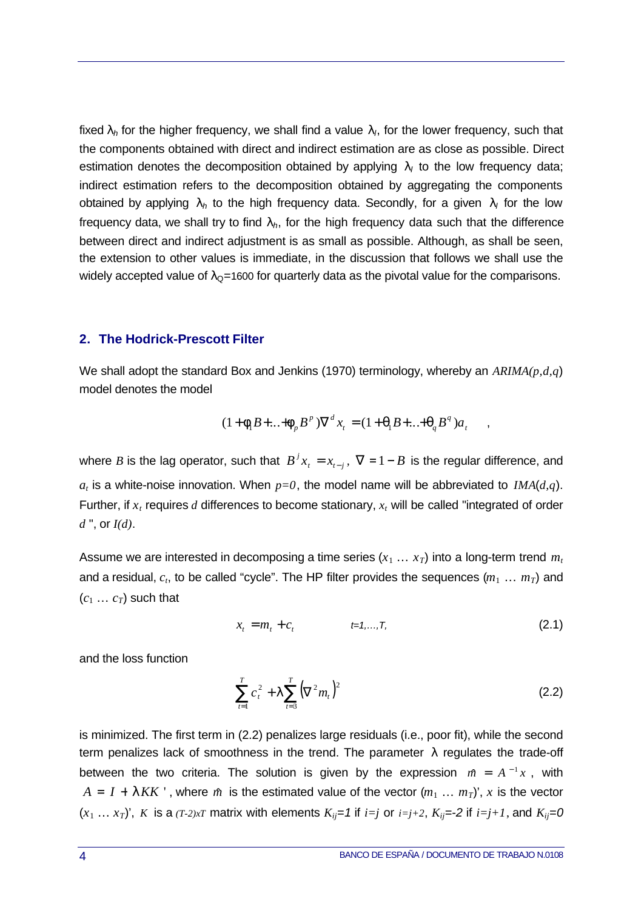fixed $\lambda_h$ for the higher frequency, we shall find a value $\lambda_l$, for the lower frequency, such that the components obtained with direct and indirect estimation are as close as possible. Direct estimation denotes the decomposition obtained by applying $\lambda_l$ to the low frequency data; indirect estimation refers to the decomposition obtained by aggregating the components obtained by applying $\lambda_h$ to the high frequency data. Secondly, for a given $\lambda_l$ for the low frequency data, we shall try to find $\lambda_h$, for the high frequency data such that the difference between direct and indirect adjustment is as small as possible. Although, as shall be seen, the extension to other values is immediate, in the discussion that follows we shall use the widely accepted value of $\lambda_Q$=1600 for quarterly data as the pivotal value for the comparisons.

## 2. The Hodrick-Prescott Filter

We shall adopt the standard Box and Jenkins (1970) terminology, whereby an $ARIMA(p,d,q)$ model denotes the model

$$(1+\phi_1 B+\ldots+\phi_p B^p)\nabla^d x_t = (1+\theta_1 B+\ldots+\theta_q B^q)a_t \quad ,$$

where $B$ is the lag operator, such that $B^j x_t = x_{t-j}$, $\nabla = 1-B$ is the regular difference, and $a_t$ is a white-noise innovation. When $p=0$, the model name will be abbreviated to $IMA(d,q)$. Further, if $x_t$ requires $d$ differences to become stationary, $x_t$ will be called "integrated of order $d$ ", or $I(d)$.

Assume we are interested in decomposing a time series ($x_1 \ldots x_T$) into a long-term trend $m_t$ and a residual, $c_t$, to be called "cycle". The HP filter provides the sequences ($m_1 \ldots m_T$) and ($c_1 \ldots c_T$) such that

$$x_t = m_t + c_t \qquad t=1,\ldots,T, \tag{2.1}$$

and the loss function

$$\sum_{t=1}^{T} c_t^2 + \lambda \sum_{t=3}^{T} \left(\nabla^2 m_t\right)^2 \tag{2.2}$$

is minimized. The first term in (2.2) penalizes large residuals (i.e., poor fit), while the second term penalizes lack of smoothness in the trend. The parameter $\lambda$ regulates the trade-off between the two criteria. The solution is given by the expression $\hat{m} = A^{-1}x$, with $A = I + \lambda KK'$, where $\hat{m}$ is the estimated value of the vector $(m_1 \ldots m_T)'$, $x$ is the vector $(x_1 \ldots x_T)'$, $K$ is a $(T-2)xT$ matrix with elements $K_{ij}=1$ if $i=j$ or $i=j+2$, $K_{ij}=-2$ if $i=j+1$, and $K_{ij}=0$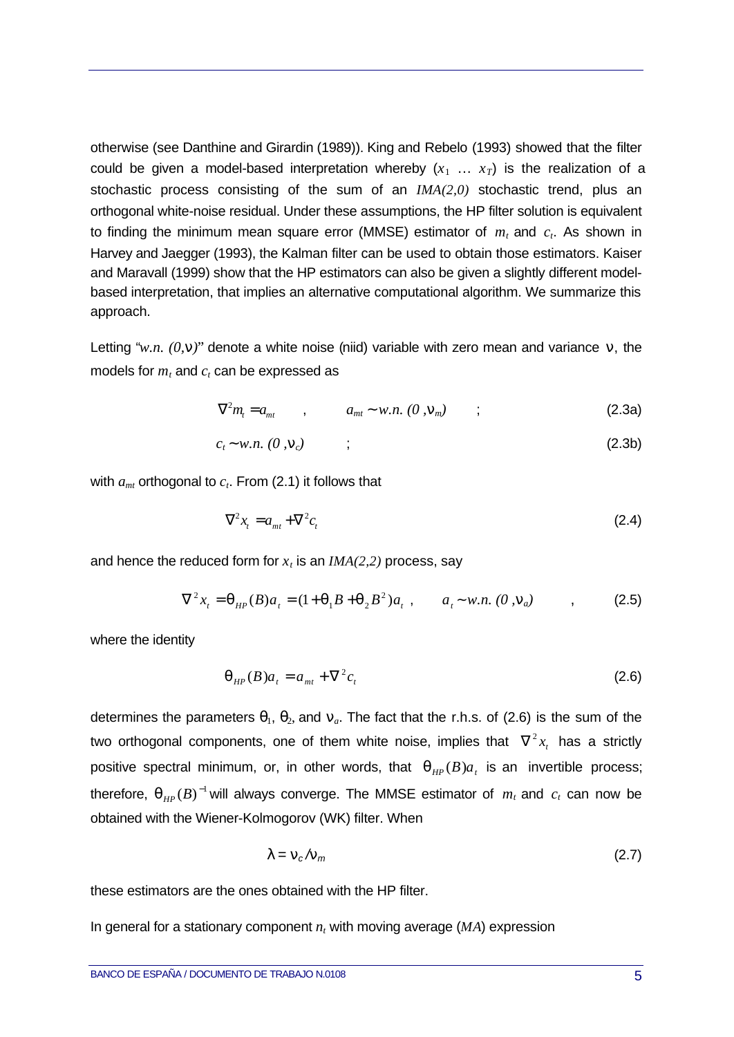otherwise (see Danthine and Girardin (1989)). King and Rebelo (1993) showed that the filter could be given a model-based interpretation whereby ($x_1$ … $x_T$) is the realization of a stochastic process consisting of the sum of an *IMA(2,0)* stochastic trend, plus an orthogonal white-noise residual. Under these assumptions, the HP filter solution is equivalent to finding the minimum mean square error (MMSE) estimator of $m_t$ and $c_t$. As shown in Harvey and Jaegger (1993), the Kalman filter can be used to obtain those estimators. Kaiser and Maravall (1999) show that the HP estimators can also be given a slightly different model-based interpretation, that implies an alternative computational algorithm. We summarize this approach.

Letting "*w.n.* $(0,\nu)$" denote a white noise (niid) variable with zero mean and variance $\nu$, the models for $m_t$ and $c_t$ can be expressed as

$$\nabla^2 m_t = a_{mt} \quad , \qquad a_{mt} \sim w.n.\ (0, \nu_m) \quad ; \tag{2.3a}$$

$$c_t \sim w.n.\ (0, \nu_c) \quad ; \tag{2.3b}$$

with $a_{mt}$ orthogonal to $c_t$. From (2.1) it follows that

$$\nabla^2 x_t = a_{mt} + \nabla^2 c_t \tag{2.4}$$

and hence the reduced form for $x_t$ is an *IMA(2,2)* process, say

$$\nabla^2 x_t = \theta_{HP}(B) a_t = (1 + \theta_1 B + \theta_2 B^2) a_t \ , \qquad a_t \sim w.n.\ (0, \nu_a) \quad , \tag{2.5}$$

where the identity

$$\theta_{HP}(B) a_t = a_{mt} + \nabla^2 c_t \tag{2.6}$$

determines the parameters $\theta_1$, $\theta_2$, and $\nu_a$. The fact that the r.h.s. of (2.6) is the sum of the two orthogonal components, one of them white noise, implies that $\nabla^2 x_t$ has a strictly positive spectral minimum, or, in other words, that $\theta_{HP}(B) a_t$ is an invertible process; therefore, $\theta_{HP}(B)^{-1}$ will always converge. The MMSE estimator of $m_t$ and $c_t$ can now be obtained with the Wiener-Kolmogorov (WK) filter. When

$$\lambda = \nu_c / \nu_m \tag{2.7}$$

these estimators are the ones obtained with the HP filter.

In general for a stationary component $n_t$ with moving average (*MA*) expression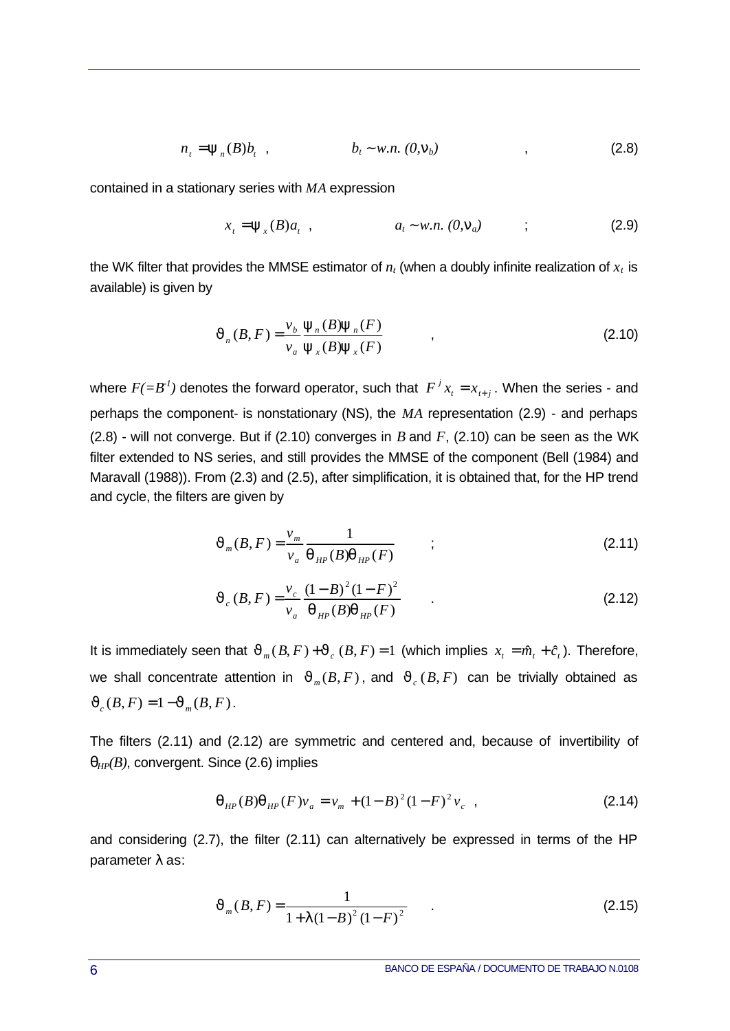$$n_t = \psi_n(B) b_t \quad , \qquad b_t \sim w.n.\ (0, v_b) \qquad , \tag{2.8}$$

contained in a stationary series with *MA* expression

$$x_t = \psi_x(B) a_t \quad , \qquad a_t \sim w.n.\ (0, v_a) \qquad ; \tag{2.9}$$

the WK filter that provides the MMSE estimator of $n_t$ (when a doubly infinite realization of $x_t$ is available) is given by

$$\vartheta_n(B,F) = \frac{v_b}{v_a} \frac{\psi_n(B)\psi_n(F)}{\psi_x(B)\psi_x(F)} \qquad , \tag{2.10}$$

where $F(=B^{-1})$ denotes the forward operator, such that $F^j x_t = x_{t+j}$. When the series - and perhaps the component- is nonstationary (NS), the *MA* representation (2.9) - and perhaps (2.8) - will not converge. But if (2.10) converges in $B$ and $F$, (2.10) can be seen as the WK filter extended to NS series, and still provides the MMSE of the component (Bell (1984) and Maravall (1988)). From (2.3) and (2.5), after simplification, it is obtained that, for the HP trend and cycle, the filters are given by

$$\vartheta_m(B,F) = \frac{v_m}{v_a} \frac{1}{\theta_{HP}(B)\theta_{HP}(F)} \qquad ; \tag{2.11}$$

$$\vartheta_c(B,F) = \frac{v_c}{v_a} \frac{(1-B)^2(1-F)^2}{\theta_{HP}(B)\theta_{HP}(F)} \qquad . \tag{2.12}$$

It is immediately seen that $\vartheta_m(B,F) + \vartheta_c(B,F) = 1$ (which implies $x_t = \hat{m}_t + \hat{c}_t$). Therefore, we shall concentrate attention in $\vartheta_m(B,F)$, and $\vartheta_c(B,F)$ can be trivially obtained as $\vartheta_c(B,F) = 1 - \vartheta_m(B,F)$.

The filters (2.11) and (2.12) are symmetric and centered and, because of invertibility of $\theta_{HP}(B)$, convergent. Since (2.6) implies

$$\theta_{HP}(B)\theta_{HP}(F) v_a = v_m + (1-B)^2(1-F)^2 v_c \quad , \tag{2.14}$$

and considering (2.7), the filter (2.11) can alternatively be expressed in terms of the HP parameter $\lambda$ as:

$$\vartheta_m(B,F) = \frac{1}{1 + \lambda(1-B)^2(1-F)^2} \qquad . \tag{2.15}$$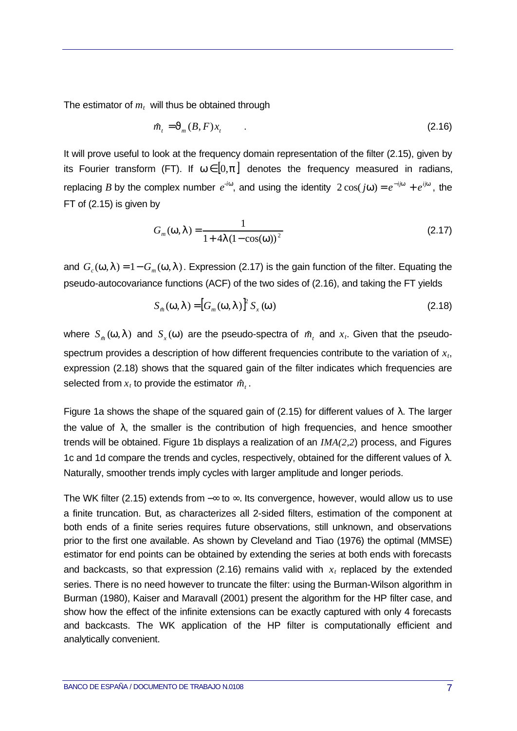The estimator of $m_t$ will thus be obtained through

$$\hat{m}_t = \vartheta_m(B,F)x_t \qquad . \tag{2.16}$$

It will prove useful to look at the frequency domain representation of the filter (2.15), given by its Fourier transform (FT). If $\omega \in [0, \pi]$ denotes the frequency measured in radians, replacing $B$ by the complex number $e^{-i\omega}$, and using the identity $2\cos(j\omega) = e^{-ij\omega} + e^{ij\omega}$, the FT of (2.15) is given by

$$G_m(\omega, \lambda) = \frac{1}{1 + 4\lambda(1 - \cos(\omega))^2} \tag{2.17}$$

and $G_c(\omega, \lambda) = 1 - G_m(\omega, \lambda)$. Expression (2.17) is the gain function of the filter. Equating the pseudo-autocovariance functions (ACF) of the two sides of (2.16), and taking the FT yields

$$S_{\hat{m}}(\omega, \lambda) = [G_m(\omega, \lambda)]^2 S_x(\omega) \tag{2.18}$$

where $S_{\hat{m}}(\omega, \lambda)$ and $S_x(\omega)$ are the pseudo-spectra of $\hat{m}_t$ and $x_t$. Given that the pseudo-spectrum provides a description of how different frequencies contribute to the variation of $x_t$, expression (2.18) shows that the squared gain of the filter indicates which frequencies are selected from $x_t$ to provide the estimator $\hat{m}_t$.

Figure 1a shows the shape of the squared gain of (2.15) for different values of $\lambda$. The larger the value of $\lambda$, the smaller is the contribution of high frequencies, and hence smoother trends will be obtained. Figure 1b displays a realization of an *IMA(2,2*) process, and Figures 1c and 1d compare the trends and cycles, respectively, obtained for the different values of $\lambda$. Naturally, smoother trends imply cycles with larger amplitude and longer periods.

The WK filter (2.15) extends from $-\infty$ to $\infty$. Its convergence, however, would allow us to use a finite truncation. But, as characterizes all 2-sided filters, estimation of the component at both ends of a finite series requires future observations, still unknown, and observations prior to the first one available. As shown by Cleveland and Tiao (1976) the optimal (MMSE) estimator for end points can be obtained by extending the series at both ends with forecasts and backcasts, so that expression (2.16) remains valid with $x_t$ replaced by the extended series. There is no need however to truncate the filter: using the Burman-Wilson algorithm in Burman (1980), Kaiser and Maravall (2001) present the algorithm for the HP filter case, and show how the effect of the infinite extensions can be exactly captured with only 4 forecasts and backcasts. The WK application of the HP filter is computationally efficient and analytically convenient.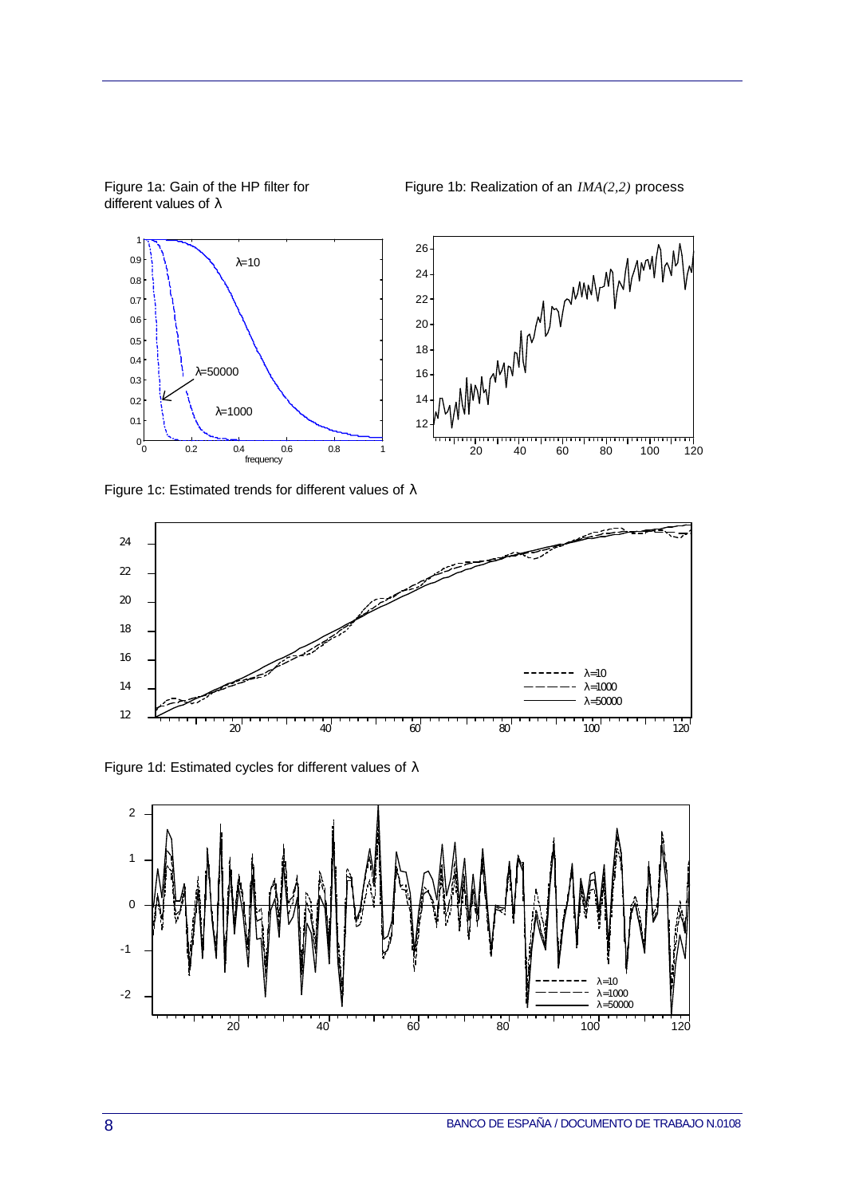Figure 1a: Gain of the HP filter for different values of $\lambda$

Figure 1b: Realization of an *IMA(2,2)* process

Figure 1c: Estimated trends for different values of $\lambda$

Figure 1d: Estimated cycles for different values of $\lambda$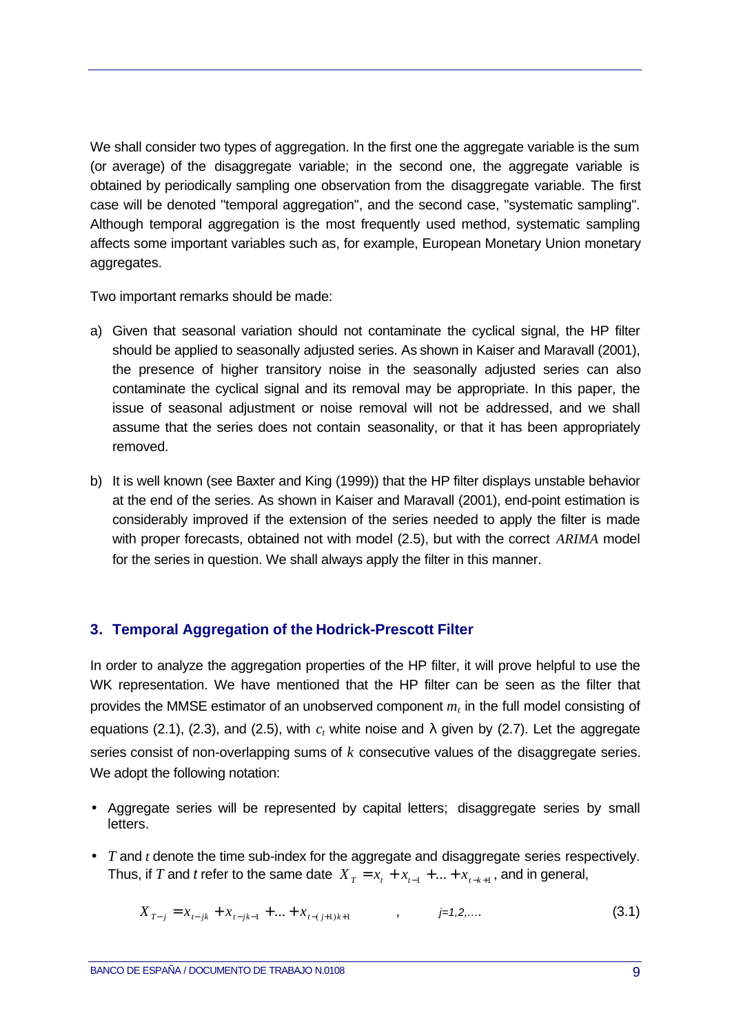We shall consider two types of aggregation. In the first one the aggregate variable is the sum (or average) of the disaggregate variable; in the second one, the aggregate variable is obtained by periodically sampling one observation from the disaggregate variable. The first case will be denoted "temporal aggregation", and the second case, "systematic sampling". Although temporal aggregation is the most frequently used method, systematic sampling affects some important variables such as, for example, European Monetary Union monetary aggregates.

Two important remarks should be made:

a) Given that seasonal variation should not contaminate the cyclical signal, the HP filter should be applied to seasonally adjusted series. As shown in Kaiser and Maravall (2001), the presence of higher transitory noise in the seasonally adjusted series can also contaminate the cyclical signal and its removal may be appropriate. In this paper, the issue of seasonal adjustment or noise removal will not be addressed, and we shall assume that the series does not contain seasonality, or that it has been appropriately removed.

b) It is well known (see Baxter and King (1999)) that the HP filter displays unstable behavior at the end of the series. As shown in Kaiser and Maravall (2001), end-point estimation is considerably improved if the extension of the series needed to apply the filter is made with proper forecasts, obtained not with model (2.5), but with the correct *ARIMA* model for the series in question. We shall always apply the filter in this manner.

## 3. Temporal Aggregation of the Hodrick-Prescott Filter

In order to analyze the aggregation properties of the HP filter, it will prove helpful to use the WK representation. We have mentioned that the HP filter can be seen as the filter that provides the MMSE estimator of an unobserved component $m_t$ in the full model consisting of equations (2.1), (2.3), and (2.5), with $c_t$ white noise and $\lambda$ given by (2.7). Let the aggregate series consist of non-overlapping sums of $k$ consecutive values of the disaggregate series. We adopt the following notation:

- Aggregate series will be represented by capital letters; disaggregate series by small letters.
- $T$ and $t$ denote the time sub-index for the aggregate and disaggregate series respectively. Thus, if $T$ and $t$ refer to the same date $X_T = x_t + x_{t-1} + ... + x_{t-k+1}$, and in general,

$$X_{T-j} = x_{t-jk} + x_{t-jk-1} + ... + x_{t-(j+1)k+1} \qquad , \qquad j=1,2,.... \tag{3.1}$$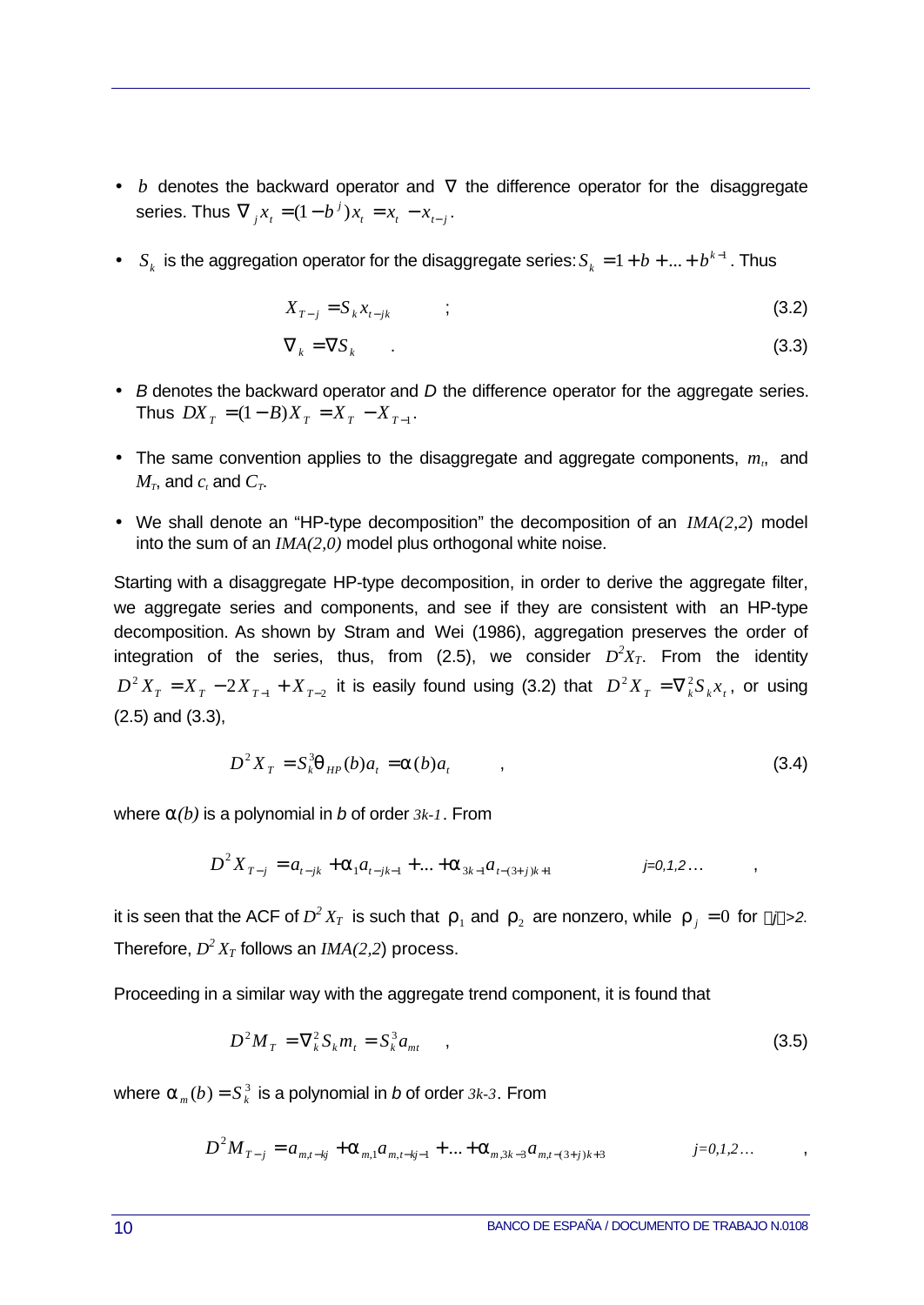- $b$ denotes the backward operator and $\nabla$ the difference operator for the disaggregate series. Thus $\nabla_j x_t = (1-b^j)x_t = x_t - x_{t-j}$.

- $S_k$ is the aggregation operator for the disaggregate series: $S_k = 1 + b + ... + b^{k-1}$. Thus

$$X_{T-j} = S_k x_{t-jk} \quad ; \tag{3.2}$$

$$\nabla_k = \nabla S_k \quad . \tag{3.3}$$

- $B$ denotes the backward operator and $D$ the difference operator for the aggregate series. Thus $DX_T = (1-B)X_T = X_T - X_{T-1}$.

- The same convention applies to the disaggregate and aggregate components, $m_t$, and $M_T$, and $c_t$ and $C_T$.

- We shall denote an "HP-type decomposition" the decomposition of an $IMA(2,2)$ model into the sum of an $IMA(2,0)$ model plus orthogonal white noise.

Starting with a disaggregate HP-type decomposition, in order to derive the aggregate filter, we aggregate series and components, and see if they are consistent with an HP-type decomposition. As shown by Stram and Wei (1986), aggregation preserves the order of integration of the series, thus, from (2.5), we consider $D^2X_T$. From the identity $D^2X_T = X_T - 2X_{T-1} + X_{T-2}$ it is easily found using (3.2) that $D^2X_T = \nabla_k^2 S_k x_t$, or using (2.5) and (3.3),

$$D^2X_T = S_k^3 \theta_{HP}(b)a_t = \alpha(b)a_t \quad , \tag{3.4}$$

where $\alpha(b)$ is a polynomial in $b$ of order $3k-1$. From

$$D^2X_{T-j} = a_{t-jk} + \alpha_1 a_{t-jk-1} + ... + \alpha_{3k-1} a_{t-(3+j)k+1} \qquad j=0,1,2\ldots \quad ,$$

it is seen that the ACF of $D^2X_T$ is such that $\rho_1$ and $\rho_2$ are nonzero, while $\rho_j = 0$ for $|j|>2$. Therefore, $D^2X_T$ follows an $IMA(2,2)$ process.

Proceeding in a similar way with the aggregate trend component, it is found that

$$D^2M_T = \nabla_k^2 S_k m_t = S_k^3 a_{mt} \quad , \tag{3.5}$$

where $\alpha_m(b) = S_k^3$ is a polynomial in $b$ of order $3k-3$. From

$$D^2M_{T-j} = a_{m,t-kj} + \alpha_{m,1} a_{m,t-kj-1} + ... + \alpha_{m,3k-3} a_{m,t-(3+j)k+3} \qquad j=0,1,2\ldots \quad ,$$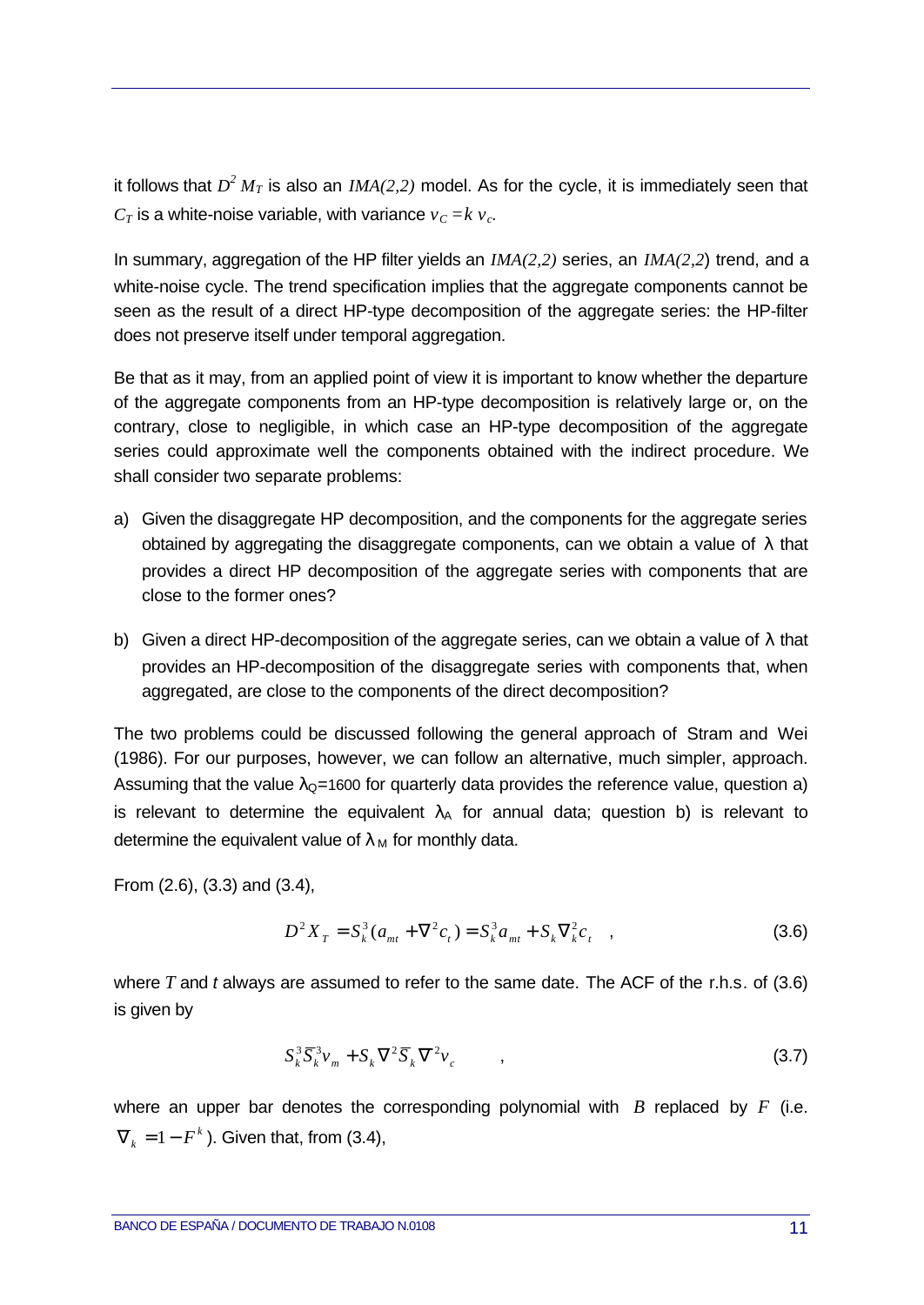it follows that $D^2 M_T$ is also an $IMA(2,2)$ model. As for the cycle, it is immediately seen that $C_T$ is a white-noise variable, with variance $v_C = k\, v_c$.

In summary, aggregation of the HP filter yields an $IMA(2,2)$ series, an $IMA(2,2)$ trend, and a white-noise cycle. The trend specification implies that the aggregate components cannot be seen as the result of a direct HP-type decomposition of the aggregate series: the HP-filter does not preserve itself under temporal aggregation.

Be that as it may, from an applied point of view it is important to know whether the departure of the aggregate components from an HP-type decomposition is relatively large or, on the contrary, close to negligible, in which case an HP-type decomposition of the aggregate series could approximate well the components obtained with the indirect procedure. We shall consider two separate problems:

a) Given the disaggregate HP decomposition, and the components for the aggregate series obtained by aggregating the disaggregate components, can we obtain a value of $\lambda$ that provides a direct HP decomposition of the aggregate series with components that are close to the former ones?

b) Given a direct HP-decomposition of the aggregate series, can we obtain a value of $\lambda$ that provides an HP-decomposition of the disaggregate series with components that, when aggregated, are close to the components of the direct decomposition?

The two problems could be discussed following the general approach of Stram and Wei (1986). For our purposes, however, we can follow an alternative, much simpler, approach. Assuming that the value $\lambda_Q$=1600 for quarterly data provides the reference value, question a) is relevant to determine the equivalent $\lambda_A$ for annual data; question b) is relevant to determine the equivalent value of $\lambda_M$ for monthly data.

From (2.6), (3.3) and (3.4),

$$D^2 X_T = S_k^3 (a_{mt} + \nabla^2 c_t) = S_k^3 a_{mt} + S_k \nabla_k^2 c_t \quad , \tag{3.6}$$

where $T$ and $t$ always are assumed to refer to the same date. The ACF of the r.h.s. of (3.6) is given by

$$S_k^3 \bar{S}_k^3 v_m + S_k \nabla^2 \bar{S}_k \bar{\nabla}^2 v_c \quad , \tag{3.7}$$

where an upper bar denotes the corresponding polynomial with $B$ replaced by $F$ (i.e. $\bar{\nabla}_k = 1 - F^k$). Given that, from (3.4),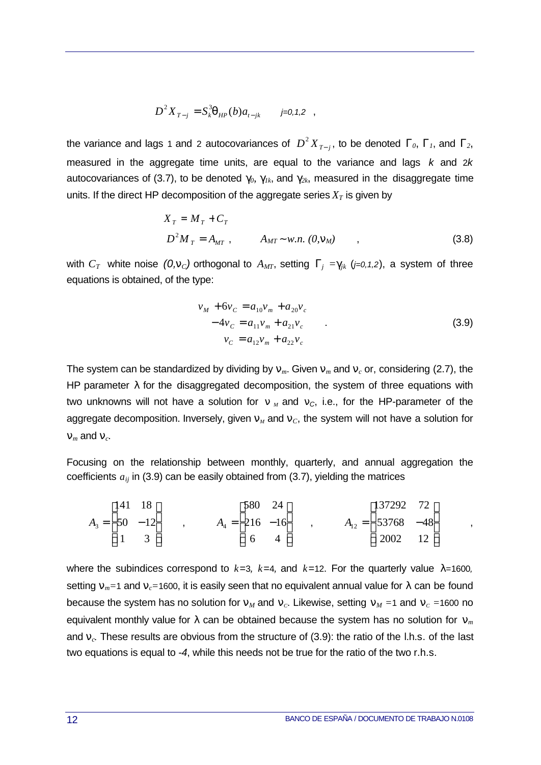$$D^2 X_{T-j} = S_k^3 \theta_{HP}(b) a_{t-jk} \qquad j=0,1,2 \quad ,$$

the variance and lags 1 and 2 autocovariances of $D^2 X_{T-j}$, to be denoted $\Gamma_0$, $\Gamma_1$, and $\Gamma_2$, measured in the aggregate time units, are equal to the variance and lags $k$ and $2k$ autocovariances of (3.7), to be denoted $\gamma_0$, $\gamma_{1k}$, and $\gamma_{2k}$, measured in the disaggregate time units. If the direct HP decomposition of the aggregate series $X_T$ is given by

$$\begin{aligned} X_T &= M_T + C_T \\ D^2 M_T &= A_{MT} \ , \qquad A_{MT} \sim w.n.\ (0, \nu_M) \qquad , \end{aligned} \tag{3.8}$$

with $C_T$ white noise $(0,\nu_C)$ orthogonal to $A_{MT}$, setting $\Gamma_j = \gamma_{jk}$ ($j=0,1,2$), a system of three equations is obtained, of the type:

$$\begin{aligned} \nu_M + 6\nu_C &= a_{10}\nu_m + a_{20}\nu_c \\ -4\nu_C &= a_{11}\nu_m + a_{21}\nu_c \qquad . \\ \nu_C &= a_{12}\nu_m + a_{22}\nu_c \end{aligned} \tag{3.9}$$

The system can be standardized by dividing by $\nu_m$. Given $\nu_m$ and $\nu_c$ or, considering (2.7), the HP parameter $\lambda$ for the disaggregated decomposition, the system of three equations with two unknowns will not have a solution for $\nu_M$ and $\nu_C$, i.e., for the HP-parameter of the aggregate decomposition. Inversely, given $\nu_M$ and $\nu_C$, the system will not have a solution for $\nu_m$ and $\nu_c$.

Focusing on the relationship between monthly, quarterly, and annual aggregation the coefficients $a_{ij}$ in (3.9) can be easily obtained from (3.7), yielding the matrices

$$A_3 = \begin{bmatrix} 141 & 18 \\ -50 & -12 \\ 1 & 3 \end{bmatrix} \quad , \qquad A_4 = \begin{bmatrix} 580 & 24 \\ -216 & -16 \\ 6 & 4 \end{bmatrix} \quad , \qquad A_{12} = \begin{bmatrix} 137292 & 72 \\ -53768 & -48 \\ 2002 & 12 \end{bmatrix} \quad ,$$

where the subindices correspond to $k=3$, $k=4$, and $k=12$. For the quarterly value $\lambda=1600$, setting $\nu_m=1$ and $\nu_c=1600$, it is easily seen that no equivalent annual value for $\lambda$ can be found because the system has no solution for $\nu_M$ and $\nu_c$. Likewise, setting $\nu_M=1$ and $\nu_C=1600$ no equivalent monthly value for $\lambda$ can be obtained because the system has no solution for $\nu_m$ and $\nu_c$. These results are obvious from the structure of (3.9): the ratio of the l.h.s. of the last two equations is equal to *-4*, while this needs not be true for the ratio of the two r.h.s.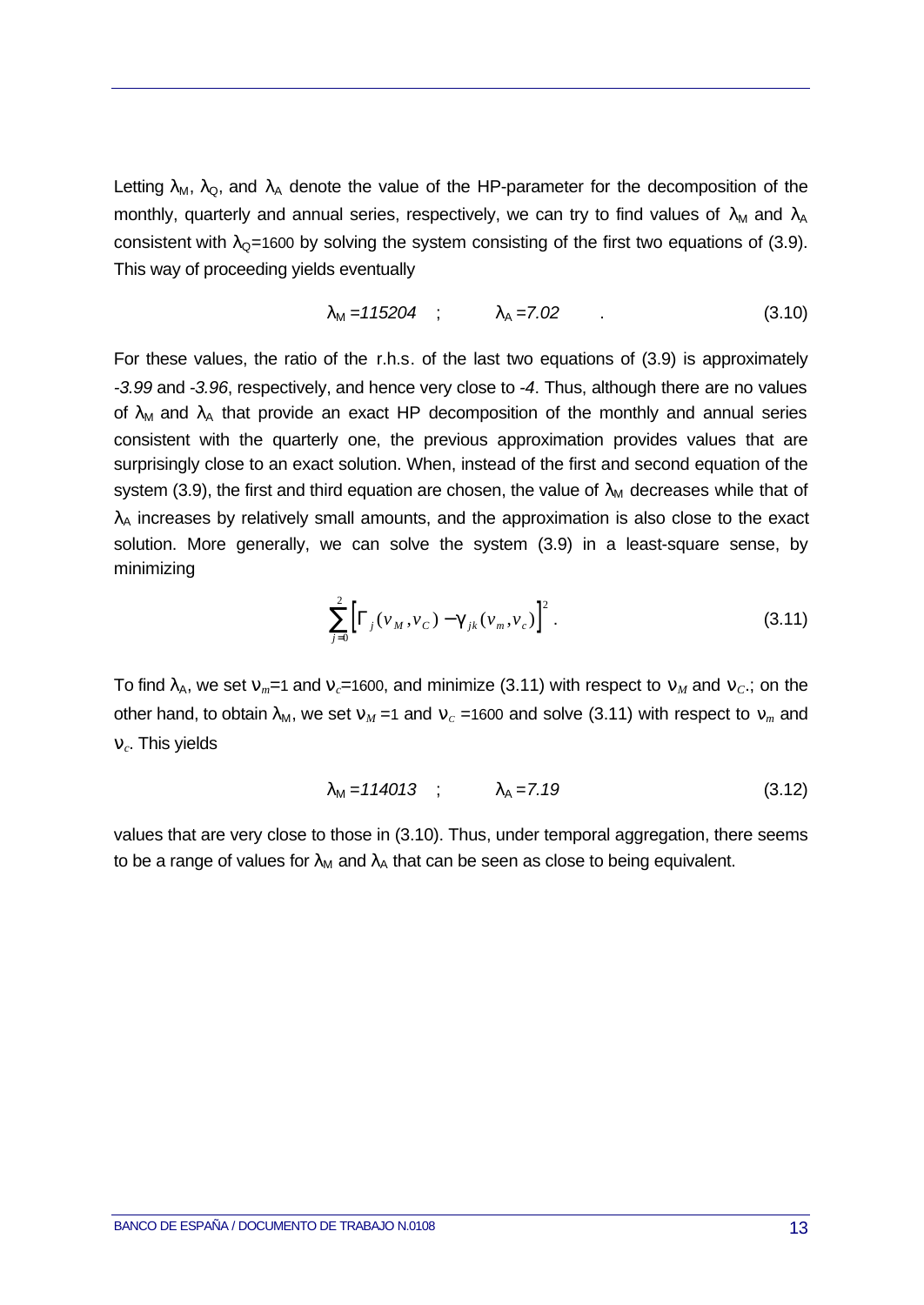Letting $\lambda_M$, $\lambda_Q$, and $\lambda_A$ denote the value of the HP-parameter for the decomposition of the monthly, quarterly and annual series, respectively, we can try to find values of $\lambda_M$ and $\lambda_A$ consistent with $\lambda_Q$=1600 by solving the system consisting of the first two equations of (3.9). This way of proceeding yields eventually

$$\lambda_M = 115204 \quad ; \qquad \lambda_A = 7.02 \quad . \tag{3.10}$$

For these values, the ratio of the r.h.s. of the last two equations of (3.9) is approximately *-3.99* and *-3.96*, respectively, and hence very close to *-4*. Thus, although there are no values of $\lambda_M$ and $\lambda_A$ that provide an exact HP decomposition of the monthly and annual series consistent with the quarterly one, the previous approximation provides values that are surprisingly close to an exact solution. When, instead of the first and second equation of the system (3.9), the first and third equation are chosen, the value of $\lambda_M$ decreases while that of $\lambda_A$ increases by relatively small amounts, and the approximation is also close to the exact solution. More generally, we can solve the system (3.9) in a least-square sense, by minimizing

$$\sum_{j=0}^{2} \left[ \Gamma_j(v_M, v_C) - \gamma_{jk}(v_m, v_c) \right]^2 . \tag{3.11}$$

To find $\lambda_A$, we set $\nu_m$=1 and $\nu_c$=1600, and minimize (3.11) with respect to $\nu_M$ and $\nu_C$.; on the other hand, to obtain $\lambda_M$, we set $\nu_M$ =1 and $\nu_C$ =1600 and solve (3.11) with respect to $\nu_m$ and $\nu_c$. This yields

$$\lambda_M = 114013 \quad ; \qquad \lambda_A = 7.19 \tag{3.12}$$

values that are very close to those in (3.10). Thus, under temporal aggregation, there seems to be a range of values for $\lambda_M$ and $\lambda_A$ that can be seen as close to being equivalent.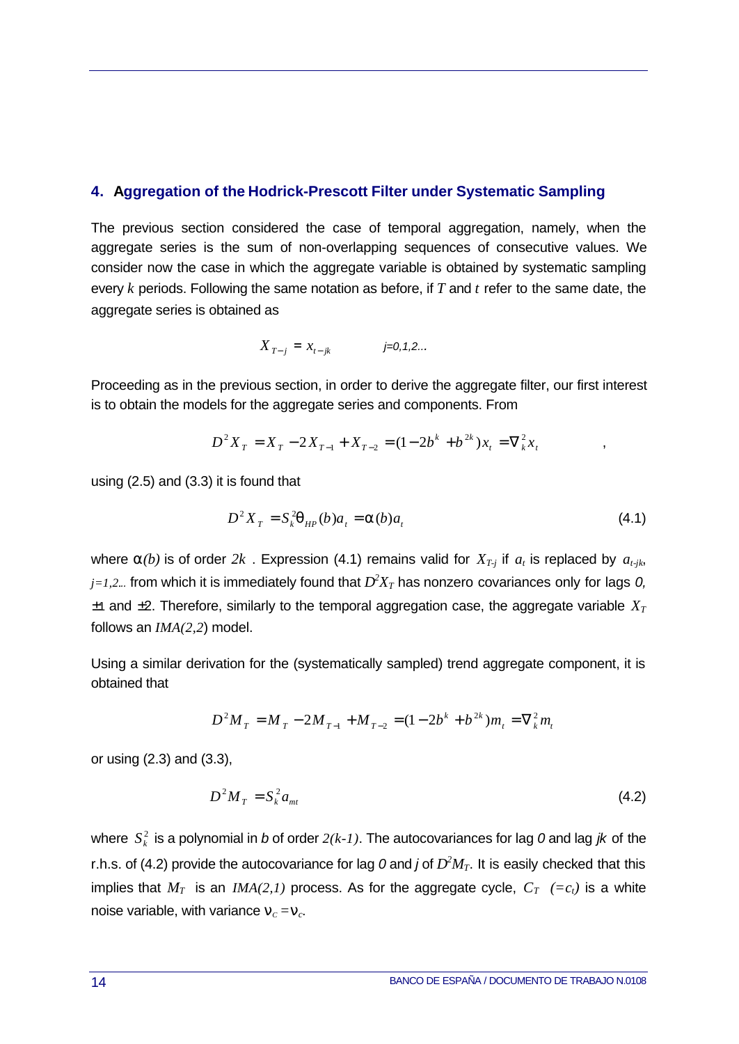## 4. Aggregation of the Hodrick-Prescott Filter under Systematic Sampling

The previous section considered the case of temporal aggregation, namely, when the aggregate series is the sum of non-overlapping sequences of consecutive values. We consider now the case in which the aggregate variable is obtained by systematic sampling every $k$ periods. Following the same notation as before, if $T$ and $t$ refer to the same date, the aggregate series is obtained as

$$X_{T-j} = x_{t-jk} \qquad j=0,1,2...$$

Proceeding as in the previous section, in order to derive the aggregate filter, our first interest is to obtain the models for the aggregate series and components. From

$$D^2 X_T = X_T - 2X_{T-1} + X_{T-2} = (1 - 2b^k + b^{2k})x_t = \nabla_k^2 x_t \qquad ,$$

using (2.5) and (3.3) it is found that

$$D^2 X_T = S_k^2 \theta_{HP}(b) a_t = \alpha(b) a_t \tag{4.1}$$

where $\alpha(b)$ is of order $2k$ . Expression (4.1) remains valid for $X_{T-j}$ if $a_t$ is replaced by $a_{t-jk}$, $j=1,2...$ from which it is immediately found that $D^2X_T$ has nonzero covariances only for lags $0$, $\pm 1$ and $\pm 2$. Therefore, similarly to the temporal aggregation case, the aggregate variable $X_T$ follows an $IMA(2,2)$ model.

Using a similar derivation for the (systematically sampled) trend aggregate component, it is obtained that

$$D^2 M_T = M_T - 2M_{T-1} + M_{T-2} = (1 - 2b^k + b^{2k}) m_t = \nabla_k^2 m_t$$

or using (2.3) and (3.3),

$$D^2 M_T = S_k^2 a_{mt} \tag{4.2}$$

where $S_k^2$ is a polynomial in $b$ of order $2(k-1)$. The autocovariances for lag $0$ and lag $jk$ of the r.h.s. of (4.2) provide the autocovariance for lag $0$ and $j$ of $D^2M_T$. It is easily checked that this implies that $M_T$ is an $IMA(2,1)$ process. As for the aggregate cycle, $C_T$ $(=c_t)$ is a white noise variable, with variance $\nu_C = \nu_c$.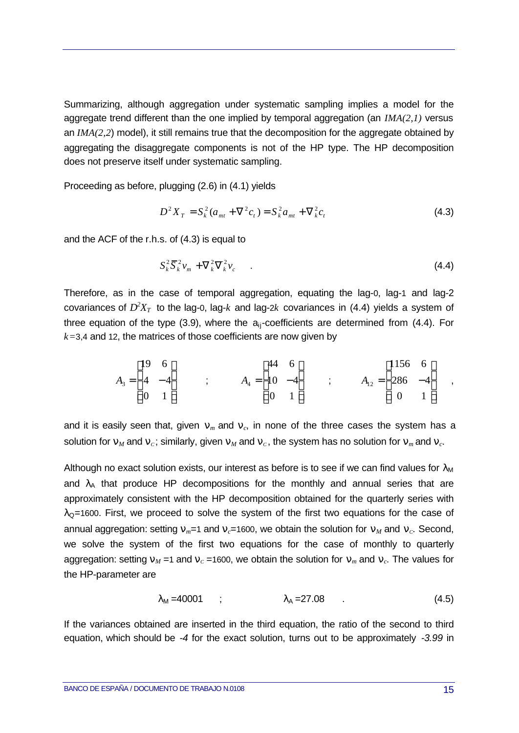Summarizing, although aggregation under systematic sampling implies a model for the aggregate trend different than the one implied by temporal aggregation (an *IMA(2,1)* versus an *IMA(2,2)* model), it still remains true that the decomposition for the aggregate obtained by aggregating the disaggregate components is not of the HP type. The HP decomposition does not preserve itself under systematic sampling.

Proceeding as before, plugging (2.6) in (4.1) yields

$$D^2 X_T = S_k^2 (a_{mt} + \nabla^2 c_t) = S_k^2 a_{mt} + \nabla_k^2 c_t \tag{4.3}$$

and the ACF of the r.h.s. of (4.3) is equal to

$$S_k^2 \overline{S}_k^2 v_m + \nabla_k^2 \overline{\nabla}_k^2 v_c \quad . \tag{4.4}$$

Therefore, as in the case of temporal aggregation, equating the lag-0, lag-1 and lag-2 covariances of $D^2 X_T$ to the lag-0, lag-$k$ and lag-$2k$ covariances in (4.4) yields a system of three equation of the type (3.9), where the $a_{ij}$-coefficients are determined from (4.4). For $k=3,4$ and 12, the matrices of those coefficients are now given by

$$A_3 = \begin{bmatrix} 19 & 6 \\ 4 & -4 \\ 0 & 1 \end{bmatrix} \quad ; \quad A_4 = \begin{bmatrix} 44 & 6 \\ 10 & -4 \\ 0 & 1 \end{bmatrix} \quad ; \quad A_{12} = \begin{bmatrix} 1156 & 6 \\ 286 & -4 \\ 0 & 1 \end{bmatrix} \quad ,$$

and it is easily seen that, given $\nu_m$ and $\nu_c$, in none of the three cases the system has a solution for $\nu_M$ and $\nu_C$; similarly, given $\nu_M$ and $\nu_C$, the system has no solution for $\nu_m$ and $\nu_c$.

Although no exact solution exists, our interest as before is to see if we can find values for $\lambda_M$ and $\lambda_A$ that produce HP decompositions for the monthly and annual series that are approximately consistent with the HP decomposition obtained for the quarterly series with $\lambda_Q$=1600. First, we proceed to solve the system of the first two equations for the case of annual aggregation: setting $\nu_m$=1 and $\nu_c$=1600, we obtain the solution for $\nu_M$ and $\nu_C$. Second, we solve the system of the first two equations for the case of monthly to quarterly aggregation: setting $\nu_M$ =1 and $\nu_C$ =1600, we obtain the solution for $\nu_m$ and $\nu_c$. The values for the HP-parameter are

$$\lambda_M = 40001 \quad ; \quad \lambda_A = 27.08 \quad . \tag{4.5}$$

If the variances obtained are inserted in the third equation, the ratio of the second to third equation, which should be *-4* for the exact solution, turns out to be approximately *-3.99* in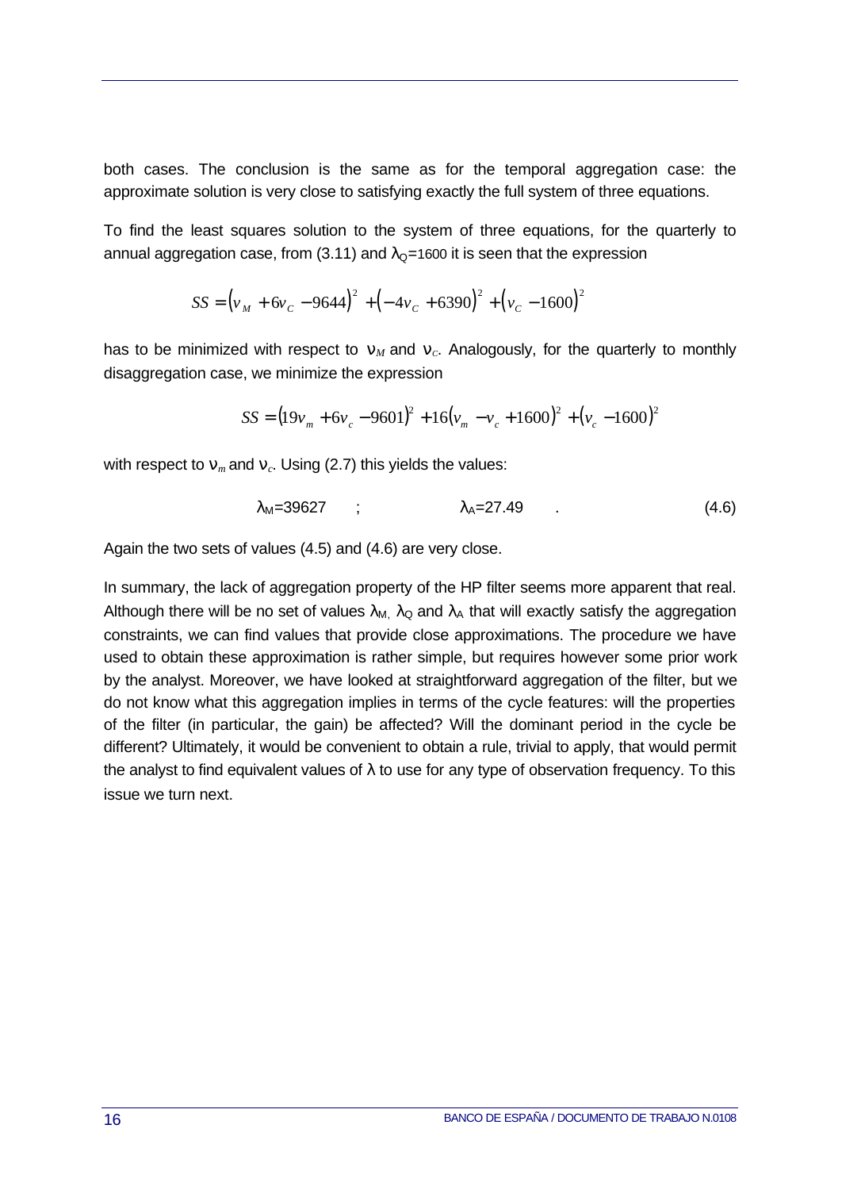both cases. The conclusion is the same as for the temporal aggregation case: the approximate solution is very close to satisfying exactly the full system of three equations.

To find the least squares solution to the system of three equations, for the quarterly to annual aggregation case, from (3.11) and $\lambda_Q$=1600 it is seen that the expression

$$SS = \left(v_M + 6v_C - 9644\right)^2 + \left(-4v_C + 6390\right)^2 + \left(v_C - 1600\right)^2$$

has to be minimized with respect to $\nu_M$ and $\nu_C$. Analogously, for the quarterly to monthly disaggregation case, we minimize the expression

$$SS = \left(19v_m + 6v_c - 9601\right)^2 + 16\left(v_m - v_c + 1600\right)^2 + \left(v_c - 1600\right)^2$$

with respect to $\nu_m$ and $\nu_c$. Using (2.7) this yields the values:

$$\lambda_M = 39627 \quad ; \quad \lambda_A = 27.49 \quad . \tag{4.6}$$

Again the two sets of values (4.5) and (4.6) are very close.

In summary, the lack of aggregation property of the HP filter seems more apparent that real. Although there will be no set of values $\lambda_M$, $\lambda_Q$ and $\lambda_A$ that will exactly satisfy the aggregation constraints, we can find values that provide close approximations. The procedure we have used to obtain these approximation is rather simple, but requires however some prior work by the analyst. Moreover, we have looked at straightforward aggregation of the filter, but we do not know what this aggregation implies in terms of the cycle features: will the properties of the filter (in particular, the gain) be affected? Will the dominant period in the cycle be different? Ultimately, it would be convenient to obtain a rule, trivial to apply, that would permit the analyst to find equivalent values of $\lambda$ to use for any type of observation frequency. To this issue we turn next.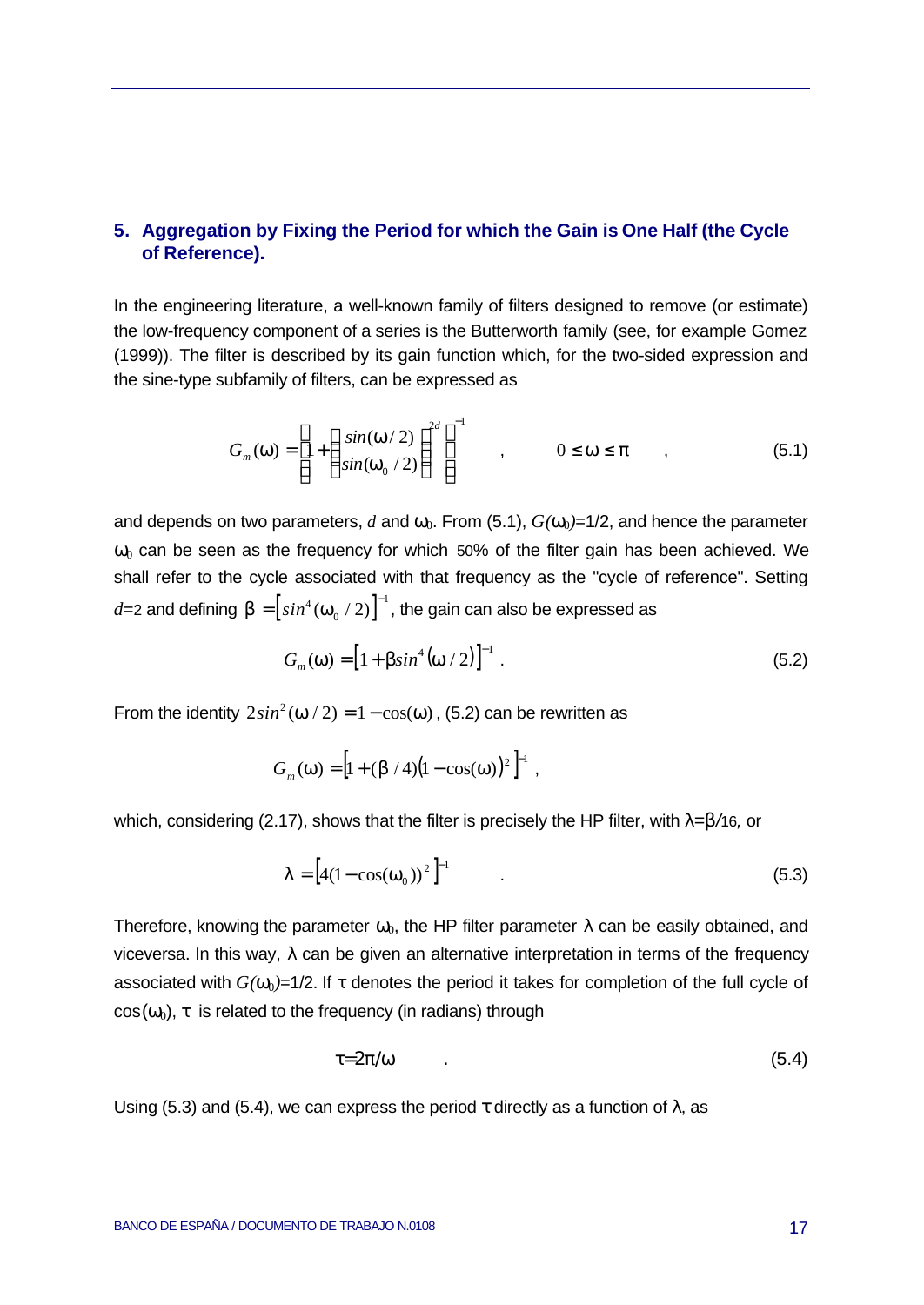## 5. Aggregation by Fixing the Period for which the Gain is One Half (the Cycle of Reference).

In the engineering literature, a well-known family of filters designed to remove (or estimate) the low-frequency component of a series is the Butterworth family (see, for example Gomez (1999)). The filter is described by its gain function which, for the two-sided expression and the sine-type subfamily of filters, can be expressed as

$$G_m(\omega) = \left[1 + \left(\frac{sin(\omega/2)}{sin(\omega_0/2)}\right)^{2d}\right]^{-1} \quad , \qquad 0 \le \omega \le \pi \quad , \tag{5.1}$$

and depends on two parameters, $d$ and $\omega_0$. From (5.1), $G(\omega_0)$=1/2, and hence the parameter $\omega_0$ can be seen as the frequency for which 50% of the filter gain has been achieved. We shall refer to the cycle associated with that frequency as the "cycle of reference". Setting $d$=2 and defining $\beta = \left[sin^4(\omega_0/2)\right]^{-1}$, the gain can also be expressed as

$$G_m(\omega) = \left[1 + \beta sin^4(\omega/2)\right]^{-1} . \tag{5.2}$$

From the identity $2sin^2(\omega/2) = 1 - \cos(\omega)$, (5.2) can be rewritten as

$$G_m(\omega) = \left[1 + (\beta/4)(1 - \cos(\omega))^2\right]^{-1} ,$$

which, considering (2.17), shows that the filter is precisely the HP filter, with $\lambda=\beta/16$, or

$$\lambda = \left[4(1 - \cos(\omega_0))^2\right]^{-1} \quad . \tag{5.3}$$

Therefore, knowing the parameter $\omega_0$, the HP filter parameter $\lambda$ can be easily obtained, and viceversa. In this way, $\lambda$ can be given an alternative interpretation in terms of the frequency associated with $G(\omega_0)$=1/2. If $\tau$ denotes the period it takes for completion of the full cycle of $\cos(\omega_0)$, $\tau$ is related to the frequency (in radians) through

$$\tau = 2\pi/\omega \quad . \tag{5.4}$$

Using (5.3) and (5.4), we can express the period $\tau$ directly as a function of $\lambda$, as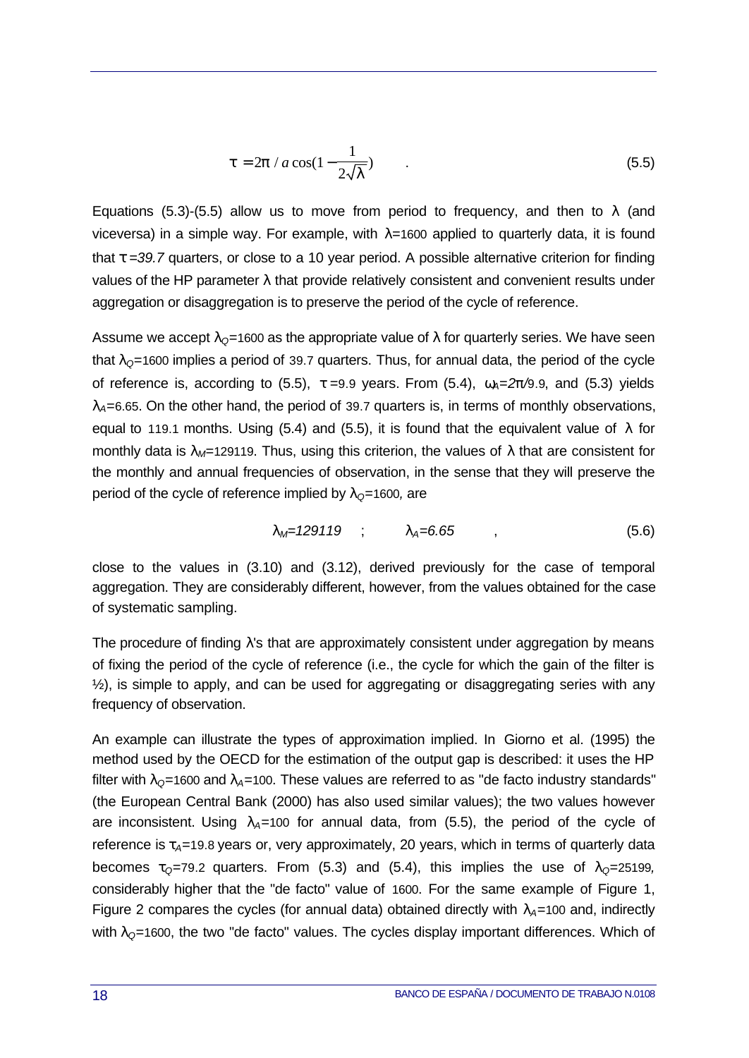$$\tau = 2\pi \,/\, a\cos(1 - \frac{1}{2\sqrt{\lambda}}) \qquad . \tag{5.5}$$

Equations (5.3)-(5.5) allow us to move from period to frequency, and then to $\lambda$ (and viceversa) in a simple way. For example, with $\lambda$=1600 applied to quarterly data, it is found that $\tau$=*39.7* quarters, or close to a 10 year period. A possible alternative criterion for finding values of the HP parameter $\lambda$ that provide relatively consistent and convenient results under aggregation or disaggregation is to preserve the period of the cycle of reference.

Assume we accept $\lambda_Q$=1600 as the appropriate value of $\lambda$ for quarterly series. We have seen that $\lambda_Q$=1600 implies a period of 39.7 quarters. Thus, for annual data, the period of the cycle of reference is, according to (5.5), $\tau$=9.9 years. From (5.4), $\omega_A$=*2π/*9.9, and (5.3) yields $\lambda_A$=6.65. On the other hand, the period of 39.7 quarters is, in terms of monthly observations, equal to 119.1 months. Using (5.4) and (5.5), it is found that the equivalent value of $\lambda$ for monthly data is $\lambda_M$=129119. Thus, using this criterion, the values of $\lambda$ that are consistent for the monthly and annual frequencies of observation, in the sense that they will preserve the period of the cycle of reference implied by $\lambda_Q$=1600*,* are

$$\lambda_M=129119 \quad ; \qquad \lambda_A=6.65 \qquad , \tag{5.6}$$

close to the values in (3.10) and (3.12), derived previously for the case of temporal aggregation. They are considerably different, however, from the values obtained for the case of systematic sampling.

The procedure of finding $\lambda$'s that are approximately consistent under aggregation by means of fixing the period of the cycle of reference (i.e., the cycle for which the gain of the filter is ½), is simple to apply, and can be used for aggregating or disaggregating series with any frequency of observation.

An example can illustrate the types of approximation implied. In Giorno et al. (1995) the method used by the OECD for the estimation of the output gap is described: it uses the HP filter with $\lambda_Q$=1600 and $\lambda_A$=100. These values are referred to as "de facto industry standards" (the European Central Bank (2000) has also used similar values); the two values however are inconsistent. Using $\lambda_A$=100 for annual data, from (5.5), the period of the cycle of reference is $\tau_A$=19.8 years or, very approximately, 20 years, which in terms of quarterly data becomes $\tau_Q$=79.2 quarters. From (5.3) and (5.4), this implies the use of $\lambda_Q$=25199*,* considerably higher that the "de facto" value of 1600. For the same example of Figure 1, Figure 2 compares the cycles (for annual data) obtained directly with $\lambda_A$=100 and, indirectly with $\lambda_Q$=1600, the two "de facto" values. The cycles display important differences. Which of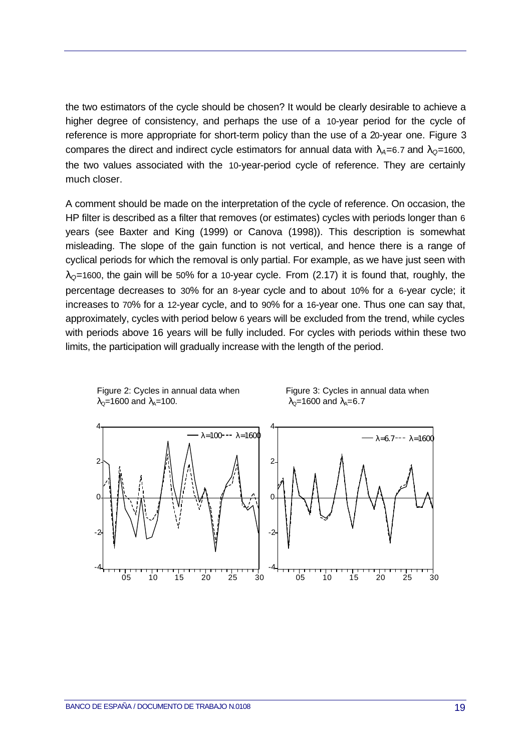the two estimators of the cycle should be chosen? It would be clearly desirable to achieve a higher degree of consistency, and perhaps the use of a 10-year period for the cycle of reference is more appropriate for short-term policy than the use of a 20-year one. Figure 3 compares the direct and indirect cycle estimators for annual data with $\lambda_A$=6.7 and $\lambda_Q$=1600, the two values associated with the 10-year-period cycle of reference. They are certainly much closer.

A comment should be made on the interpretation of the cycle of reference. On occasion, the HP filter is described as a filter that removes (or estimates) cycles with periods longer than 6 years (see Baxter and King (1999) or Canova (1998)). This description is somewhat misleading. The slope of the gain function is not vertical, and hence there is a range of cyclical periods for which the removal is only partial. For example, as we have just seen with $\lambda_Q$=1600, the gain will be 50% for a 10-year cycle. From (2.17) it is found that, roughly, the percentage decreases to 30% for an 8-year cycle and to about 10% for a 6-year cycle; it increases to 70% for a 12-year cycle, and to 90% for a 16-year one. Thus one can say that, approximately, cycles with period below 6 years will be excluded from the trend, while cycles with periods above 16 years will be fully included. For cycles with periods within these two limits, the participation will gradually increase with the length of the period.

Figure 2: Cycles in annual data when $\lambda_Q$=1600 and $\lambda_A$=100.

Figure 3: Cycles in annual data when $\lambda_Q$=1600 and $\lambda_A$=6.7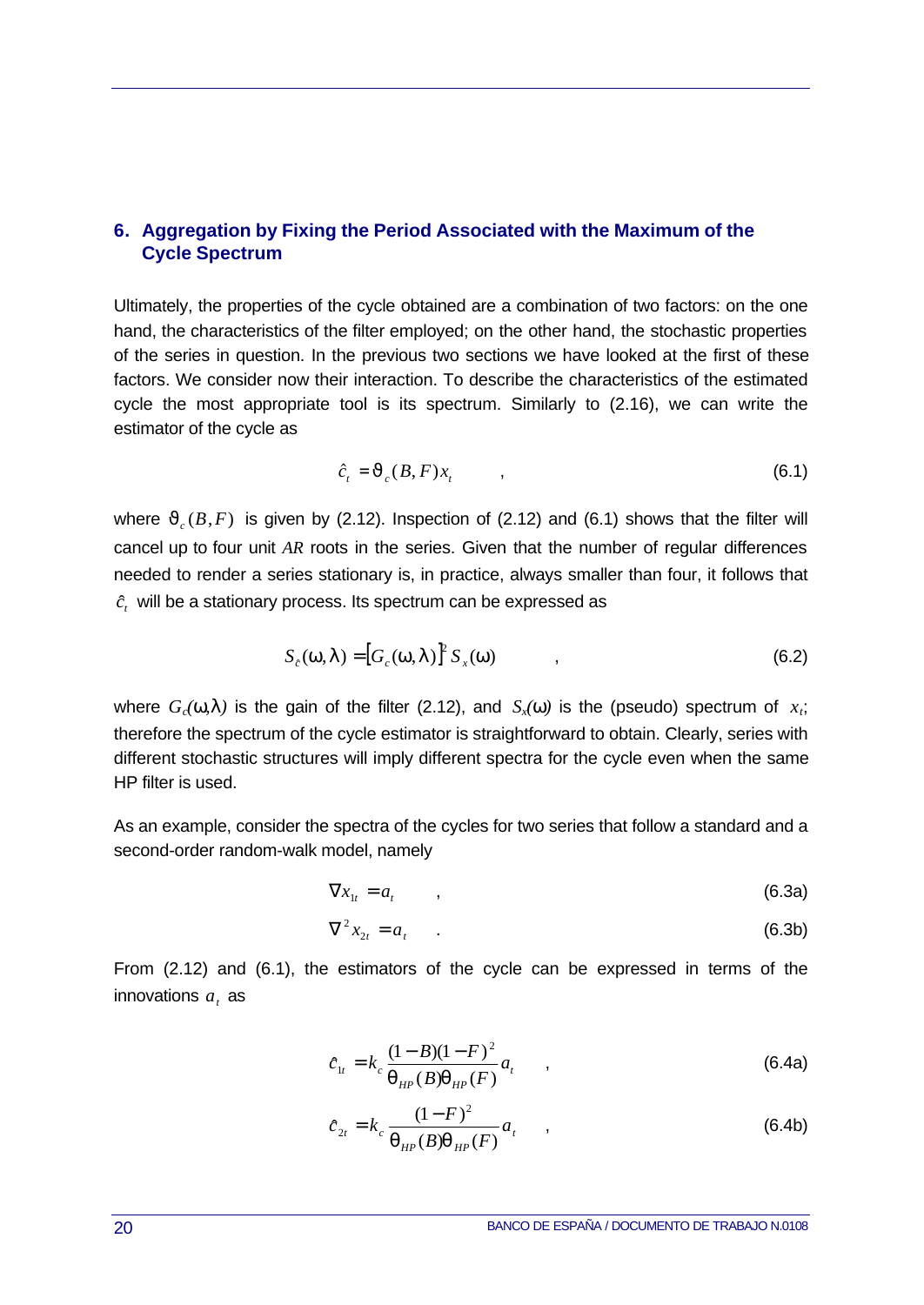## 6. Aggregation by Fixing the Period Associated with the Maximum of the Cycle Spectrum

Ultimately, the properties of the cycle obtained are a combination of two factors: on the one hand, the characteristics of the filter employed; on the other hand, the stochastic properties of the series in question. In the previous two sections we have looked at the first of these factors. We consider now their interaction. To describe the characteristics of the estimated cycle the most appropriate tool is its spectrum. Similarly to (2.16), we can write the estimator of the cycle as

$$\hat{c}_t = \vartheta_c(B,F)x_t \quad , \tag{6.1}$$

where $\vartheta_c(B,F)$ is given by (2.12). Inspection of (2.12) and (6.1) shows that the filter will cancel up to four unit *AR* roots in the series. Given that the number of regular differences needed to render a series stationary is, in practice, always smaller than four, it follows that $\hat{c}_t$ will be a stationary process. Its spectrum can be expressed as

$$S_{\hat{c}}(\omega,\lambda) = [G_c(\omega,\lambda)]^2 S_x(\omega) \quad , \tag{6.2}$$

where $G_c(\omega,\lambda)$ is the gain of the filter (2.12), and $S_x(\omega)$ is the (pseudo) spectrum of $x_t$; therefore the spectrum of the cycle estimator is straightforward to obtain. Clearly, series with different stochastic structures will imply different spectra for the cycle even when the same HP filter is used.

As an example, consider the spectra of the cycles for two series that follow a standard and a second-order random-walk model, namely

$$\nabla x_{1t} = a_t \quad , \tag{6.3a}$$

$$\nabla^2 x_{2t} = a_t \quad . \tag{6.3b}$$

From (2.12) and (6.1), the estimators of the cycle can be expressed in terms of the innovations $a_t$ as

$$\hat{c}_{1t} = k_c \frac{(1-B)(1-F)^2}{\theta_{HP}(B)\theta_{HP}(F)} a_t \quad , \tag{6.4a}$$

$$\hat{c}_{2t} = k_c \frac{(1-F)^2}{\theta_{HP}(B)\theta_{HP}(F)} a_t \quad , \tag{6.4b}$$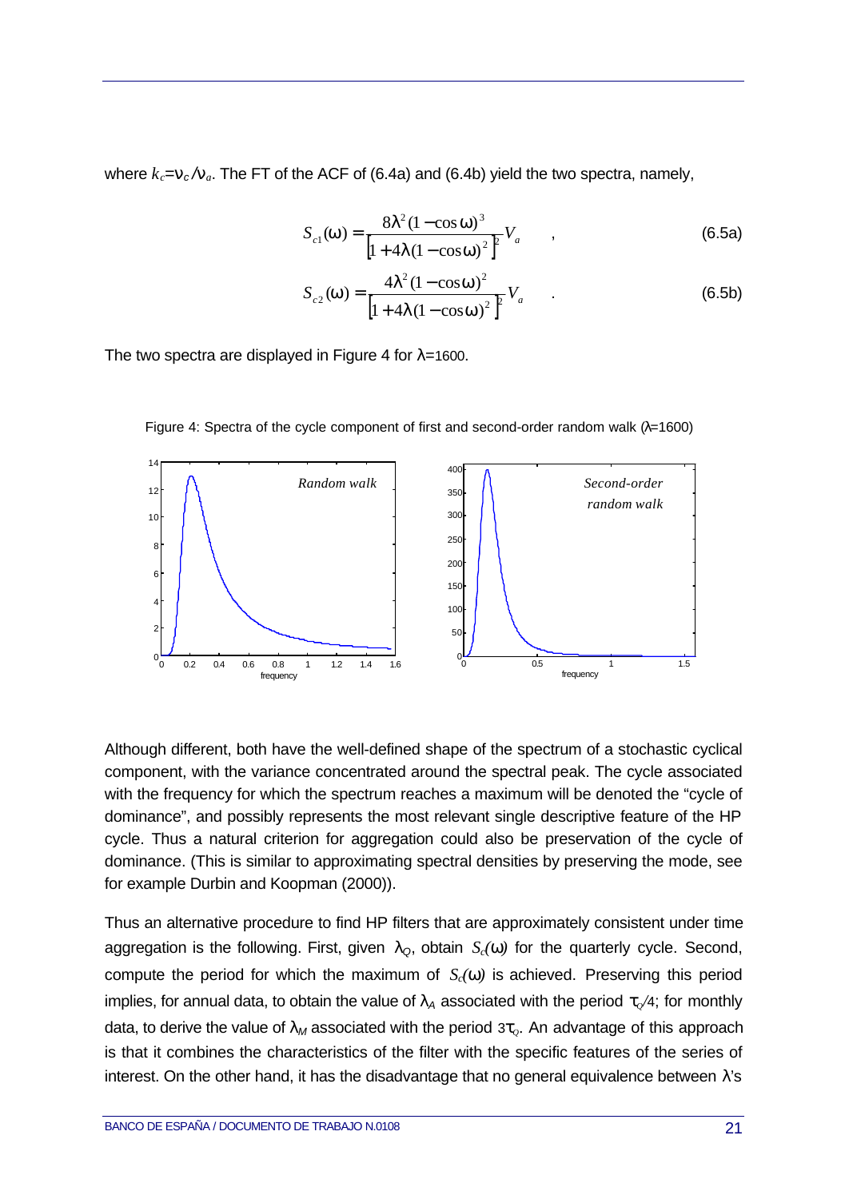where $k_c = \nu_c / \nu_a$. The FT of the ACF of (6.4a) and (6.4b) yield the two spectra, namely,

$$S_{c1}(\omega) = \frac{8\lambda^2 (1-\cos\omega)^3}{\left[1+4\lambda(1-\cos\omega)^2\right]^2} V_a \quad , \tag{6.5a}$$

$$S_{c2}(\omega) = \frac{4\lambda^2 (1-\cos\omega)^2}{\left[1+4\lambda(1-\cos\omega)^2\right]^2} V_a \quad . \tag{6.5b}$$

The two spectra are displayed in Figure 4 for $\lambda$=1600.

Figure 4: Spectra of the cycle component of first and second-order random walk ($\lambda$=1600)

Although different, both have the well-defined shape of the spectrum of a stochastic cyclical component, with the variance concentrated around the spectral peak. The cycle associated with the frequency for which the spectrum reaches a maximum will be denoted the "cycle of dominance", and possibly represents the most relevant single descriptive feature of the HP cycle. Thus a natural criterion for aggregation could also be preservation of the cycle of dominance. (This is similar to approximating spectral densities by preserving the mode, see for example Durbin and Koopman (2000)).

Thus an alternative procedure to find HP filters that are approximately consistent under time aggregation is the following. First, given $\lambda_Q$, obtain $S_c(\omega)$ for the quarterly cycle. Second, compute the period for which the maximum of $S_c(\omega)$ is achieved. Preserving this period implies, for annual data, to obtain the value of $\lambda_A$ associated with the period $\tau_Q/4$; for monthly data, to derive the value of $\lambda_M$ associated with the period $3\tau_Q$. An advantage of this approach is that it combines the characteristics of the filter with the specific features of the series of interest. On the other hand, it has the disadvantage that no general equivalence between $\lambda$'s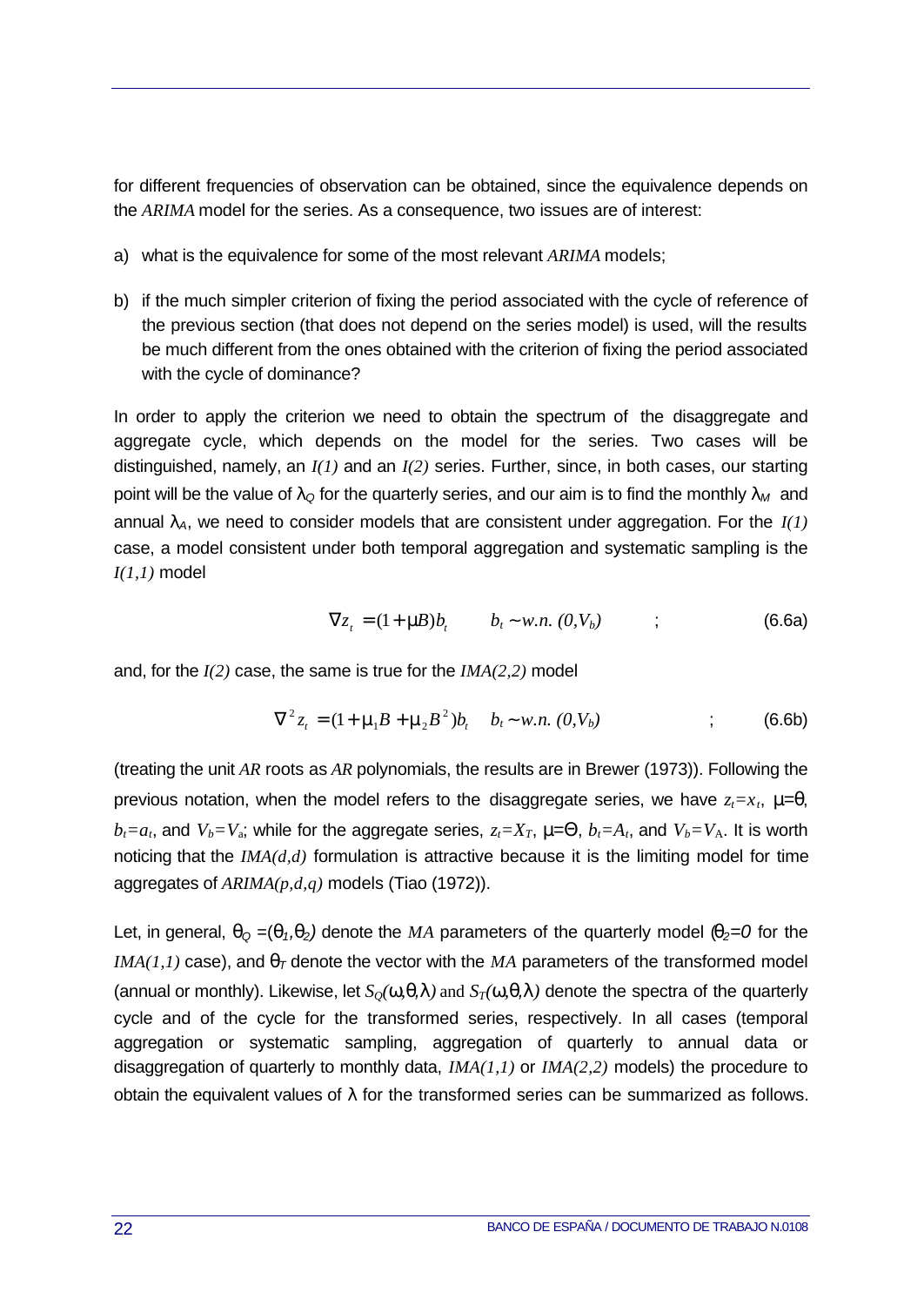for different frequencies of observation can be obtained, since the equivalence depends on the *ARIMA* model for the series. As a consequence, two issues are of interest:

a) what is the equivalence for some of the most relevant *ARIMA* models;

b) if the much simpler criterion of fixing the period associated with the cycle of reference of the previous section (that does not depend on the series model) is used, will the results be much different from the ones obtained with the criterion of fixing the period associated with the cycle of dominance?

In order to apply the criterion we need to obtain the spectrum of the disaggregate and aggregate cycle, which depends on the model for the series. Two cases will be distinguished, namely, an *I(1)* and an *I(2)* series. Further, since, in both cases, our starting point will be the value of $\lambda_Q$ for the quarterly series, and our aim is to find the monthly $\lambda_M$ and annual $\lambda_A$, we need to consider models that are consistent under aggregation. For the *I(1)* case, a model consistent under both temporal aggregation and systematic sampling is the *I(1,1)* model

$$\nabla z_t = (1+\mu B)b_t \qquad b_t \sim w.n.\ (0,V_b) \qquad ; \tag{6.6a}$$

and, for the *I(2)* case, the same is true for the *IMA(2,2)* model

$$\nabla^2 z_t = (1+\mu_1 B+\mu_2 B^2)b_t \quad b_t \sim w.n.\ (0,V_b) \qquad ; \tag{6.6b}$$

(treating the unit *AR* roots as *AR* polynomials, the results are in Brewer (1973)). Following the previous notation, when the model refers to the disaggregate series, we have $z_t=x_t$, $\mu=\theta$, $b_t=a_t$, and $V_b=V_a$; while for the aggregate series, $z_t=X_T$, $\mu=\Theta$, $b_t=A_t$, and $V_b=V_A$. It is worth noticing that the *IMA(d,d)* formulation is attractive because it is the limiting model for time aggregates of *ARIMA(p,d,q)* models (Tiao (1972)).

Let, in general, $\theta_Q=(\theta_1,\theta_2)$ denote the *MA* parameters of the quarterly model ($\theta_2=0$ for the *IMA(1,1)* case), and $\theta_T$ denote the vector with the *MA* parameters of the transformed model (annual or monthly). Likewise, let $S_Q(\omega,\theta,\lambda)$ and $S_T(\omega,\theta,\lambda)$ denote the spectra of the quarterly cycle and of the cycle for the transformed series, respectively. In all cases (temporal aggregation or systematic sampling, aggregation of quarterly to annual data or disaggregation of quarterly to monthly data, *IMA(1,1)* or *IMA(2,2)* models) the procedure to obtain the equivalent values of $\lambda$ for the transformed series can be summarized as follows.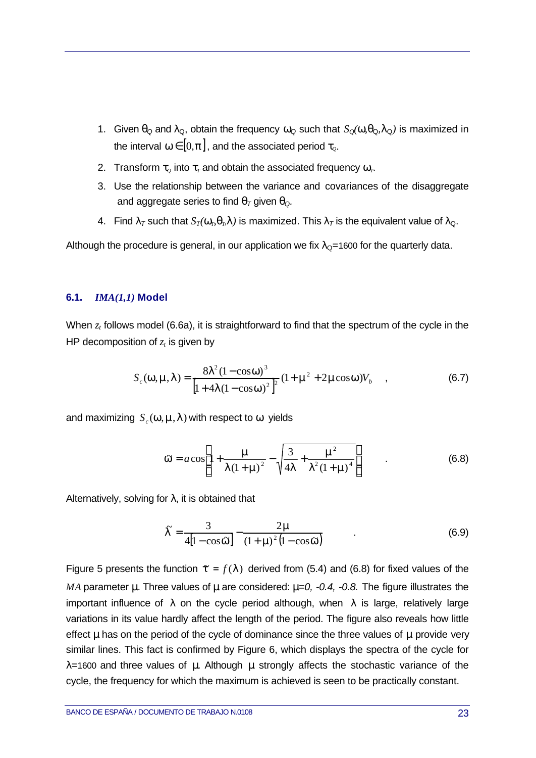1. Given $\theta_Q$ and $\lambda_Q$, obtain the frequency $\omega_Q$ such that $S_Q(\omega,\theta_Q,\lambda_Q)$ is maximized in the interval $\omega \in [0,\pi]$, and the associated period $\tau_Q$.
2. Transform $\tau_Q$ into $\tau_T$ and obtain the associated frequency $\omega_T$.
3. Use the relationship between the variance and covariances of the disaggregate and aggregate series to find $\theta_T$ given $\theta_Q$.
4. Find $\lambda_T$ such that $S_T(\omega_T,\theta_T,\lambda)$ is maximized. This $\lambda_T$ is the equivalent value of $\lambda_Q$.

Although the procedure is general, in our application we fix $\lambda_Q$=1600 for the quarterly data.

### 6.1. *IMA(1,1)* Model

When $z_t$ follows model (6.6a), it is straightforward to find that the spectrum of the cycle in the HP decomposition of $z_t$ is given by

$$S_c(\omega,\mu,\lambda) = \frac{8\lambda^2(1-\cos\omega)^3}{\left[1+4\lambda(1-\cos\omega)^2\right]^2}(1+\mu^2+2\mu\cos\omega)V_b \quad , \tag{6.7}$$

and maximizing $S_c(\omega,\mu,\lambda)$ with respect to $\omega$ yields

$$\tilde{\omega} = a\cos\left[1+\frac{\mu}{\lambda(1+\mu)^2}-\sqrt{\frac{3}{4\lambda}+\frac{\mu^2}{\lambda^2(1+\mu)^4}}\right] \quad . \tag{6.8}$$

Alternatively, solving for $\lambda$, it is obtained that

$$\tilde{\lambda} = \frac{3}{4\left[1-\cos\tilde{\omega}\right]} - \frac{2\mu}{(1+\mu)^2\left(1-\cos\tilde{\omega}\right)} \quad . \tag{6.9}$$

Figure 5 presents the function $\tilde{\tau} = f(\lambda)$ derived from (5.4) and (6.8) for fixed values of the *MA* parameter $\mu$. Three values of $\mu$ are considered: $\mu$=*0, -0.4, -0.8.* The figure illustrates the important influence of $\lambda$ on the cycle period although, when $\lambda$ is large, relatively large variations in its value hardly affect the length of the period. The figure also reveals how little effect $\mu$ has on the period of the cycle of dominance since the three values of $\mu$ provide very similar lines. This fact is confirmed by Figure 6, which displays the spectra of the cycle for $\lambda$=1600 and three values of $\mu$. Although $\mu$ strongly affects the stochastic variance of the cycle, the frequency for which the maximum is achieved is seen to be practically constant.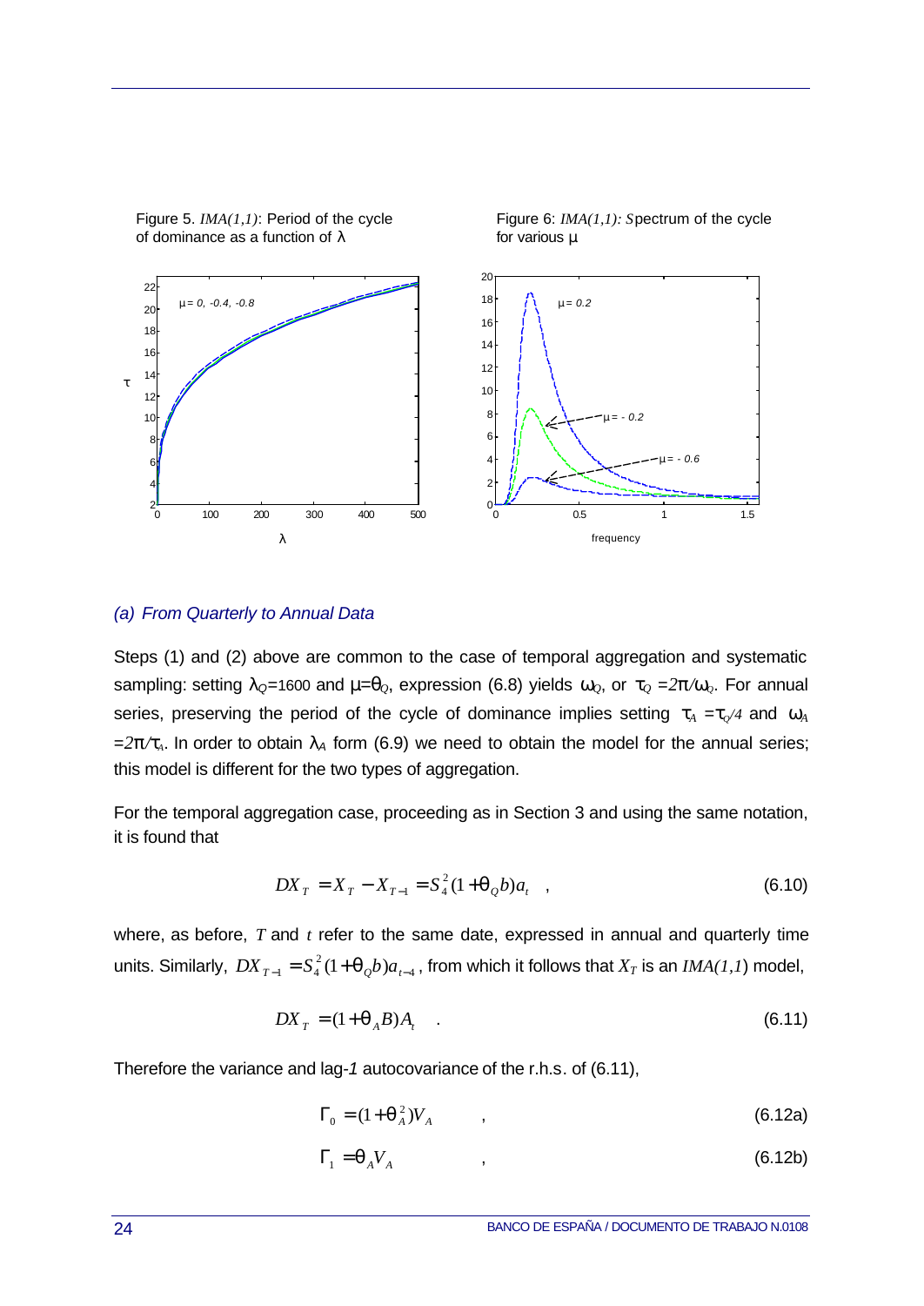Figure 5. *IMA(1,1)*: Period of the cycle of dominance as a function of $\lambda$

Figure 6: *IMA(1,1): S*pectrum of the cycle for various $\mu$

### *(a) From Quarterly to Annual Data*

Steps (1) and (2) above are common to the case of temporal aggregation and systematic sampling: setting $\lambda_Q$=1600 and $\mu=\theta_Q$, expression (6.8) yields $\omega_Q$, or $\tau_Q = 2\pi/\omega_Q$. For annual series, preserving the period of the cycle of dominance implies setting $\tau_A = \tau_Q/4$ and $\omega_A = 2\pi/\tau_A$. In order to obtain $\lambda_A$ form (6.9) we need to obtain the model for the annual series; this model is different for the two types of aggregation.

For the temporal aggregation case, proceeding as in Section 3 and using the same notation, it is found that

$$DX_T = X_T - X_{T-1} = S_4^2(1+\theta_Q b)a_t \quad , \tag{6.10}$$

where, as before, $T$ and $t$ refer to the same date, expressed in annual and quarterly time units. Similarly, $DX_{T-1} = S_4^2(1+\theta_Q b)a_{t-4}$, from which it follows that $X_T$ is an *IMA(1,1)* model,

$$DX_T = (1+\theta_A B)A_t \quad . \tag{6.11}$$

Therefore the variance and lag-*1* autocovariance of the r.h.s. of (6.11),

$$\Gamma_0 = (1+\theta_A^2)V_A \quad , \tag{6.12a}$$

$$\Gamma_1 = \theta_A V_A \quad , \tag{6.12b}$$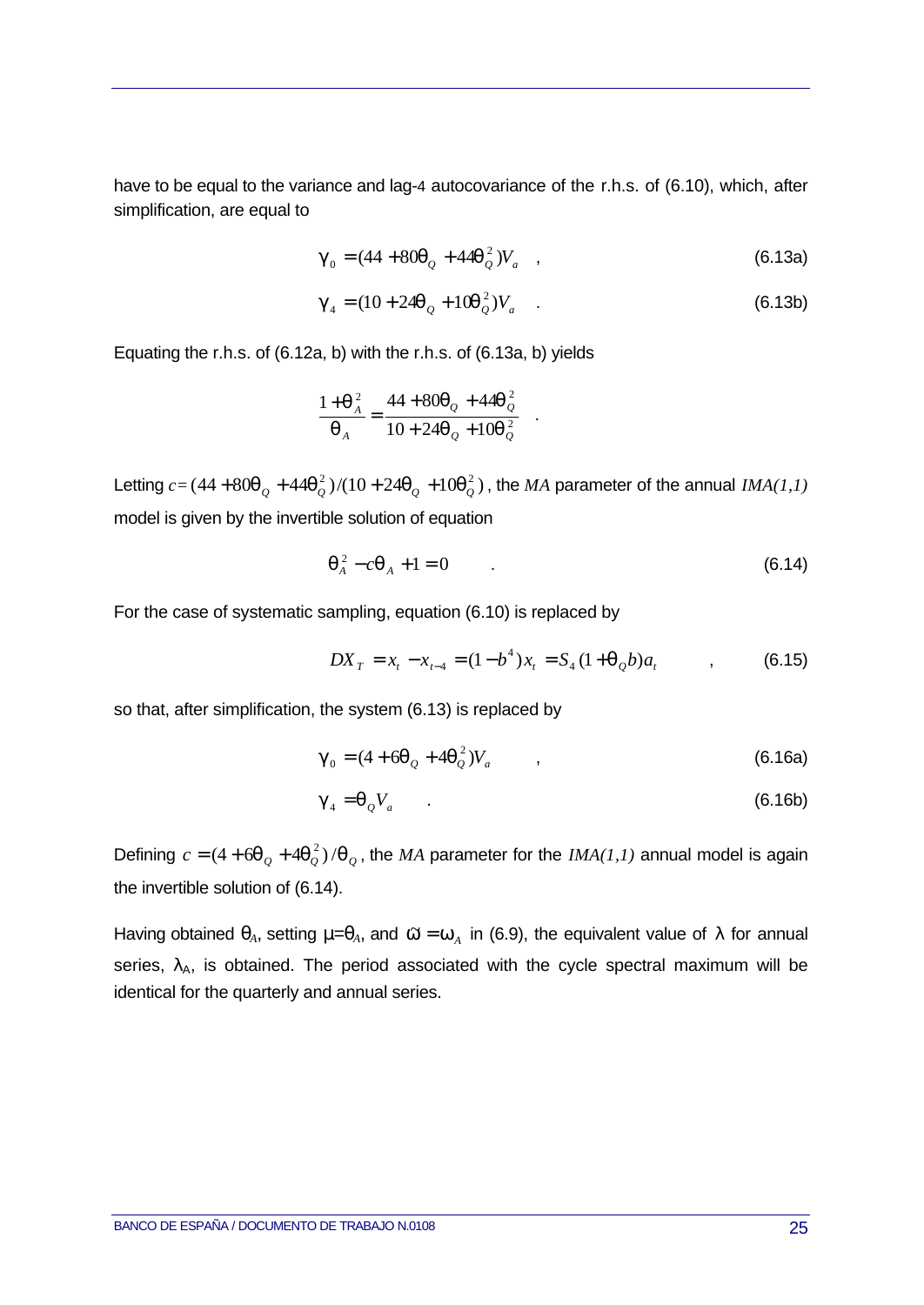have to be equal to the variance and lag-4 autocovariance of the r.h.s. of (6.10), which, after simplification, are equal to

$$\gamma_0 = (44 + 80\theta_Q + 44\theta_Q^2)V_a \quad , \tag{6.13a}$$

$$\gamma_4 = (10 + 24\theta_Q + 10\theta_Q^2)V_a \quad . \tag{6.13b}$$

Equating the r.h.s. of (6.12a, b) with the r.h.s. of (6.13a, b) yields

$$\frac{1+\theta_A^2}{\theta_A} = \frac{44 + 80\theta_Q + 44\theta_Q^2}{10 + 24\theta_Q + 10\theta_Q^2} \quad .$$

Letting $c = (44 + 80\theta_Q + 44\theta_Q^2)/(10 + 24\theta_Q + 10\theta_Q^2)$, the *MA* parameter of the annual *IMA(1,1)* model is given by the invertible solution of equation

$$\theta_A^2 - c\theta_A + 1 = 0 \qquad . \tag{6.14}$$

For the case of systematic sampling, equation (6.10) is replaced by

$$DX_T = x_t - x_{t-4} = (1 - b^4)x_t = S_4(1 + \theta_Q b)a_t \qquad , \tag{6.15}$$

so that, after simplification, the system (6.13) is replaced by

$$\gamma_0 = (4 + 6\theta_Q + 4\theta_Q^2)V_a \qquad , \tag{6.16a}$$

$$\gamma_4 = \theta_Q V_a \qquad . \tag{6.16b}$$

Defining $c = (4 + 6\theta_Q + 4\theta_Q^2)/\theta_Q$, the *MA* parameter for the *IMA(1,1)* annual model is again the invertible solution of (6.14).

Having obtained $\theta_A$, setting $\mu=\theta_A$, and $\varpi = \omega_A$ in (6.9), the equivalent value of $\lambda$ for annual series, $\lambda_A$, is obtained. The period associated with the cycle spectral maximum will be identical for the quarterly and annual series.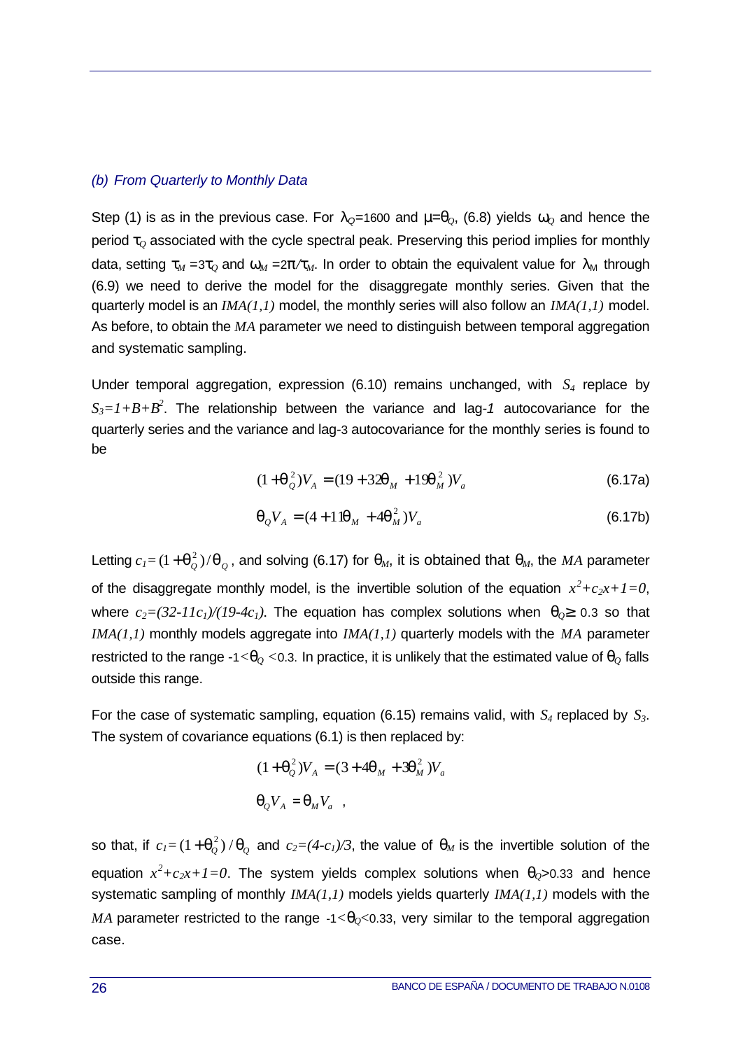### (b) From Quarterly to Monthly Data

Step (1) is as in the previous case. For $\lambda_Q$=1600 and $\mu=\theta_Q$, (6.8) yields $\omega_Q$ and hence the period $\tau_Q$ associated with the cycle spectral peak. Preserving this period implies for monthly data, setting $\tau_M = 3\tau_Q$ and $\omega_M = 2\pi/\tau_M$. In order to obtain the equivalent value for $\lambda_M$ through (6.9) we need to derive the model for the disaggregate monthly series. Given that the quarterly model is an *IMA(1,1)* model, the monthly series will also follow an *IMA(1,1)* model. As before, to obtain the *MA* parameter we need to distinguish between temporal aggregation and systematic sampling.

Under temporal aggregation, expression (6.10) remains unchanged, with $S_4$ replace by $S_3=1+B+B^2$. The relationship between the variance and lag-*1* autocovariance for the quarterly series and the variance and lag-3 autocovariance for the monthly series is found to be

$$(1+\theta_Q^2)V_A = (19+32\theta_M + 19\theta_M^2)V_a \tag{6.17a}$$

$$\theta_Q V_A = (4+11\theta_M + 4\theta_M^2)V_a \tag{6.17b}$$

Letting $c_1 = (1+\theta_Q^2)/\theta_Q$, and solving (6.17) for $\theta_M$, it is obtained that $\theta_M$, the *MA* parameter of the disaggregate monthly model, is the invertible solution of the equation $x^2+c_2x+1=0$, where $c_2=(32-11c_1)/(19-4c_1)$. The equation has complex solutions when $\theta_Q \geq 0.3$ so that *IMA(1,1)* monthly models aggregate into *IMA(1,1)* quarterly models with the *MA* parameter restricted to the range $-1<\theta_Q<0.3$. In practice, it is unlikely that the estimated value of $\theta_Q$ falls outside this range.

For the case of systematic sampling, equation (6.15) remains valid, with $S_4$ replaced by $S_3$. The system of covariance equations (6.1) is then replaced by:

$$(1+\theta_Q^2)V_A = (3+4\theta_M + 3\theta_M^2)V_a$$

$$\theta_Q V_A = \theta_M V_a \quad ,$$

so that, if $c_1 = (1+\theta_Q^2)/\theta_Q$ and $c_2=(4-c_1)/3$, the value of $\theta_M$ is the invertible solution of the equation $x^2+c_2x+1=0$. The system yields complex solutions when $\theta_Q>0.33$ and hence systematic sampling of monthly *IMA(1,1)* models yields quarterly *IMA(1,1)* models with the *MA* parameter restricted to the range $-1<\theta_Q<0.33$, very similar to the temporal aggregation case.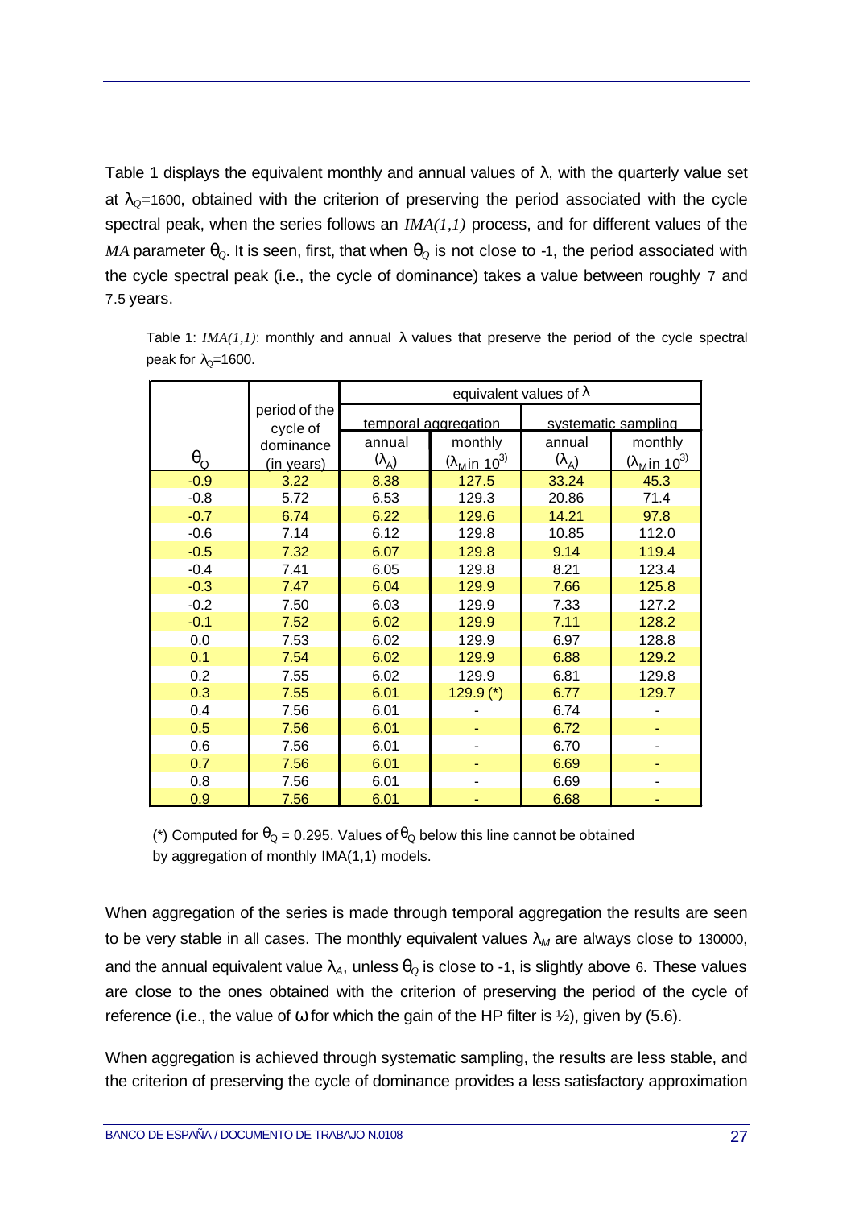Table 1 displays the equivalent monthly and annual values of $\lambda$, with the quarterly value set at $\lambda_Q$=1600, obtained with the criterion of preserving the period associated with the cycle spectral peak, when the series follows an *IMA(1,1)* process, and for different values of the *MA* parameter $\theta_Q$. It is seen, first, that when $\theta_Q$ is not close to -1, the period associated with the cycle spectral peak (i.e., the cycle of dominance) takes a value between roughly 7 and 7.5 years.

Table 1: *IMA(1,1)*: monthly and annual $\lambda$ values that preserve the period of the cycle spectral peak for $\lambda_Q$=1600.

| | | equivalent values of $\lambda$ | | | |
|---|---|---|---|---|---|
| | period of the cycle of dominance | temporal aggregation | | systematic sampling | |
| $\theta_Q$ | (in years) | annual ($\lambda_A$) | monthly ($\lambda_M$ in $10^3$) | annual ($\lambda_A$) | monthly ($\lambda_M$ in $10^3$) |
| -0.9 | 3.22 | 8.38 | 127.5 | 33.24 | 45.3 |
| -0.8 | 5.72 | 6.53 | 129.3 | 20.86 | 71.4 |
| -0.7 | 6.74 | 6.22 | 129.6 | 14.21 | 97.8 |
| -0.6 | 7.14 | 6.12 | 129.8 | 10.85 | 112.0 |
| -0.5 | 7.32 | 6.07 | 129.8 | 9.14 | 119.4 |
| -0.4 | 7.41 | 6.05 | 129.8 | 8.21 | 123.4 |
| -0.3 | 7.47 | 6.04 | 129.9 | 7.66 | 125.8 |
| -0.2 | 7.50 | 6.03 | 129.9 | 7.33 | 127.2 |
| -0.1 | 7.52 | 6.02 | 129.9 | 7.11 | 128.2 |
| 0.0 | 7.53 | 6.02 | 129.9 | 6.97 | 128.8 |
| 0.1 | 7.54 | 6.02 | 129.9 | 6.88 | 129.2 |
| 0.2 | 7.55 | 6.02 | 129.9 | 6.81 | 129.8 |
| 0.3 | 7.55 | 6.01 | 129.9 (*) | 6.77 | 129.7 |
| 0.4 | 7.56 | 6.01 | - | 6.74 | - |
| 0.5 | 7.56 | 6.01 | - | 6.72 | - |
| 0.6 | 7.56 | 6.01 | - | 6.70 | - |
| 0.7 | 7.56 | 6.01 | - | 6.69 | - |
| 0.8 | 7.56 | 6.01 | - | 6.69 | - |
| 0.9 | 7.56 | 6.01 | - | 6.68 | - |

(*) Computed for $\theta_Q$ = 0.295. Values of $\theta_Q$ below this line cannot be obtained by aggregation of monthly IMA(1,1) models.

When aggregation of the series is made through temporal aggregation the results are seen to be very stable in all cases. The monthly equivalent values $\lambda_M$ are always close to 130000, and the annual equivalent value $\lambda_A$, unless $\theta_Q$ is close to -1, is slightly above 6. These values are close to the ones obtained with the criterion of preserving the period of the cycle of reference (i.e., the value of $\omega$ for which the gain of the HP filter is ½), given by (5.6).

When aggregation is achieved through systematic sampling, the results are less stable, and the criterion of preserving the cycle of dominance provides a less satisfactory approximation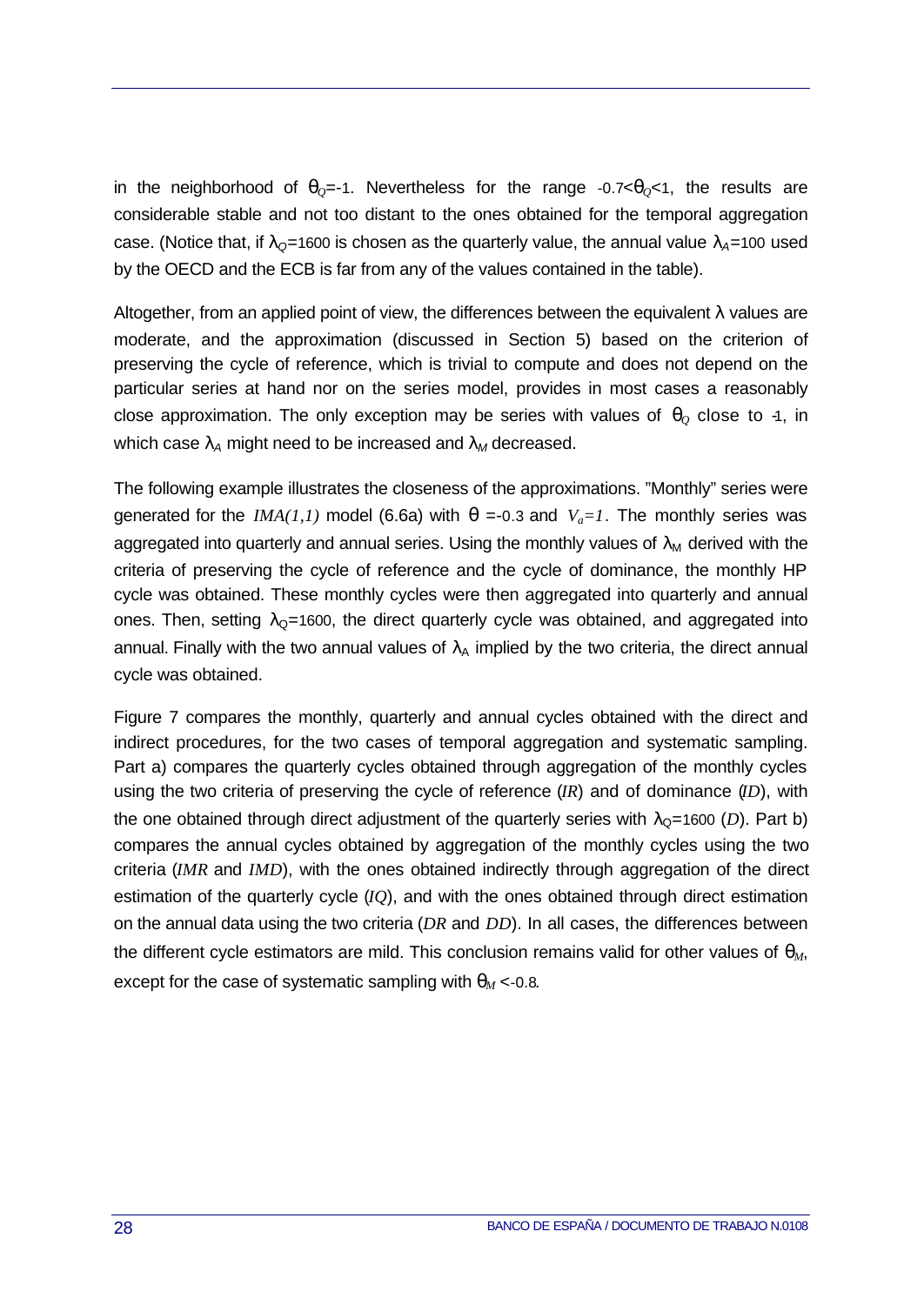in the neighborhood of $\theta_Q$=-1. Nevertheless for the range -0.7<$\theta_Q$<1, the results are considerable stable and not too distant to the ones obtained for the temporal aggregation case. (Notice that, if $\lambda_Q$=1600 is chosen as the quarterly value, the annual value $\lambda_A$=100 used by the OECD and the ECB is far from any of the values contained in the table).

Altogether, from an applied point of view, the differences between the equivalent $\lambda$ values are moderate, and the approximation (discussed in Section 5) based on the criterion of preserving the cycle of reference, which is trivial to compute and does not depend on the particular series at hand nor on the series model, provides in most cases a reasonably close approximation. The only exception may be series with values of $\theta_Q$ close to -1, in which case $\lambda_A$ might need to be increased and $\lambda_M$ decreased.

The following example illustrates the closeness of the approximations. "Monthly" series were generated for the *IMA(1,1)* model (6.6a) with $\theta$ =-0.3 and $V_a=1$. The monthly series was aggregated into quarterly and annual series. Using the monthly values of $\lambda_M$ derived with the criteria of preserving the cycle of reference and the cycle of dominance, the monthly HP cycle was obtained. These monthly cycles were then aggregated into quarterly and annual ones. Then, setting $\lambda_Q$=1600, the direct quarterly cycle was obtained, and aggregated into annual. Finally with the two annual values of $\lambda_A$ implied by the two criteria, the direct annual cycle was obtained.

Figure 7 compares the monthly, quarterly and annual cycles obtained with the direct and indirect procedures, for the two cases of temporal aggregation and systematic sampling. Part a) compares the quarterly cycles obtained through aggregation of the monthly cycles using the two criteria of preserving the cycle of reference (*IR*) and of dominance (*ID*), with the one obtained through direct adjustment of the quarterly series with $\lambda_Q$=1600 (*D*). Part b) compares the annual cycles obtained by aggregation of the monthly cycles using the two criteria (*IMR* and *IMD*), with the ones obtained indirectly through aggregation of the direct estimation of the quarterly cycle (*IQ*), and with the ones obtained through direct estimation on the annual data using the two criteria (*DR* and *DD*). In all cases, the differences between the different cycle estimators are mild. This conclusion remains valid for other values of $\theta_M$, except for the case of systematic sampling with $\theta_M$ <-0.8.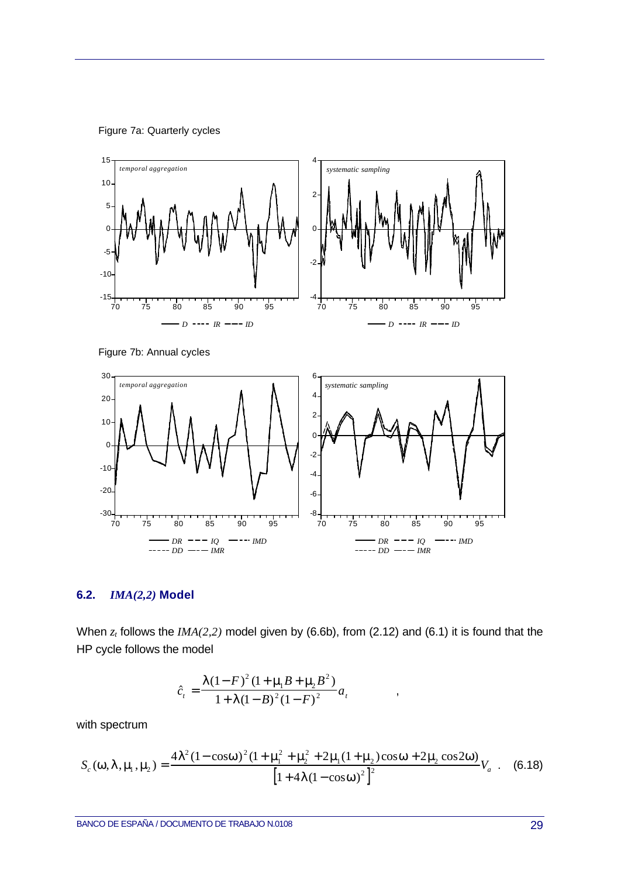Figure 7a: Quarterly cycles

Figure 7b: Annual cycles

### 6.2. *IMA(2,2)* Model

When $z_t$ follows the *IMA(2,2)* model given by (6.6b), from (2.12) and (6.1) it is found that the HP cycle follows the model

$$\hat{c}_t = \frac{\lambda(1-F)^2(1+\mu_1 B+\mu_2 B^2)}{1+\lambda(1-B)^2(1-F)^2}a_t \qquad ,$$

with spectrum

$$S_c(\omega,\lambda,\mu_1,\mu_2) = \frac{4\lambda^2(1-\cos\omega)^2(1+\mu_1^2+\mu_2^2+2\mu_1(1+\mu_2)\cos\omega+2\mu_2\cos 2\omega)}{\left[1+4\lambda(1-\cos\omega)^2\right]^2}V_a \ . \quad (6.18)$$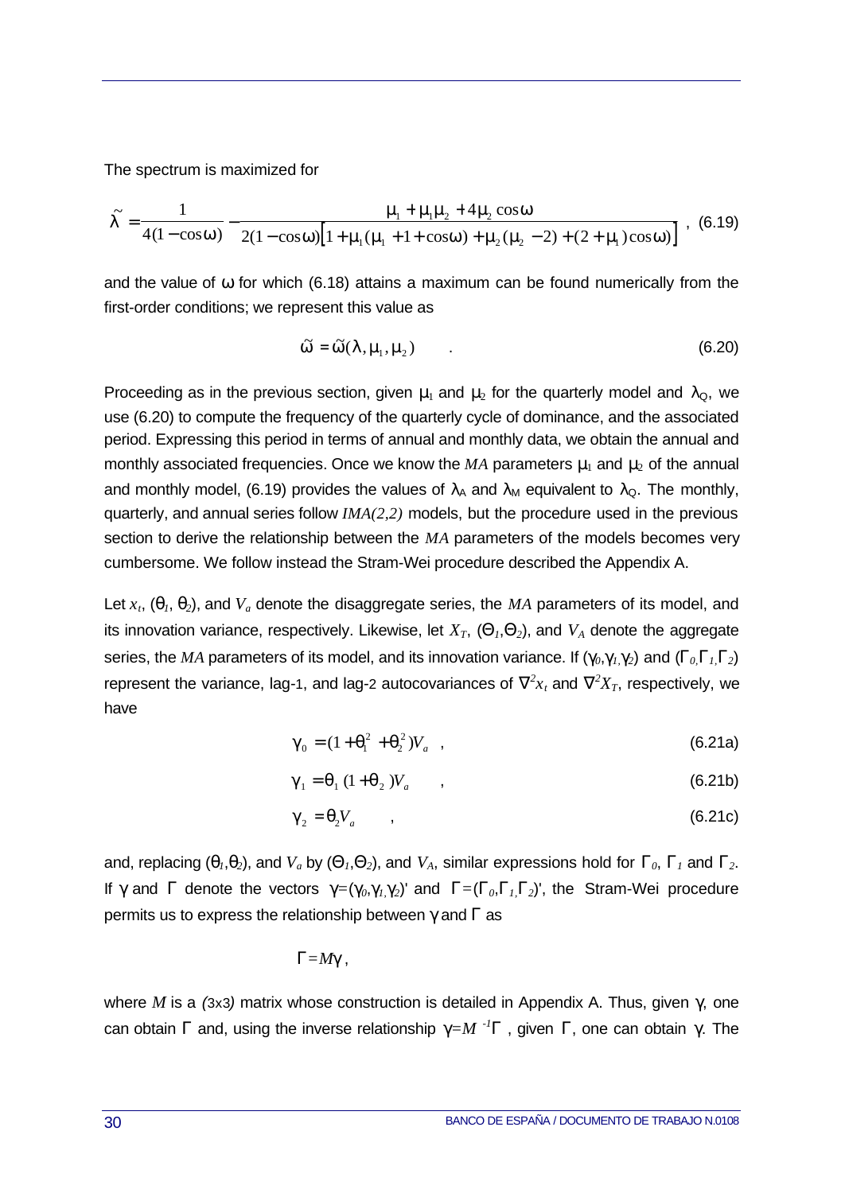The spectrum is maximized for

$$\tilde{\lambda} = \frac{1}{4(1-\cos\omega)} - \frac{\mu_1 + \mu_1\mu_2 + 4\mu_2\cos\omega}{2(1-\cos\omega)\left[1+\mu_1(\mu_1 + 1 + \cos\omega) + \mu_2(\mu_2 - 2) + (2+\mu_1)\cos\omega\right]} \,, \quad (6.19)$$

and the value of $\omega$ for which (6.18) attains a maximum can be found numerically from the first-order conditions; we represent this value as

$$\tilde{\omega} = \tilde{\omega}(\lambda, \mu_1, \mu_2) \quad . \quad (6.20)$$

Proceeding as in the previous section, given $\mu_1$ and $\mu_2$ for the quarterly model and $\lambda_Q$, we use (6.20) to compute the frequency of the quarterly cycle of dominance, and the associated period. Expressing this period in terms of annual and monthly data, we obtain the annual and monthly associated frequencies. Once we know the *MA* parameters $\mu_1$ and $\mu_2$ of the annual and monthly model, (6.19) provides the values of $\lambda_A$ and $\lambda_M$ equivalent to $\lambda_Q$. The monthly, quarterly, and annual series follow *IMA(2,2)* models, but the procedure used in the previous section to derive the relationship between the *MA* parameters of the models becomes very cumbersome. We follow instead the Stram-Wei procedure described the Appendix A.

Let $x_t$, $(\theta_1, \theta_2)$, and $V_a$ denote the disaggregate series, the *MA* parameters of its model, and its innovation variance, respectively. Likewise, let $X_T$, $(\Theta_1,\Theta_2)$, and $V_A$ denote the aggregate series, the *MA* parameters of its model, and its innovation variance. If $(\gamma_0,\gamma_1,\gamma_2)$ and $(\Gamma_0,\Gamma_1,\Gamma_2)$ represent the variance, lag-1, and lag-2 autocovariances of $\nabla^2 x_t$ and $\nabla^2 X_T$, respectively, we have

$$\gamma_0 = (1+\theta_1^2 + \theta_2^2)V_a \quad , \quad (6.21a)$$

$$\gamma_1 = \theta_1(1+\theta_2)V_a \quad , \quad (6.21b)$$

$$\gamma_2 = \theta_2 V_a \quad , \quad (6.21c)$$

and, replacing $(\theta_1,\theta_2)$, and $V_a$ by $(\Theta_1,\Theta_2)$, and $V_A$, similar expressions hold for $\Gamma_0$, $\Gamma_1$ and $\Gamma_2$. If $\gamma$ and $\Gamma$ denote the vectors $\gamma=(\gamma_0,\gamma_1,\gamma_2)'$ and $\Gamma=(\Gamma_0,\Gamma_1,\Gamma_2)'$, the Stram-Wei procedure permits us to express the relationship between $\gamma$ and $\Gamma$ as

$$\Gamma = M\gamma \,,$$

where $M$ is a (3x3) matrix whose construction is detailed in Appendix A. Thus, given $\gamma$, one can obtain $\Gamma$ and, using the inverse relationship $\gamma=M^{-1}\Gamma$, given $\Gamma$, one can obtain $\gamma$. The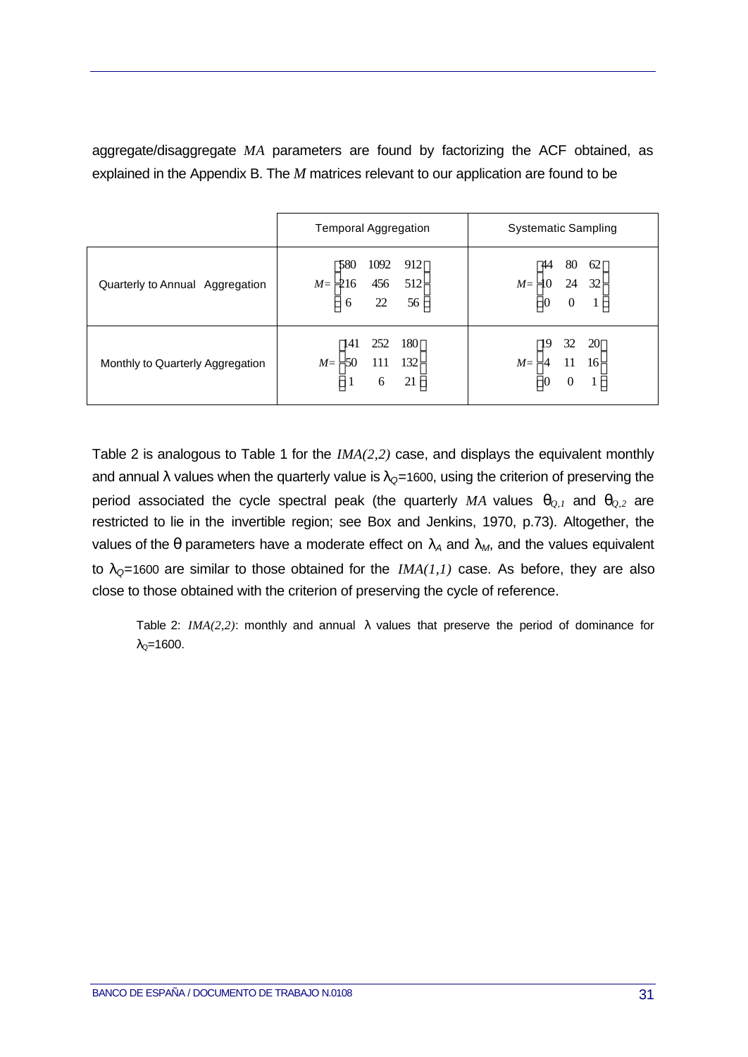aggregate/disaggregate *MA* parameters are found by factorizing the ACF obtained, as explained in the Appendix B. The *M* matrices relevant to our application are found to be

| | Temporal Aggregation | Systematic Sampling |
|---|---|---|
| Quarterly to Annual Aggregation | $M=\begin{bmatrix} 580 & 1092 & 912 \\ 216 & 456 & 512 \\ 6 & 22 & 56 \end{bmatrix}$ | $M=\begin{bmatrix} 44 & 80 & 62 \\ 10 & 24 & 32 \\ 0 & 0 & 1 \end{bmatrix}$ |
| Monthly to Quarterly Aggregation | $M=\begin{bmatrix} 141 & 252 & 180 \\ 50 & 111 & 132 \\ 1 & 6 & 21 \end{bmatrix}$ | $M=\begin{bmatrix} 19 & 32 & 20 \\ 4 & 11 & 16 \\ 0 & 0 & 1 \end{bmatrix}$ |

Table 2 is analogous to Table 1 for the *IMA(2,2)* case, and displays the equivalent monthly and annual $\lambda$ values when the quarterly value is $\lambda_Q$=1600, using the criterion of preserving the period associated the cycle spectral peak (the quarterly *MA* values $\theta_{Q,1}$ and $\theta_{Q,2}$ are restricted to lie in the invertible region; see Box and Jenkins, 1970, p.73). Altogether, the values of the $\theta$ parameters have a moderate effect on $\lambda_A$ and $\lambda_M$, and the values equivalent to $\lambda_Q$=1600 are similar to those obtained for the *IMA(1,1)* case. As before, they are also close to those obtained with the criterion of preserving the cycle of reference.

Table 2: *IMA(2,2)*: monthly and annual $\lambda$ values that preserve the period of dominance for $\lambda_Q$=1600.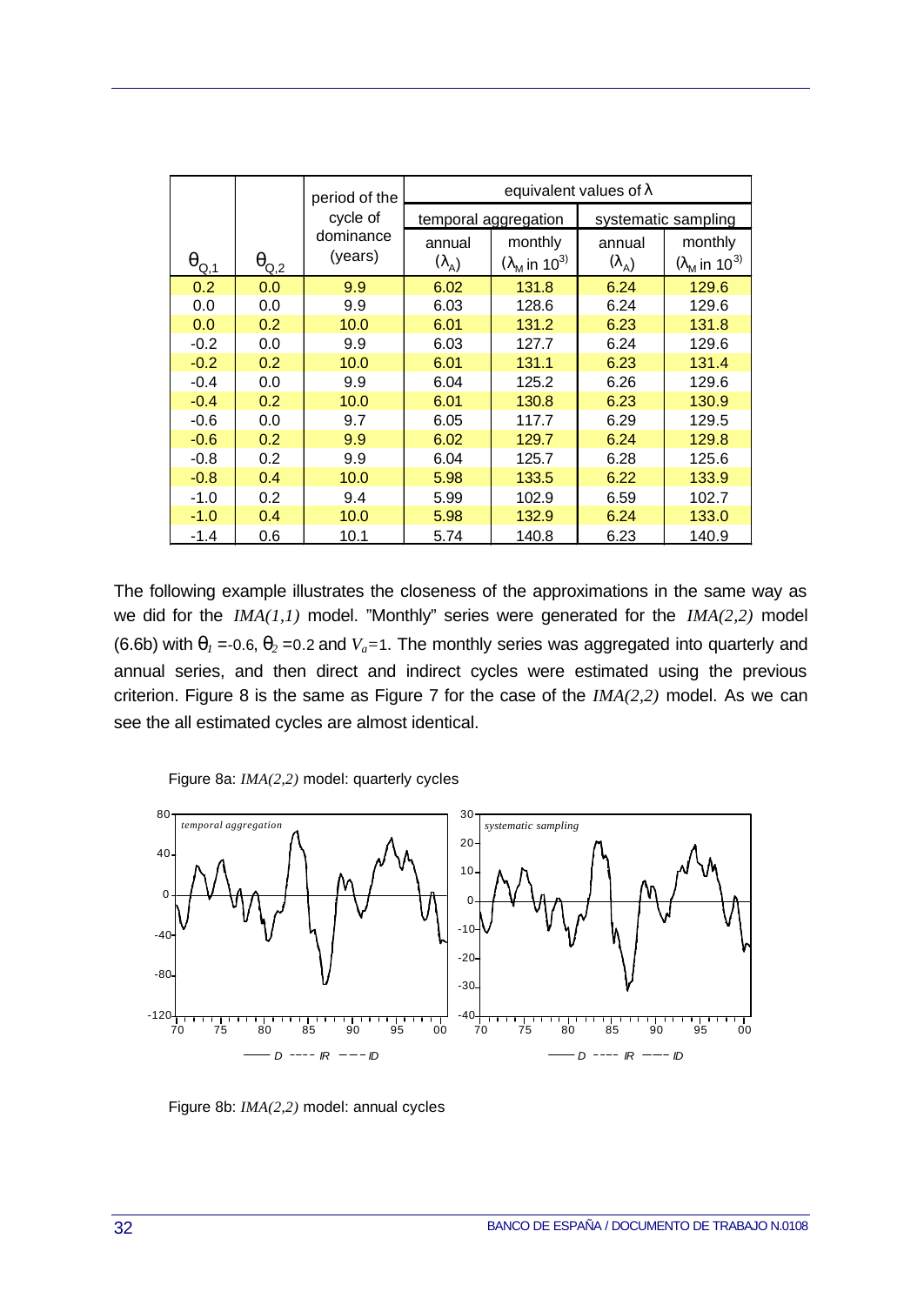| $\theta_{Q,1}$ | $\theta_{Q,2}$ | period of the cycle of dominance (years) | equivalent values of $\lambda$ | | | |
|---|---|---|---|---|---|---|
| | | | temporal aggregation | | systematic sampling | |
| | | | annual ($\lambda_A$) | monthly ($\lambda_M$ in $10^3$) | annual ($\lambda_A$) | monthly ($\lambda_M$ in $10^3$) |
| 0.2 | 0.0 | 9.9 | 6.02 | 131.8 | 6.24 | 129.6 |
| 0.0 | 0.0 | 9.9 | 6.03 | 128.6 | 6.24 | 129.6 |
| 0.0 | 0.2 | 10.0 | 6.01 | 131.2 | 6.23 | 131.8 |
| -0.2 | 0.0 | 9.9 | 6.03 | 127.7 | 6.24 | 129.6 |
| -0.2 | 0.2 | 10.0 | 6.01 | 131.1 | 6.23 | 131.4 |
| -0.4 | 0.0 | 9.9 | 6.04 | 125.2 | 6.26 | 129.6 |
| -0.4 | 0.2 | 10.0 | 6.01 | 130.8 | 6.23 | 130.9 |
| -0.6 | 0.0 | 9.7 | 6.05 | 117.7 | 6.29 | 129.5 |
| -0.6 | 0.2 | 9.9 | 6.02 | 129.7 | 6.24 | 129.8 |
| -0.8 | 0.2 | 9.9 | 6.04 | 125.7 | 6.28 | 125.6 |
| -0.8 | 0.4 | 10.0 | 5.98 | 133.5 | 6.22 | 133.9 |
| -1.0 | 0.2 | 9.4 | 5.99 | 102.9 | 6.59 | 102.7 |
| -1.0 | 0.4 | 10.0 | 5.98 | 132.9 | 6.24 | 133.0 |
| -1.4 | 0.6 | 10.1 | 5.74 | 140.8 | 6.23 | 140.9 |

The following example illustrates the closeness of the approximations in the same way as we did for the *IMA(1,1)* model. "Monthly" series were generated for the *IMA(2,2)* model (6.6b) with $\theta_1$ =-0.6, $\theta_2$ =0.2 and $V_a$=1. The monthly series was aggregated into quarterly and annual series, and then direct and indirect cycles were estimated using the previous criterion. Figure 8 is the same as Figure 7 for the case of the *IMA(2,2)* model. As we can see the all estimated cycles are almost identical.

Figure 8a: *IMA(2,2)* model: quarterly cycles

Figure 8b: *IMA(2,2)* model: annual cycles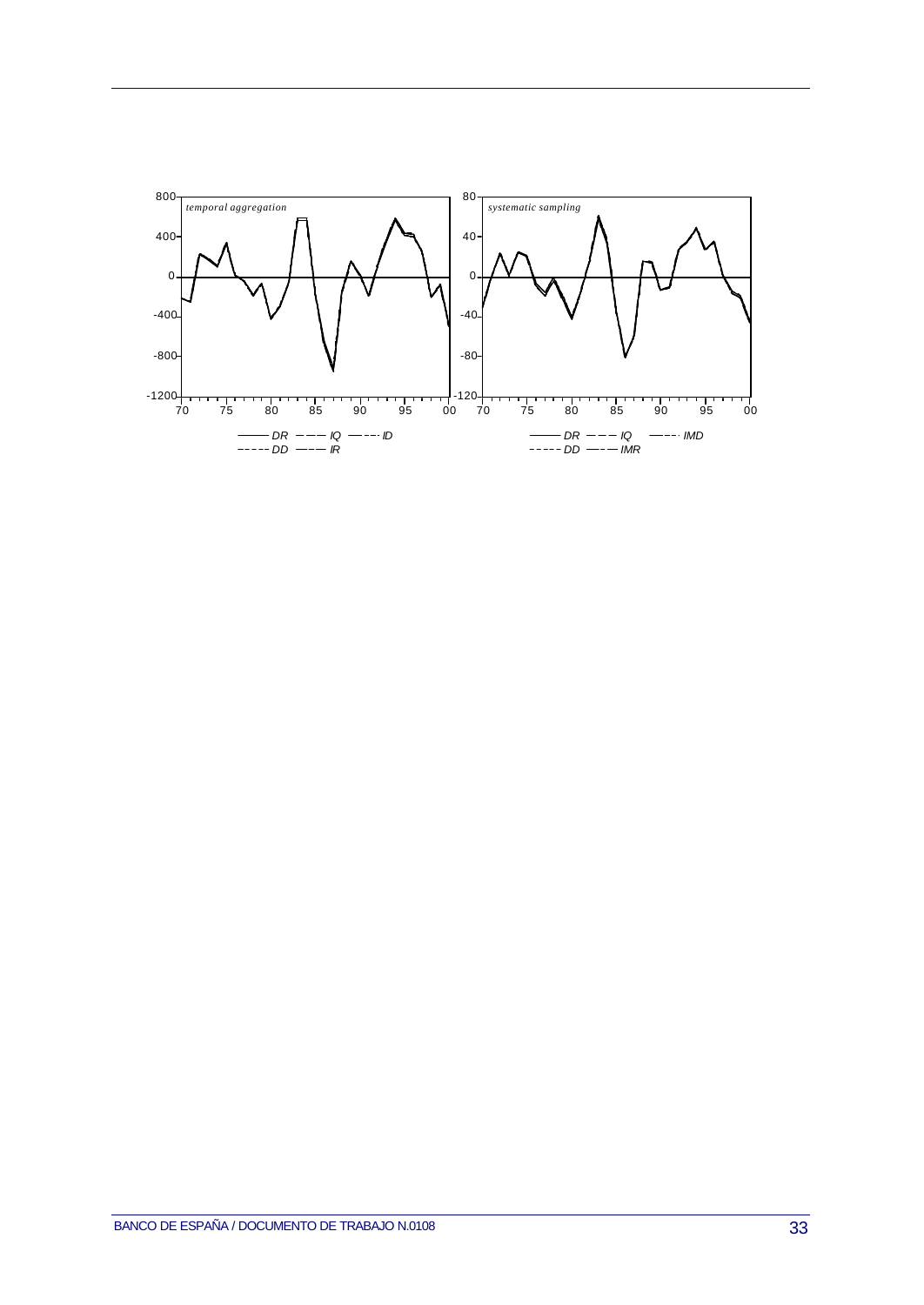*temporal aggregation*

DR — IQ — ID — DD — IR

*systematic sampling*

DR — IQ — IMD — DD — IMR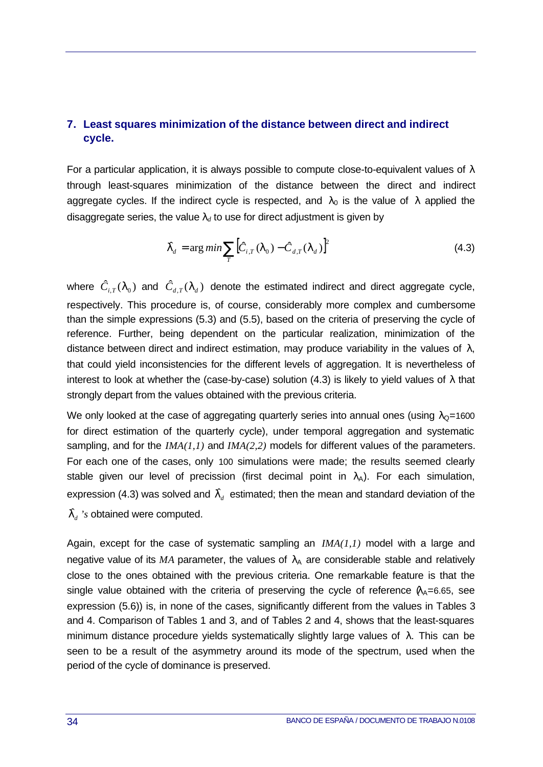## 7. Least squares minimization of the distance between direct and indirect cycle.

For a particular application, it is always possible to compute close-to-equivalent values of $\lambda$ through least-squares minimization of the distance between the direct and indirect aggregate cycles. If the indirect cycle is respected, and $\lambda_0$ is the value of $\lambda$ applied the disaggregate series, the value $\lambda_d$ to use for direct adjustment is given by

$$\hat{\lambda}_d = \arg min \sum_T \left[ \hat{C}_{i,T}(\lambda_0) - \hat{C}_{d,T}(\lambda_d) \right]^2 \tag{4.3}$$

where $\hat{C}_{i,T}(\lambda_0)$ and $\hat{C}_{d,T}(\lambda_d)$ denote the estimated indirect and direct aggregate cycle, respectively. This procedure is, of course, considerably more complex and cumbersome than the simple expressions (5.3) and (5.5), based on the criteria of preserving the cycle of reference. Further, being dependent on the particular realization, minimization of the distance between direct and indirect estimation, may produce variability in the values of $\lambda$, that could yield inconsistencies for the different levels of aggregation. It is nevertheless of interest to look at whether the (case-by-case) solution (4.3) is likely to yield values of $\lambda$ that strongly depart from the values obtained with the previous criteria.

We only looked at the case of aggregating quarterly series into annual ones (using $\lambda_Q$=1600 for direct estimation of the quarterly cycle), under temporal aggregation and systematic sampling, and for the *IMA(1,1)* and *IMA(2,2)* models for different values of the parameters. For each one of the cases, only 100 simulations were made; the results seemed clearly stable given our level of precission (first decimal point in $\lambda_A$). For each simulation, expression (4.3) was solved and $\hat{\lambda}_d$ estimated; then the mean and standard deviation of the $\hat{\lambda}_d$*'s* obtained were computed.

Again, except for the case of systematic sampling an *IMA(1,1)* model with a large and negative value of its *MA* parameter, the values of $\lambda_A$ are considerable stable and relatively close to the ones obtained with the previous criteria. One remarkable feature is that the single value obtained with the criteria of preserving the cycle of reference ($\lambda_A$=6.65, see expression (5.6)) is, in none of the cases, significantly different from the values in Tables 3 and 4. Comparison of Tables 1 and 3, and of Tables 2 and 4, shows that the least-squares minimum distance procedure yields systematically slightly large values of $\lambda$. This can be seen to be a result of the asymmetry around its mode of the spectrum, used when the period of the cycle of dominance is preserved.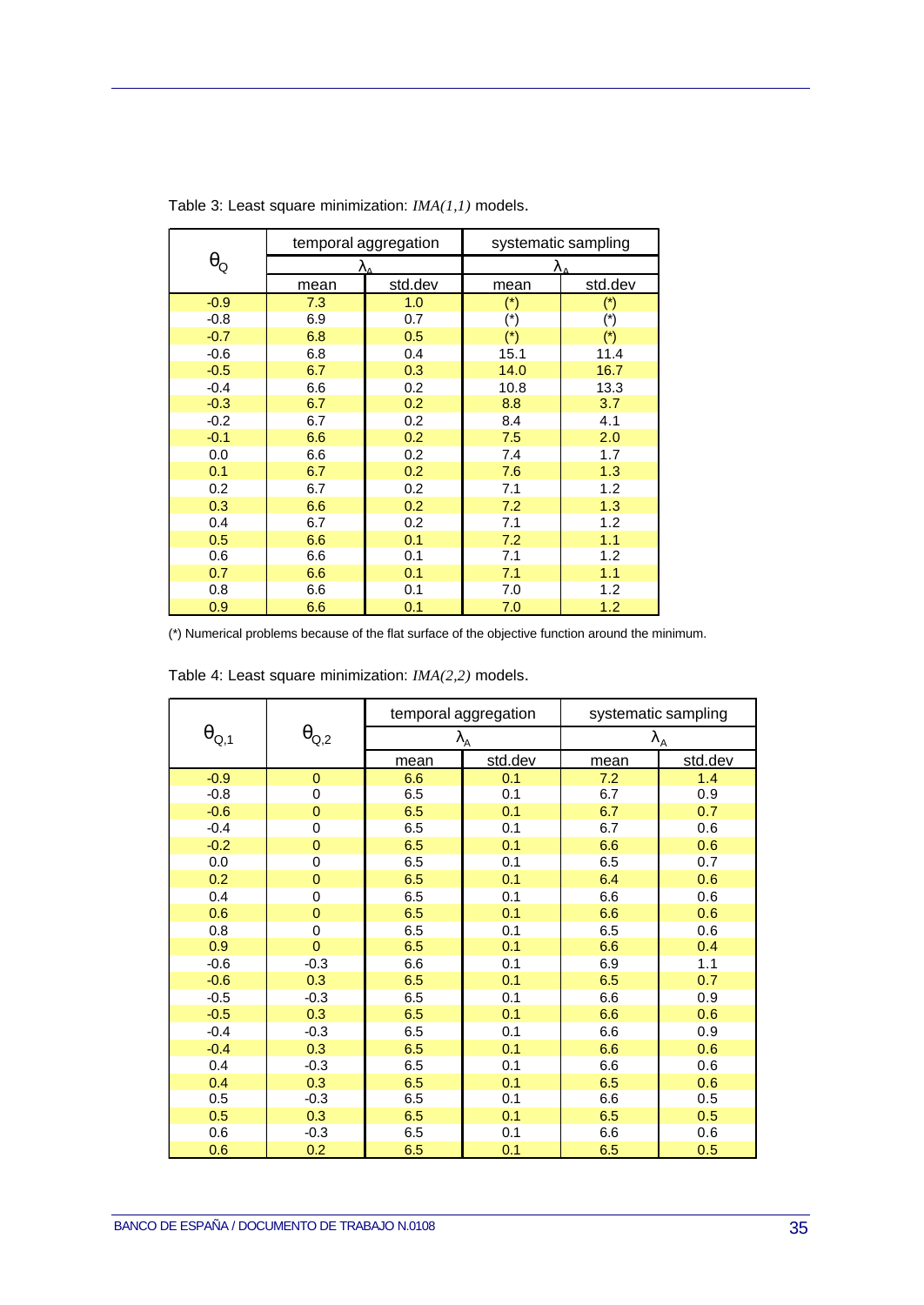Table 3: Least square minimization: *IMA(1,1)* models.

| $\theta_Q$ | temporal aggregation | | systematic sampling | |
|---|---|---|---|---|
| | $\lambda_A$ | | $\lambda_A$ | |
| | mean | std.dev | mean | std.dev |
| -0.9 | 7.3 | 1.0 | (*) | (*) |
| -0.8 | 6.9 | 0.7 | (*) | (*) |
| -0.7 | 6.8 | 0.5 | (*) | (*) |
| -0.6 | 6.8 | 0.4 | 15.1 | 11.4 |
| -0.5 | 6.7 | 0.3 | 14.0 | 16.7 |
| -0.4 | 6.6 | 0.2 | 10.8 | 13.3 |
| -0.3 | 6.7 | 0.2 | 8.8 | 3.7 |
| -0.2 | 6.7 | 0.2 | 8.4 | 4.1 |
| -0.1 | 6.6 | 0.2 | 7.5 | 2.0 |
| 0.0 | 6.6 | 0.2 | 7.4 | 1.7 |
| 0.1 | 6.7 | 0.2 | 7.6 | 1.3 |
| 0.2 | 6.7 | 0.2 | 7.1 | 1.2 |
| 0.3 | 6.6 | 0.2 | 7.2 | 1.3 |
| 0.4 | 6.7 | 0.2 | 7.1 | 1.2 |
| 0.5 | 6.6 | 0.1 | 7.2 | 1.1 |
| 0.6 | 6.6 | 0.1 | 7.1 | 1.2 |
| 0.7 | 6.6 | 0.1 | 7.1 | 1.1 |
| 0.8 | 6.6 | 0.1 | 7.0 | 1.2 |
| 0.9 | 6.6 | 0.1 | 7.0 | 1.2 |

(*) Numerical problems because of the flat surface of the objective function around the minimum.

Table 4: Least square minimization: *IMA(2,2)* models.

| $\theta_{Q,1}$ | $\theta_{Q,2}$ | temporal aggregation | | systematic sampling | |
|---|---|---|---|---|---|
| | | $\lambda_A$ | | $\lambda_A$ | |
| | | mean | std.dev | mean | std.dev |
| -0.9 | 0 | 6.6 | 0.1 | 7.2 | 1.4 |
| -0.8 | 0 | 6.5 | 0.1 | 6.7 | 0.9 |
| -0.6 | 0 | 6.5 | 0.1 | 6.7 | 0.7 |
| -0.4 | 0 | 6.5 | 0.1 | 6.7 | 0.6 |
| -0.2 | 0 | 6.5 | 0.1 | 6.6 | 0.6 |
| 0.0 | 0 | 6.5 | 0.1 | 6.5 | 0.7 |
| 0.2 | 0 | 6.5 | 0.1 | 6.4 | 0.6 |
| 0.4 | 0 | 6.5 | 0.1 | 6.6 | 0.6 |
| 0.6 | 0 | 6.5 | 0.1 | 6.6 | 0.6 |
| 0.8 | 0 | 6.5 | 0.1 | 6.5 | 0.6 |
| 0.9 | 0 | 6.5 | 0.1 | 6.6 | 0.4 |
| -0.6 | -0.3 | 6.6 | 0.1 | 6.9 | 1.1 |
| -0.6 | 0.3 | 6.5 | 0.1 | 6.5 | 0.7 |
| -0.5 | -0.3 | 6.5 | 0.1 | 6.6 | 0.9 |
| -0.5 | 0.3 | 6.5 | 0.1 | 6.6 | 0.6 |
| -0.4 | -0.3 | 6.5 | 0.1 | 6.6 | 0.9 |
| -0.4 | 0.3 | 6.5 | 0.1 | 6.6 | 0.6 |
| 0.4 | -0.3 | 6.5 | 0.1 | 6.6 | 0.6 |
| 0.4 | 0.3 | 6.5 | 0.1 | 6.5 | 0.6 |
| 0.5 | -0.3 | 6.5 | 0.1 | 6.6 | 0.5 |
| 0.5 | 0.3 | 6.5 | 0.1 | 6.5 | 0.5 |
| 0.6 | -0.3 | 6.5 | 0.1 | 6.6 | 0.6 |
| 0.6 | 0.2 | 6.5 | 0.1 | 6.5 | 0.5 |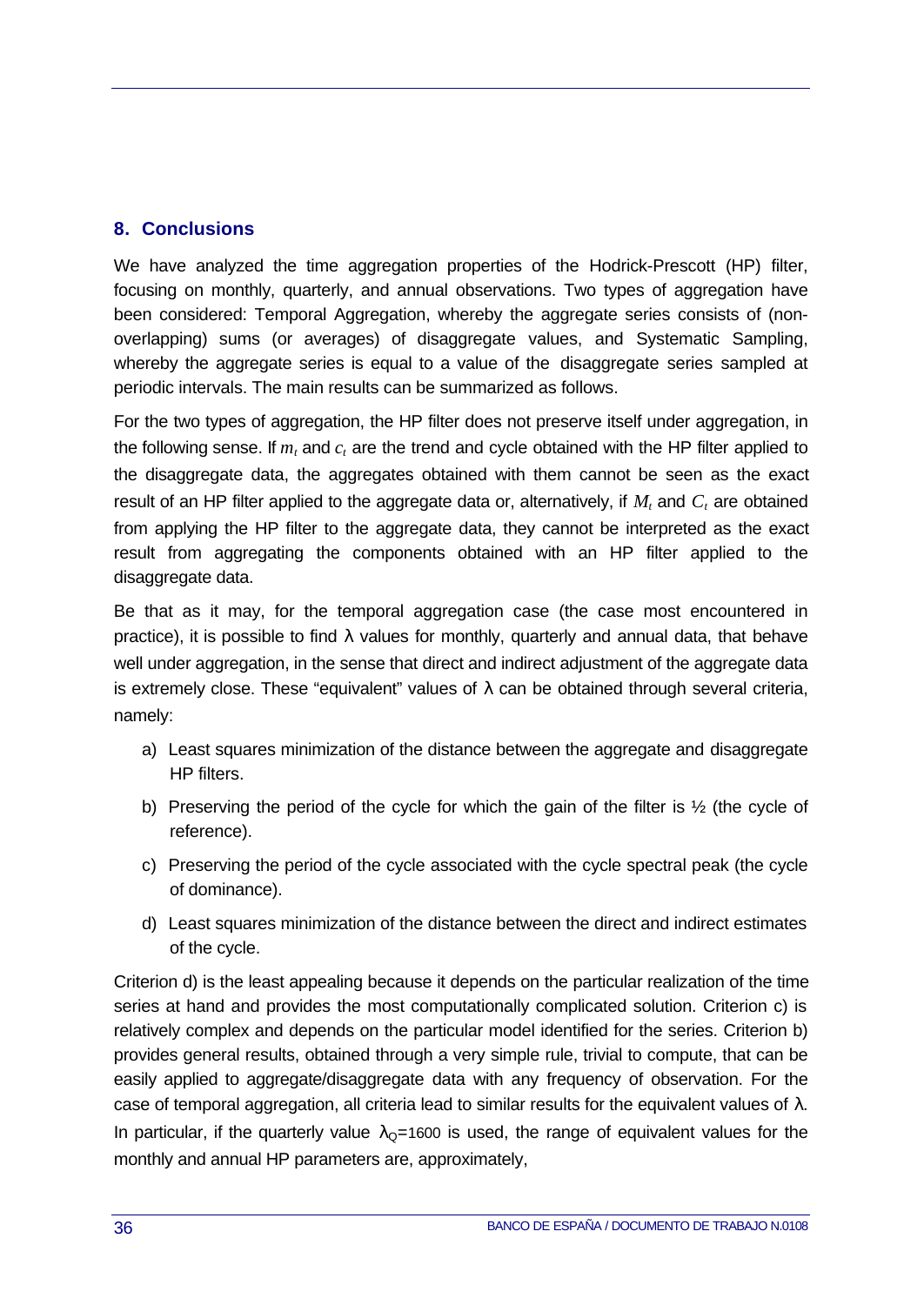## 8. Conclusions

We have analyzed the time aggregation properties of the Hodrick-Prescott (HP) filter, focusing on monthly, quarterly, and annual observations. Two types of aggregation have been considered: Temporal Aggregation, whereby the aggregate series consists of (non-overlapping) sums (or averages) of disaggregate values, and Systematic Sampling, whereby the aggregate series is equal to a value of the disaggregate series sampled at periodic intervals. The main results can be summarized as follows.

For the two types of aggregation, the HP filter does not preserve itself under aggregation, in the following sense. If $m_t$ and $c_t$ are the trend and cycle obtained with the HP filter applied to the disaggregate data, the aggregates obtained with them cannot be seen as the exact result of an HP filter applied to the aggregate data or, alternatively, if $M_t$ and $C_t$ are obtained from applying the HP filter to the aggregate data, they cannot be interpreted as the exact result from aggregating the components obtained with an HP filter applied to the disaggregate data.

Be that as it may, for the temporal aggregation case (the case most encountered in practice), it is possible to find $\lambda$ values for monthly, quarterly and annual data, that behave well under aggregation, in the sense that direct and indirect adjustment of the aggregate data is extremely close. These "equivalent" values of $\lambda$ can be obtained through several criteria, namely:

a) Least squares minimization of the distance between the aggregate and disaggregate HP filters.

b) Preserving the period of the cycle for which the gain of the filter is ½ (the cycle of reference).

c) Preserving the period of the cycle associated with the cycle spectral peak (the cycle of dominance).

d) Least squares minimization of the distance between the direct and indirect estimates of the cycle.

Criterion d) is the least appealing because it depends on the particular realization of the time series at hand and provides the most computationally complicated solution. Criterion c) is relatively complex and depends on the particular model identified for the series. Criterion b) provides general results, obtained through a very simple rule, trivial to compute, that can be easily applied to aggregate/disaggregate data with any frequency of observation. For the case of temporal aggregation, all criteria lead to similar results for the equivalent values of $\lambda$. In particular, if the quarterly value $\lambda_Q$=1600 is used, the range of equivalent values for the monthly and annual HP parameters are, approximately,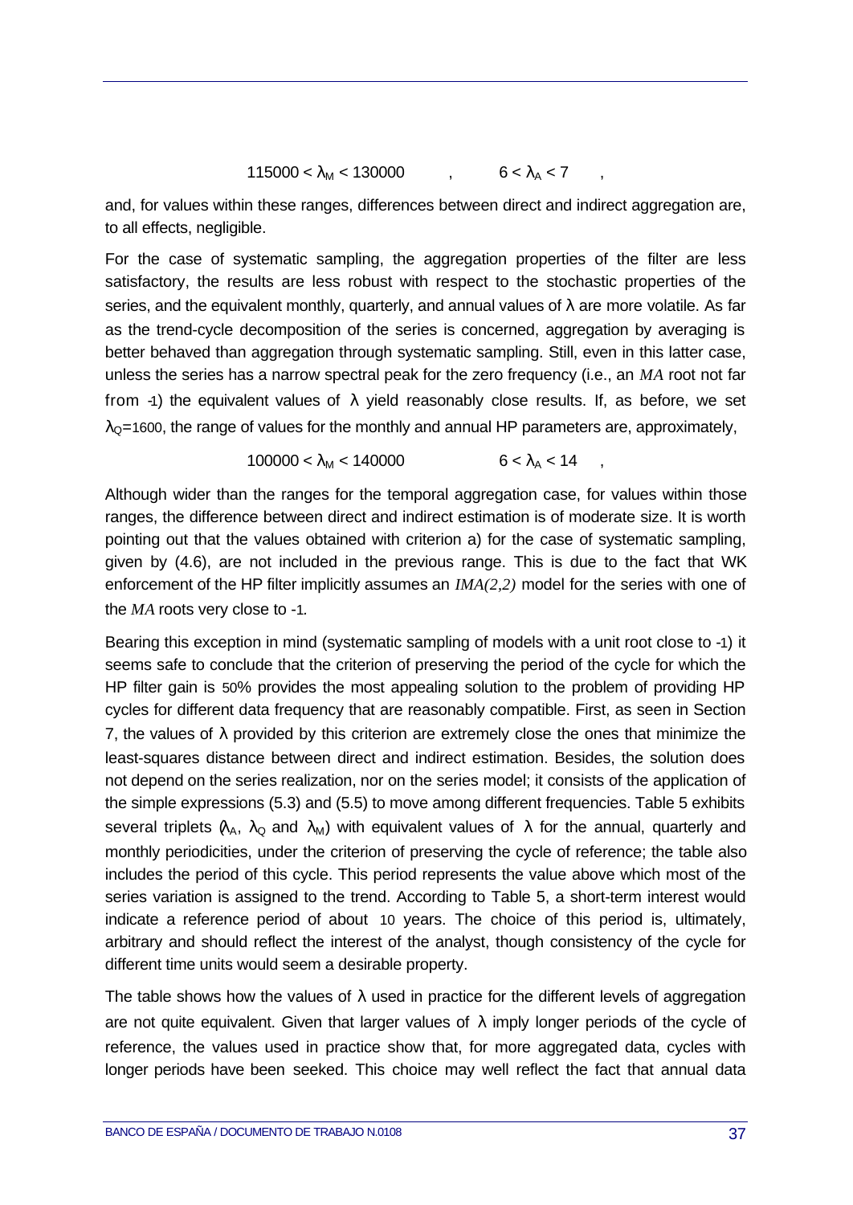$$115000 < \lambda_M < 130000 \quad , \quad 6 < \lambda_A < 7 \quad ,$$

and, for values within these ranges, differences between direct and indirect aggregation are, to all effects, negligible.

For the case of systematic sampling, the aggregation properties of the filter are less satisfactory, the results are less robust with respect to the stochastic properties of the series, and the equivalent monthly, quarterly, and annual values of $\lambda$ are more volatile. As far as the trend-cycle decomposition of the series is concerned, aggregation by averaging is better behaved than aggregation through systematic sampling. Still, even in this latter case, unless the series has a narrow spectral peak for the zero frequency (i.e., an *MA* root not far from -1) the equivalent values of $\lambda$ yield reasonably close results. If, as before, we set $\lambda_Q$=1600, the range of values for the monthly and annual HP parameters are, approximately,

$$100000 < \lambda_M < 140000 \qquad 6 < \lambda_A < 14 \quad ,$$

Although wider than the ranges for the temporal aggregation case, for values within those ranges, the difference between direct and indirect estimation is of moderate size. It is worth pointing out that the values obtained with criterion a) for the case of systematic sampling, given by (4.6), are not included in the previous range. This is due to the fact that WK enforcement of the HP filter implicitly assumes an *IMA(2,2)* model for the series with one of the *MA* roots very close to -1.

Bearing this exception in mind (systematic sampling of models with a unit root close to -1) it seems safe to conclude that the criterion of preserving the period of the cycle for which the HP filter gain is 50% provides the most appealing solution to the problem of providing HP cycles for different data frequency that are reasonably compatible. First, as seen in Section 7, the values of $\lambda$ provided by this criterion are extremely close the ones that minimize the least-squares distance between direct and indirect estimation. Besides, the solution does not depend on the series realization, nor on the series model; it consists of the application of the simple expressions (5.3) and (5.5) to move among different frequencies. Table 5 exhibits several triplets ($\lambda_A$, $\lambda_Q$ and $\lambda_M$) with equivalent values of $\lambda$ for the annual, quarterly and monthly periodicities, under the criterion of preserving the cycle of reference; the table also includes the period of this cycle. This period represents the value above which most of the series variation is assigned to the trend. According to Table 5, a short-term interest would indicate a reference period of about 10 years. The choice of this period is, ultimately, arbitrary and should reflect the interest of the analyst, though consistency of the cycle for different time units would seem a desirable property.

The table shows how the values of $\lambda$ used in practice for the different levels of aggregation are not quite equivalent. Given that larger values of $\lambda$ imply longer periods of the cycle of reference, the values used in practice show that, for more aggregated data, cycles with longer periods have been seeked. This choice may well reflect the fact that annual data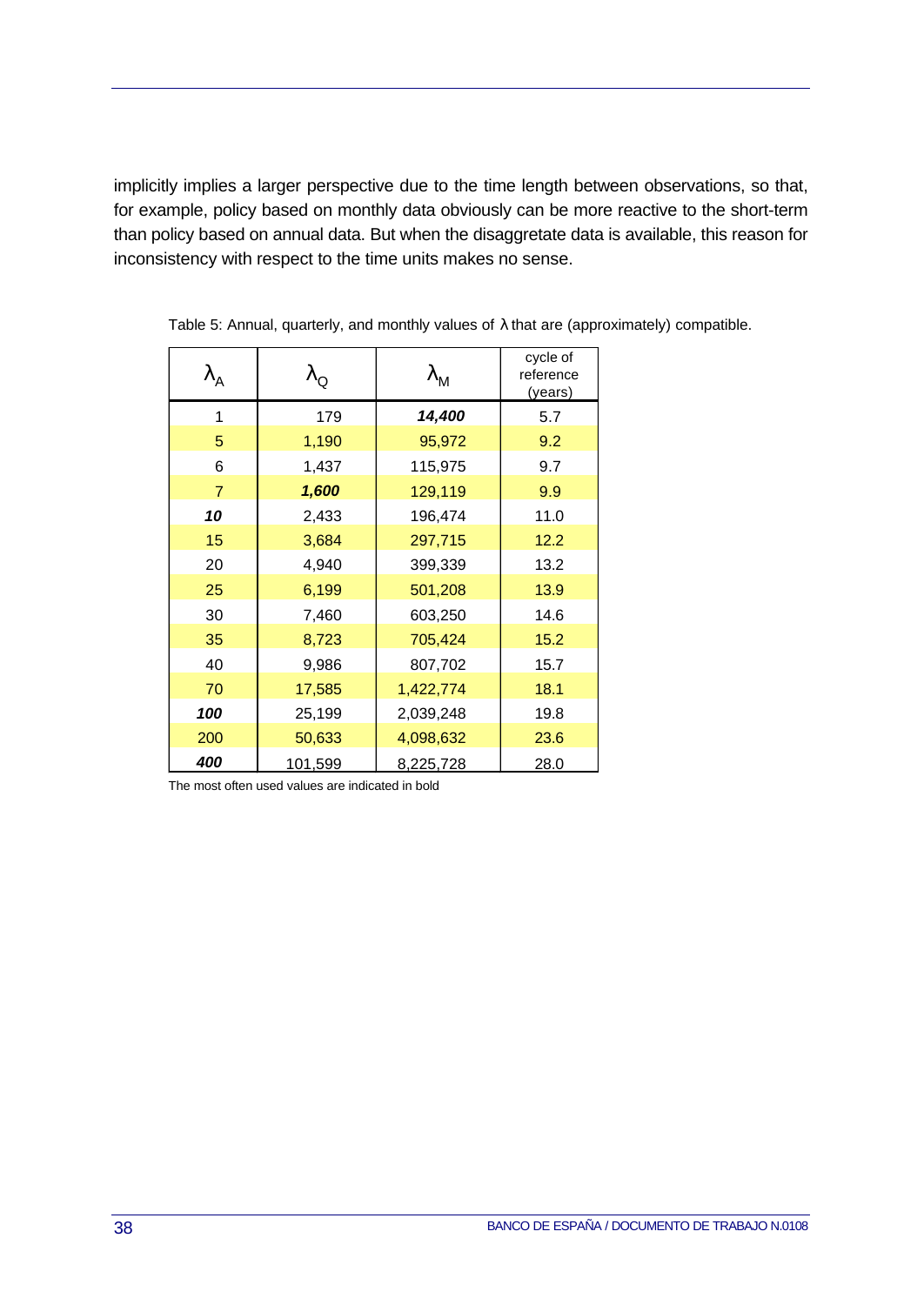implicitly implies a larger perspective due to the time length between observations, so that, for example, policy based on monthly data obviously can be more reactive to the short-term than policy based on annual data. But when the disaggretate data is available, this reason for inconsistency with respect to the time units makes no sense.

Table 5: Annual, quarterly, and monthly values of λ that are (approximately) compatible.

| $\lambda_A$ | $\lambda_Q$ | $\lambda_M$ | cycle of reference (years) |
|---|---|---|---|
| 1 | 179 | ***14,400*** | 5.7 |
| 5 | 1,190 | 95,972 | 9.2 |
| 6 | 1,437 | 115,975 | 9.7 |
| 7 | ***1,600*** | 129,119 | 9.9 |
| ***10*** | 2,433 | 196,474 | 11.0 |
| 15 | 3,684 | 297,715 | 12.2 |
| 20 | 4,940 | 399,339 | 13.2 |
| 25 | 6,199 | 501,208 | 13.9 |
| 30 | 7,460 | 603,250 | 14.6 |
| 35 | 8,723 | 705,424 | 15.2 |
| 40 | 9,986 | 807,702 | 15.7 |
| 70 | 17,585 | 1,422,774 | 18.1 |
| ***100*** | 25,199 | 2,039,248 | 19.8 |
| 200 | 50,633 | 4,098,632 | 23.6 |
| ***400*** | 101,599 | 8,225,728 | 28.0 |

The most often used values are indicated in bold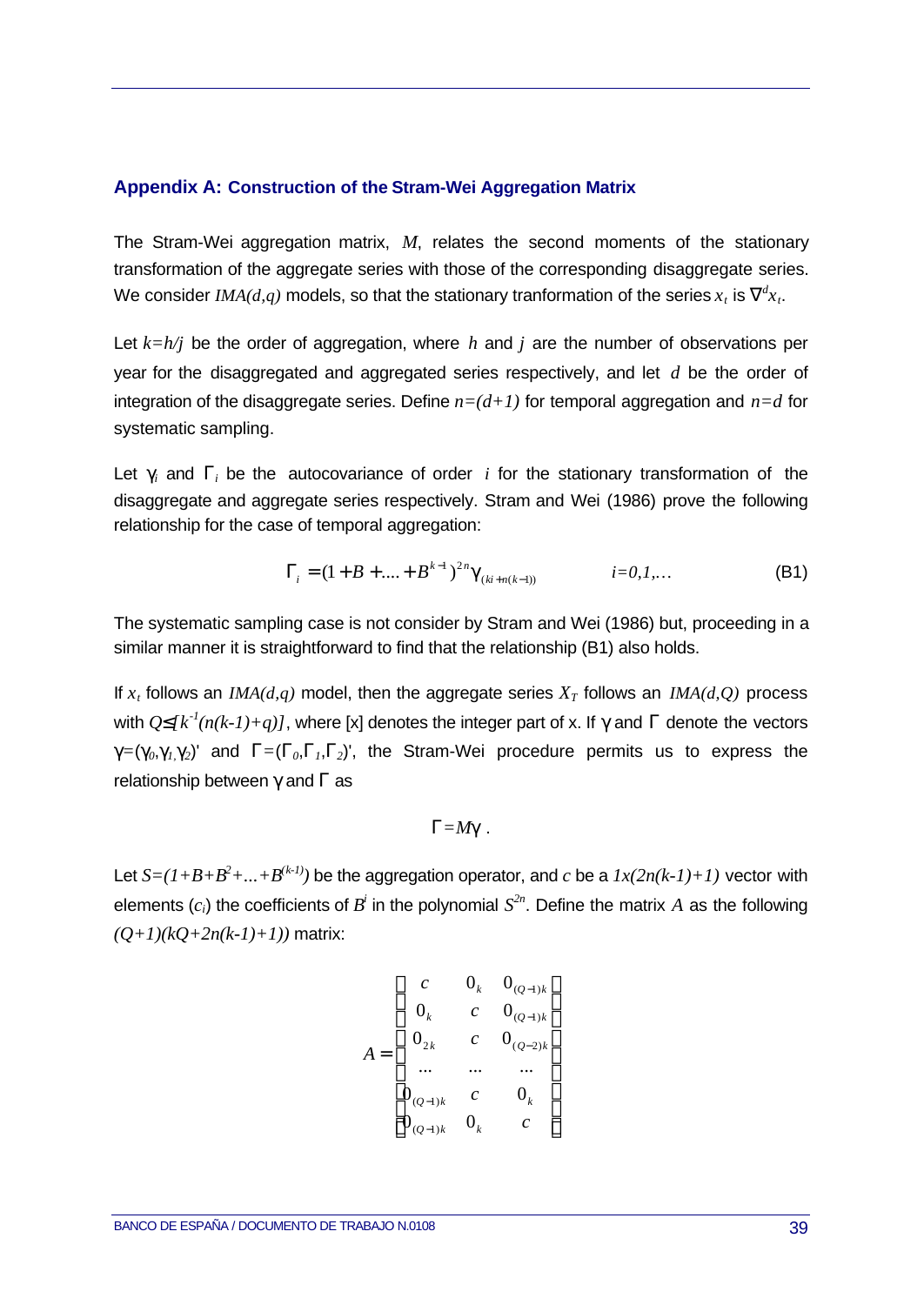## Appendix A: Construction of the Stram-Wei Aggregation Matrix

The Stram-Wei aggregation matrix, $M$, relates the second moments of the stationary transformation of the aggregate series with those of the corresponding disaggregate series. We consider $IMA(d,q)$ models, so that the stationary tranformation of the series $x_t$ is $\nabla^d x_t$.

Let $k=h/j$ be the order of aggregation, where $h$ and $j$ are the number of observations per year for the disaggregated and aggregated series respectively, and let $d$ be the order of integration of the disaggregate series. Define $n=(d+1)$ for temporal aggregation and $n=d$ for systematic sampling.

Let $\gamma_i$ and $\Gamma_i$ be the autocovariance of order $i$ for the stationary transformation of the disaggregate and aggregate series respectively. Stram and Wei (1986) prove the following relationship for the case of temporal aggregation:

$$\Gamma_i = (1 + B + .... + B^{k-1})^{2n} \gamma_{(ki+n(k-1))} \qquad i=0,1,\ldots \qquad \text{(B1)}$$

The systematic sampling case is not consider by Stram and Wei (1986) but, proceeding in a similar manner it is straightforward to find that the relationship (B1) also holds.

If $x_t$ follows an $IMA(d,q)$ model, then the aggregate series $X_T$ follows an $IMA(d,Q)$ process with $Q\leq[k^{-1}(n(k-1)+q)]$, where [x] denotes the integer part of x. If $\gamma$ and $\Gamma$ denote the vectors $\gamma=(\gamma_0,\gamma_1,\gamma_2)'$ and $\Gamma=(\Gamma_0,\Gamma_1,\Gamma_2)'$, the Stram-Wei procedure permits us to express the relationship between $\gamma$ and $\Gamma$ as

$$\Gamma = M\gamma \ .$$

Let $S=(1+B+B^2+\ldots+B^{(k-1)})$ be the aggregation operator, and $c$ be a $1x(2n(k-1)+1)$ vector with elements ($c_i$) the coefficients of $B^i$ in the polynomial $S^{2n}$. Define the matrix $A$ as the following $(Q+1)(kQ+2n(k-1)+1))$ matrix:

$$A = \begin{bmatrix} c & 0_k & 0_{(Q-1)k} \\ 0_k & c & 0_{(Q-1)k} \\ 0_{2k} & c & 0_{(Q-2)k} \\ \ldots & \ldots & \ldots \\ 0_{(Q-1)k} & c & 0_k \\ 0_{(Q-1)k} & 0_k & c \end{bmatrix}$$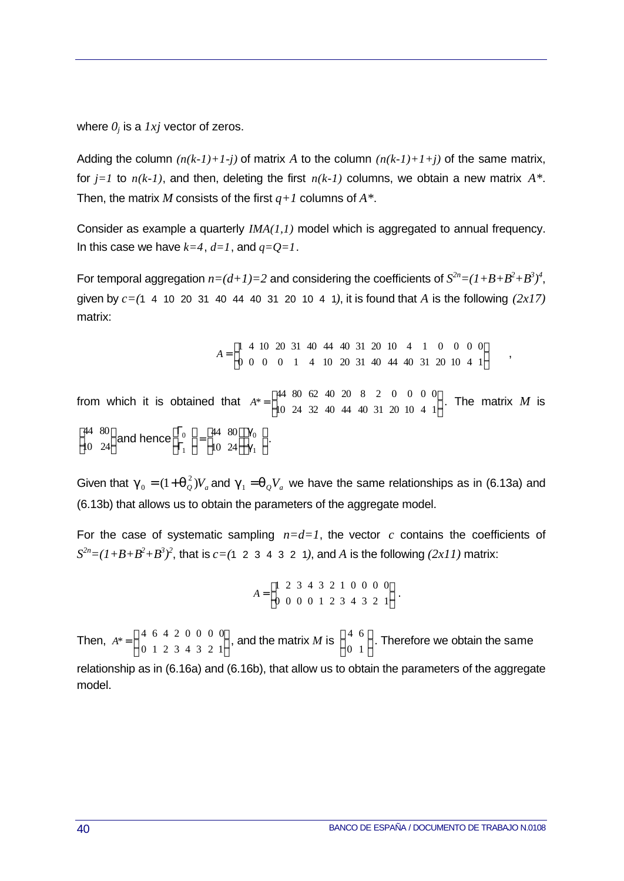where $0_j$ is a $1xj$ vector of zeros.

Adding the column $(n(k-1)+1-j)$ of matrix $A$ to the column $(n(k-1)+1+j)$ of the same matrix, for $j=1$ to $n(k-1)$, and then, deleting the first $n(k-1)$ columns, we obtain a new matrix $A^*$. Then, the matrix $M$ consists of the first $q+1$ columns of $A^*$.

Consider as example a quarterly $IMA(1,1)$ model which is aggregated to annual frequency. In this case we have $k=4$, $d=1$, and $q=Q=1$.

For temporal aggregation $n=(d+1)=2$ and considering the coefficients of $S^{2n}=(1+B+B^2+B^3)^4$, given by $c=(1\ 4\ 10\ 20\ 31\ 40\ 44\ 40\ 31\ 20\ 10\ 4\ 1)$, it is found that $A$ is the following $(2x17)$ matrix:

$$A = \begin{pmatrix} 1 & 4 & 10 & 20 & 31 & 40 & 44 & 40 & 31 & 20 & 10 & 4 & 1 & 0 & 0 & 0 & 0 \\ 0 & 0 & 0 & 0 & 1 & 4 & 10 & 20 & 31 & 40 & 44 & 40 & 31 & 20 & 10 & 4 & 1 \end{pmatrix},$$

from which it is obtained that $A^* = \begin{pmatrix} 44 & 80 & 62 & 40 & 20 & 8 & 2 & 0 & 0 & 0 & 0 \\ 10 & 24 & 32 & 40 & 44 & 40 & 31 & 20 & 10 & 4 & 1 \end{pmatrix}$. The matrix $M$ is $\begin{pmatrix} 44 & 80 \\ 10 & 24 \end{pmatrix}$ and hence $\begin{pmatrix} \Gamma_0 \\ \Gamma_1 \end{pmatrix} = \begin{pmatrix} 44 & 80 \\ 10 & 24 \end{pmatrix} \begin{pmatrix} \gamma_0 \\ \gamma_1 \end{pmatrix}$.

Given that $\gamma_0 = (1+\theta_Q^2)V_a$ and $\gamma_1 = \theta_Q V_a$ we have the same relationships as in (6.13a) and (6.13b) that allows us to obtain the parameters of the aggregate model.

For the case of systematic sampling $n=d=1$, the vector $c$ contains the coefficients of $S^{2n}=(1+B+B^2+B^3)^2$, that is $c=(1\ 2\ 3\ 4\ 3\ 2\ 1)$, and $A$ is the following $(2x11)$ matrix:

$$A = \begin{pmatrix} 1 & 2 & 3 & 4 & 3 & 2 & 1 & 0 & 0 & 0 & 0 \\ 0 & 0 & 0 & 0 & 1 & 2 & 3 & 4 & 3 & 2 & 1 \end{pmatrix}.$$

Then, $A^* = \begin{pmatrix} 4 & 6 & 4 & 2 & 0 & 0 & 0 & 0 \\ 0 & 1 & 2 & 3 & 4 & 3 & 2 & 1 \end{pmatrix}$, and the matrix $M$ is $\begin{pmatrix} 4 & 6 \\ 0 & 1 \end{pmatrix}$. Therefore we obtain the same relationship as in (6.16a) and (6.16b), that allow us to obtain the parameters of the aggregate model.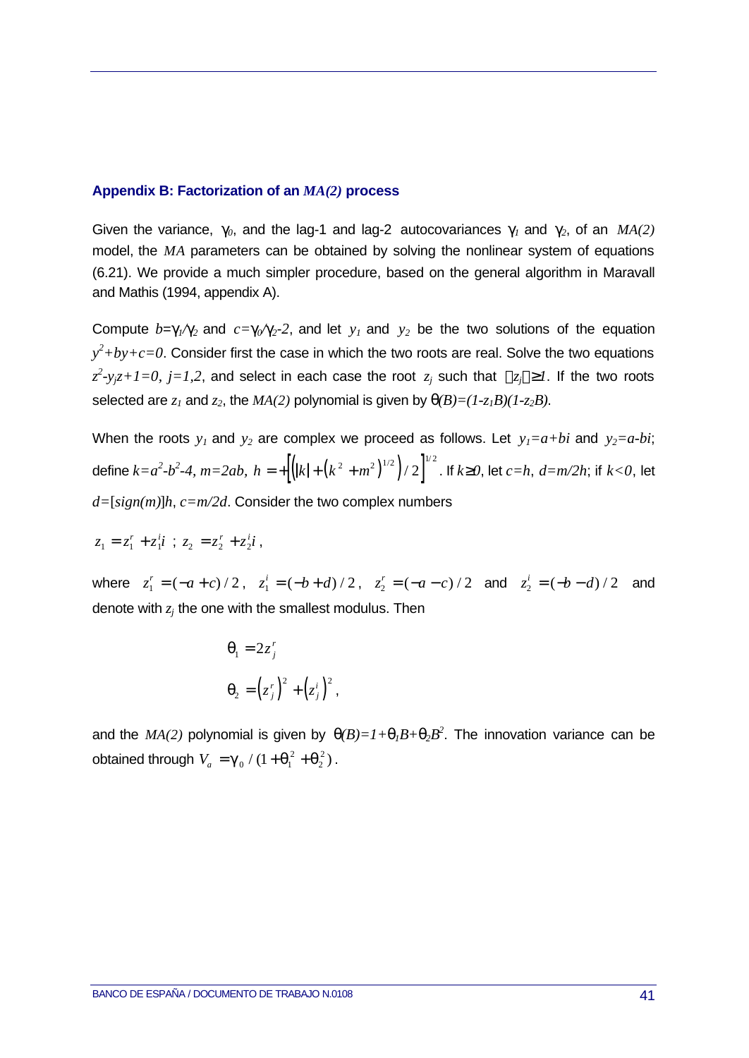## Appendix B: Factorization of an *MA(2)* process

Given the variance, $\gamma_0$, and the lag-1 and lag-2 autocovariances $\gamma_1$ and $\gamma_2$, of an $MA(2)$ model, the $MA$ parameters can be obtained by solving the nonlinear system of equations (6.21). We provide a much simpler procedure, based on the general algorithm in Maravall and Mathis (1994, appendix A).

Compute $b=\gamma_1/\gamma_2$ and $c=\gamma_0/\gamma_2-2$, and let $y_1$ and $y_2$ be the two solutions of the equation $y^2+by+c=0$. Consider first the case in which the two roots are real. Solve the two equations $z^2-y_jz+1=0$, $j=1,2$, and select in each case the root $z_j$ such that $|z_j|\geq 1$. If the two roots selected are $z_1$ and $z_2$, the $MA(2)$ polynomial is given by $\theta(B)=(1-z_1B)(1-z_2B)$.

When the roots $y_1$ and $y_2$ are complex we proceed as follows. Let $y_1=a+bi$ and $y_2=a-bi$; define $k=a^2-b^2-4$, $m=2ab$, $h=+\left[\left(|k|+\left(k^2+m^2\right)^{1/2}\right)/2\right]^{1/2}$. If $k\geq 0$, let $c=h$, $d=m/2h$; if $k<0$, let $d=[sign(m)]h$, $c=m/2d$. Consider the two complex numbers

$$z_1=z_1^r+z_1^i i \;;\; z_2=z_2^r+z_2^i i\,,$$

where $z_1^r=(-a+c)/2$, $z_1^i=(-b+d)/2$, $z_2^r=(-a-c)/2$ and $z_2^i=(-b-d)/2$ and denote with $z_j$ the one with the smallest modulus. Then

$$\theta_1=2z_j^r$$

$$\theta_2=\left(z_j^r\right)^2+\left(z_j^i\right)^2,$$

and the $MA(2)$ polynomial is given by $\theta(B)=1+\theta_1B+\theta_2B^2$. The innovation variance can be obtained through $V_a=\gamma_0/(1+\theta_1^2+\theta_2^2)$.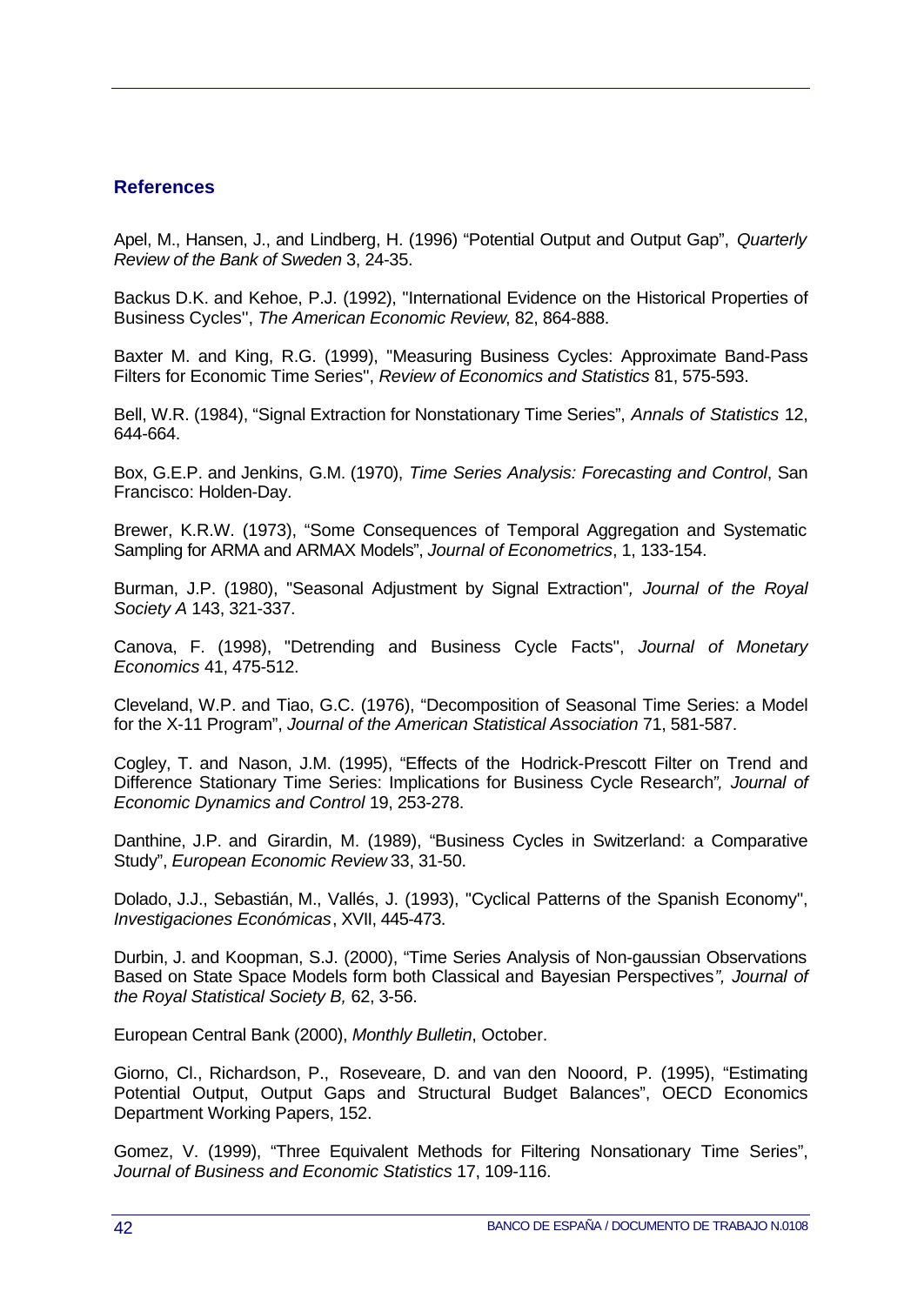## References

Apel, M., Hansen, J., and Lindberg, H. (1996) "Potential Output and Output Gap", *Quarterly Review of the Bank of Sweden* 3, 24-35.

Backus D.K. and Kehoe, P.J. (1992), "International Evidence on the Historical Properties of Business Cycles", *The American Economic Review*, 82, 864-888.

Baxter M. and King, R.G. (1999), "Measuring Business Cycles: Approximate Band-Pass Filters for Economic Time Series", *Review of Economics and Statistics* 81, 575-593.

Bell, W.R. (1984), "Signal Extraction for Nonstationary Time Series", *Annals of Statistics* 12, 644-664.

Box, G.E.P. and Jenkins, G.M. (1970), *Time Series Analysis: Forecasting and Control*, San Francisco: Holden-Day.

Brewer, K.R.W. (1973), "Some Consequences of Temporal Aggregation and Systematic Sampling for ARMA and ARMAX Models", *Journal of Econometrics*, 1, 133-154.

Burman, J.P. (1980), "Seasonal Adjustment by Signal Extraction"*, Journal of the Royal Society A* 143, 321-337.

Canova, F. (1998), "Detrending and Business Cycle Facts", *Journal of Monetary Economics* 41, 475-512.

Cleveland, W.P. and Tiao, G.C. (1976), "Decomposition of Seasonal Time Series: a Model for the X-11 Program", *Journal of the American Statistical Association* 71, 581-587.

Cogley, T. and Nason, J.M. (1995), "Effects of the Hodrick-Prescott Filter on Trend and Difference Stationary Time Series: Implications for Business Cycle Research"*, Journal of Economic Dynamics and Control* 19, 253-278.

Danthine, J.P. and Girardin, M. (1989), "Business Cycles in Switzerland: a Comparative Study", *European Economic Review* 33, 31-50.

Dolado, J.J., Sebastián, M., Vallés, J. (1993), "Cyclical Patterns of the Spanish Economy", *Investigaciones Económicas*, XVII, 445-473.

Durbin, J. and Koopman, S.J. (2000), "Time Series Analysis of Non-gaussian Observations Based on State Space Models form both Classical and Bayesian Perspectives*", Journal of the Royal Statistical Society B,* 62, 3-56.

European Central Bank (2000), *Monthly Bulletin*, October.

Giorno, Cl., Richardson, P., Roseveare, D. and van den Nooord, P. (1995), "Estimating Potential Output, Output Gaps and Structural Budget Balances", OECD Economics Department Working Papers, 152.

Gomez, V. (1999), "Three Equivalent Methods for Filtering Nonsationary Time Series", *Journal of Business and Economic Statistics* 17, 109-116.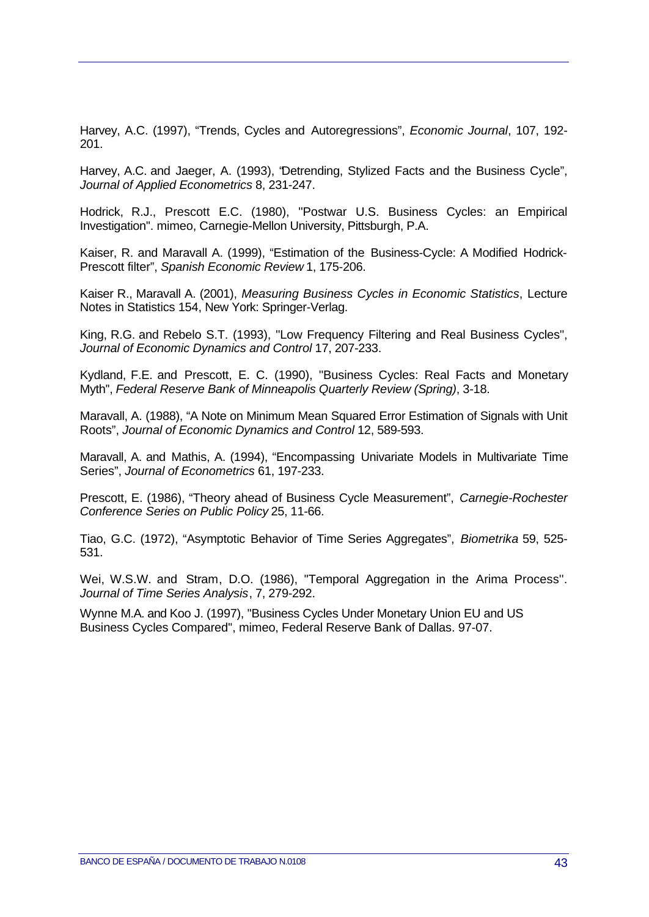Harvey, A.C. (1997), "Trends, Cycles and Autoregressions", *Economic Journal*, 107, 192-201.

Harvey, A.C. and Jaeger, A. (1993), "Detrending, Stylized Facts and the Business Cycle", *Journal of Applied Econometrics* 8, 231-247.

Hodrick, R.J., Prescott E.C. (1980), "Postwar U.S. Business Cycles: an Empirical Investigation". mimeo, Carnegie-Mellon University, Pittsburgh, P.A.

Kaiser, R. and Maravall A. (1999), "Estimation of the Business-Cycle: A Modified Hodrick-Prescott filter", *Spanish Economic Review* 1, 175-206.

Kaiser R., Maravall A. (2001), *Measuring Business Cycles in Economic Statistics*, Lecture Notes in Statistics 154, New York: Springer-Verlag.

King, R.G. and Rebelo S.T. (1993), "Low Frequency Filtering and Real Business Cycles", *Journal of Economic Dynamics and Control* 17, 207-233.

Kydland, F.E. and Prescott, E. C. (1990), "Business Cycles: Real Facts and Monetary Myth", *Federal Reserve Bank of Minneapolis Quarterly Review (Spring)*, 3-18.

Maravall, A. (1988), "A Note on Minimum Mean Squared Error Estimation of Signals with Unit Roots", *Journal of Economic Dynamics and Control* 12, 589-593.

Maravall, A. and Mathis, A. (1994), "Encompassing Univariate Models in Multivariate Time Series", *Journal of Econometrics* 61, 197-233.

Prescott, E. (1986), "Theory ahead of Business Cycle Measurement", *Carnegie-Rochester Conference Series on Public Policy* 25, 11-66.

Tiao, G.C. (1972), "Asymptotic Behavior of Time Series Aggregates", *Biometrika* 59, 525-531.

Wei, W.S.W. and Stram, D.O. (1986), "Temporal Aggregation in the Arima Process". *Journal of Time Series Analysis*, 7, 279-292.

Wynne M.A. and Koo J. (1997), "Business Cycles Under Monetary Union EU and US Business Cycles Compared", mimeo, Federal Reserve Bank of Dallas. 97-07.